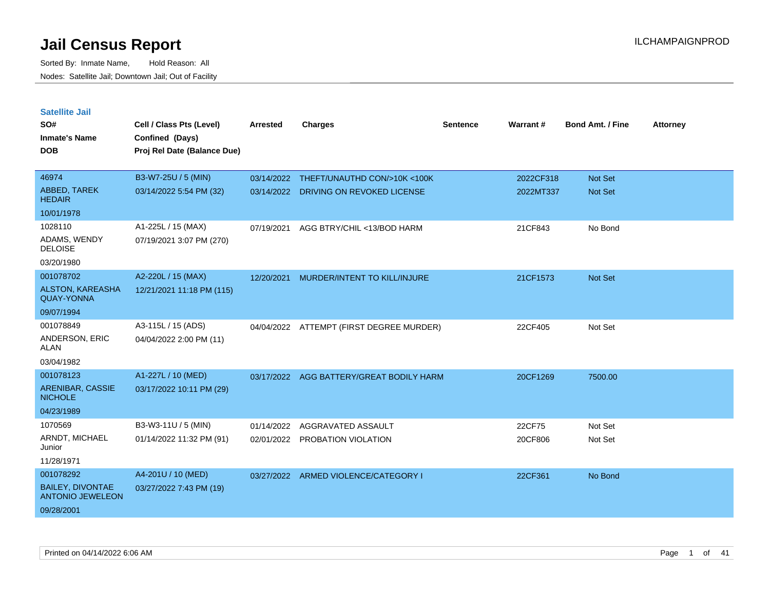# Jail Census Report

ILCHAMPAIGNPROD

Sorted By: Inmate Name, Hold Reason: All

Nodes: Satellite Jail; Downtown Jail; Out of Facility

## Satellite Jail

| SO# / Inmate's Name / DOB | Cell / Class Pts (Level) / Confined (Days) / Proj Rel Date (Balance Due) | Arrested | Charges | Sentence | Warrant # | Bond Amt. / Fine | Attorney |
|---|---|---|---|---|---|---|---|
| 46974<br>ABBED, TAREK HEDAIR<br>10/01/1978 | B3-W7-25U / 5 (MIN)<br>03/14/2022 5:54 PM (32) | 03/14/2022<br>03/14/2022 | THEFT/UNAUTHD CON/>10K <100K<br>DRIVING ON REVOKED LICENSE | | 2022CF318<br>2022MT337 | Not Set<br>Not Set | |
| 1028110<br>ADAMS, WENDY DELOISE<br>03/20/1980 | A1-225L / 15 (MAX)<br>07/19/2021 3:07 PM (270) | 07/19/2021 | AGG BTRY/CHIL <13/BOD HARM | | 21CF843 | No Bond | |
| 001078702<br>ALSTON, KAREASHA QUAY-YONNA<br>09/07/1994 | A2-220L / 15 (MAX)<br>12/21/2021 11:18 PM (115) | 12/20/2021 | MURDER/INTENT TO KILL/INJURE | | 21CF1573 | Not Set | |
| 001078849<br>ANDERSON, ERIC ALAN<br>03/04/1982 | A3-115L / 15 (ADS)<br>04/04/2022 2:00 PM (11) | 04/04/2022 | ATTEMPT (FIRST DEGREE MURDER) | | 22CF405 | Not Set | |
| 001078123<br>ARENIBAR, CASSIE NICHOLE<br>04/23/1989 | A1-227L / 10 (MED)<br>03/17/2022 10:11 PM (29) | 03/17/2022 | AGG BATTERY/GREAT BODILY HARM | | 20CF1269 | 7500.00 | |
| 1070569<br>ARNDT, MICHAEL Junior<br>11/28/1971 | B3-W3-11U / 5 (MIN)<br>01/14/2022 11:32 PM (91) | 01/14/2022<br>02/01/2022 | AGGRAVATED ASSAULT<br>PROBATION VIOLATION | | 22CF75<br>20CF806 | Not Set<br>Not Set | |
| 001078292<br>BAILEY, DIVONTAE ANTONIO JEWELEON<br>09/28/2001 | A4-201U / 10 (MED)<br>03/27/2022 7:43 PM (19) | 03/27/2022 | ARMED VIOLENCE/CATEGORY I | | 22CF361 | No Bond | |

Printed on 04/14/2022 6:06 AM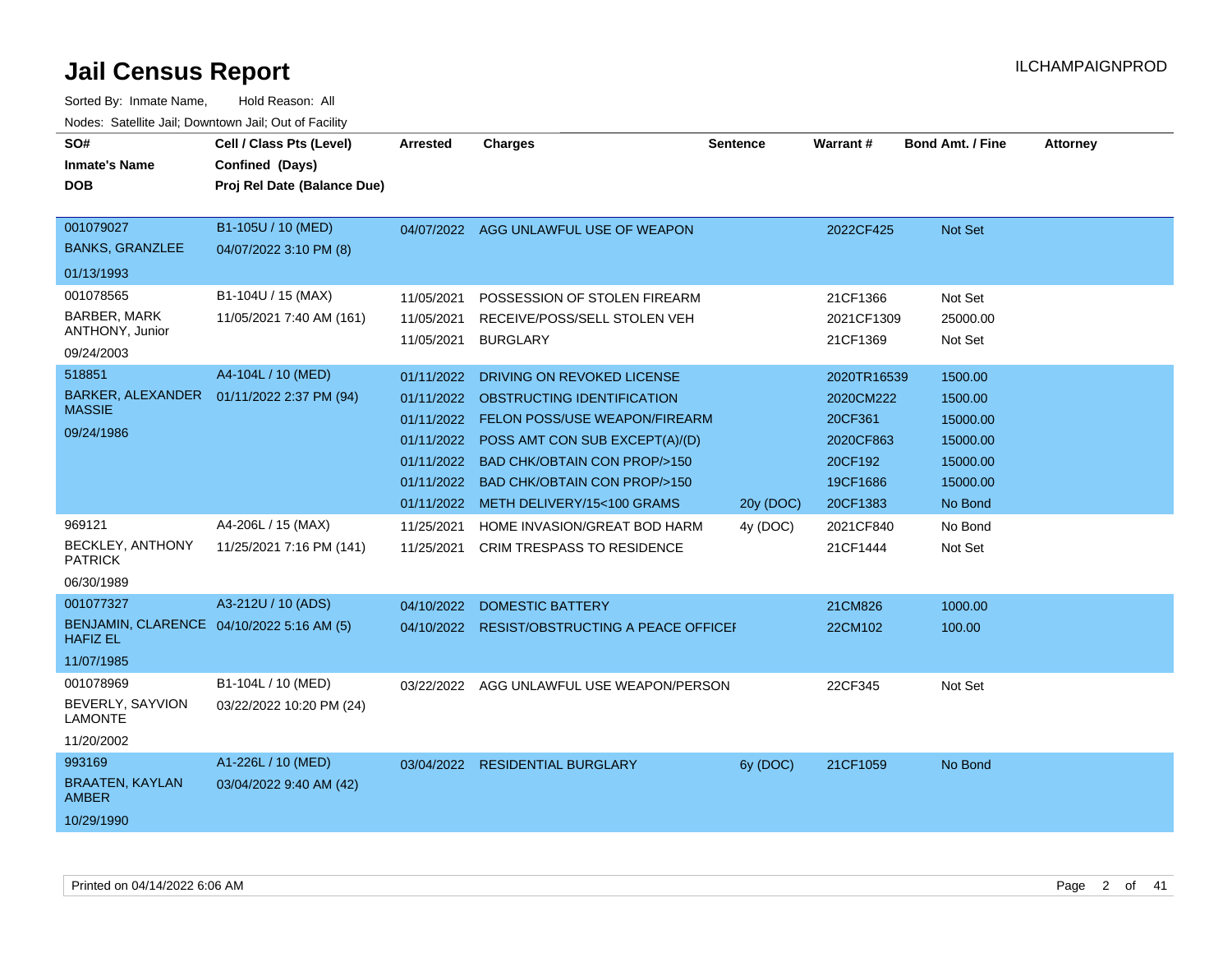# Jail Census Report

ILCHAMPAIGNPROD

Sorted By: Inmate Name, Hold Reason: All

Nodes: Satellite Jail; Downtown Jail; Out of Facility

| SO# / Inmate's Name / DOB | Cell / Class Pts (Level) / Confined (Days) / Proj Rel Date (Balance Due) | Arrested | Charges | Sentence | Warrant # | Bond Amt. / Fine | Attorney |
|---|---|---|---|---|---|---|---|
| 001079027 BANKS, GRANZLEE 01/13/1993 | B1-105U / 10 (MED) 04/07/2022 3:10 PM (8) | 04/07/2022 | AGG UNLAWFUL USE OF WEAPON | | 2022CF425 | Not Set | |
| 001078565 BARBER, MARK ANTHONY, Junior 09/24/2003 | B1-104U / 15 (MAX) 11/05/2021 7:40 AM (161) | 11/05/2021 | POSSESSION OF STOLEN FIREARM | | 21CF1366 | Not Set | |
| | | 11/05/2021 | RECEIVE/POSS/SELL STOLEN VEH | | 2021CF1309 | 25000.00 | |
| | | 11/05/2021 | BURGLARY | | 21CF1369 | Not Set | |
| 518851 BARKER, ALEXANDER MASSIE 09/24/1986 | A4-104L / 10 (MED) 01/11/2022 2:37 PM (94) | 01/11/2022 | DRIVING ON REVOKED LICENSE | | 2020TR16539 | 1500.00 | |
| | | 01/11/2022 | OBSTRUCTING IDENTIFICATION | | 2020CM222 | 1500.00 | |
| | | 01/11/2022 | FELON POSS/USE WEAPON/FIREARM | | 20CF361 | 15000.00 | |
| | | 01/11/2022 | POSS AMT CON SUB EXCEPT(A)/(D) | | 2020CF863 | 15000.00 | |
| | | 01/11/2022 | BAD CHK/OBTAIN CON PROP/>150 | | 20CF192 | 15000.00 | |
| | | 01/11/2022 | BAD CHK/OBTAIN CON PROP/>150 | | 19CF1686 | 15000.00 | |
| | | 01/11/2022 | METH DELIVERY/15<100 GRAMS | 20y (DOC) | 20CF1383 | No Bond | |
| 969121 BECKLEY, ANTHONY PATRICK 06/30/1989 | A4-206L / 15 (MAX) 11/25/2021 7:16 PM (141) | 11/25/2021 | HOME INVASION/GREAT BOD HARM | 4y (DOC) | 2021CF840 | No Bond | |
| | | 11/25/2021 | CRIM TRESPASS TO RESIDENCE | | 21CF1444 | Not Set | |
| 001077327 BENJAMIN, CLARENCE HAFIZ EL 11/07/1985 | A3-212U / 10 (ADS) 04/10/2022 5:16 AM (5) | 04/10/2022 | DOMESTIC BATTERY | | 21CM826 | 1000.00 | |
| | | 04/10/2022 | RESIST/OBSTRUCTING A PEACE OFFICEI | | 22CM102 | 100.00 | |
| 001078969 BEVERLY, SAYVION LAMONTE 11/20/2002 | B1-104L / 10 (MED) 03/22/2022 10:20 PM (24) | 03/22/2022 | AGG UNLAWFUL USE WEAPON/PERSON | | 22CF345 | Not Set | |
| 993169 BRAATEN, KAYLAN AMBER 10/29/1990 | A1-226L / 10 (MED) 03/04/2022 9:40 AM (42) | 03/04/2022 | RESIDENTIAL BURGLARY | 6y (DOC) | 21CF1059 | No Bond | |

Printed on 04/14/2022 6:06 AM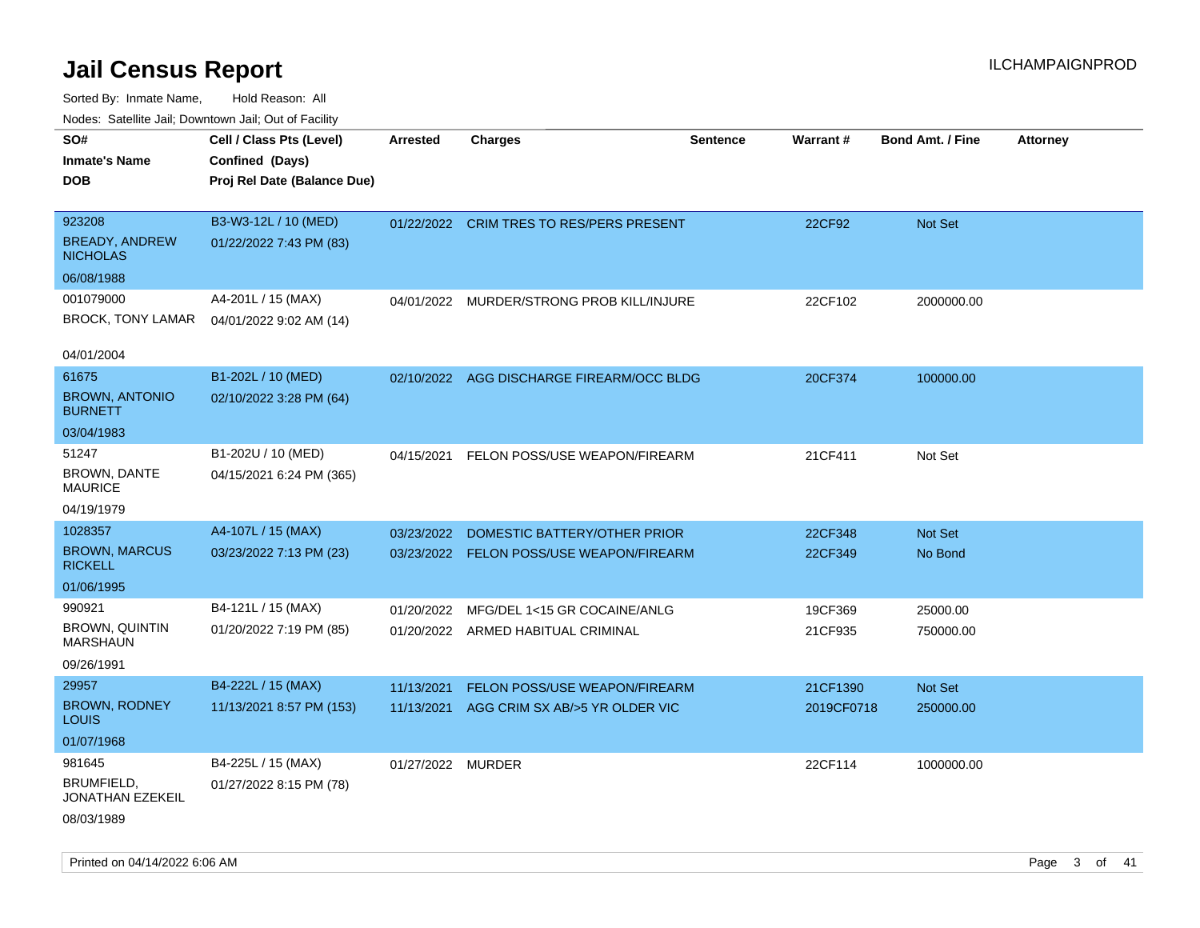# Jail Census Report

Sorted By: Inmate Name, Hold Reason: All

Nodes: Satellite Jail; Downtown Jail; Out of Facility

| SO# / Inmate's Name / DOB | Cell / Class Pts (Level) / Confined (Days) / Proj Rel Date (Balance Due) | Arrested | Charges | Sentence | Warrant # | Bond Amt. / Fine | Attorney |
|---|---|---|---|---|---|---|---|
| 923208<br>BREADY, ANDREW NICHOLAS<br>06/08/1988 | B3-W3-12L / 10 (MED)<br>01/22/2022 7:43 PM (83) | 01/22/2022 | CRIM TRES TO RES/PERS PRESENT | | 22CF92 | Not Set | |
| 001079000<br>BROCK, TONY LAMAR<br>04/01/2004 | A4-201L / 15 (MAX)<br>04/01/2022 9:02 AM (14) | 04/01/2022 | MURDER/STRONG PROB KILL/INJURE | | 22CF102 | 2000000.00 | |
| 61675<br>BROWN, ANTONIO BURNETT<br>03/04/1983 | B1-202L / 10 (MED)<br>02/10/2022 3:28 PM (64) | 02/10/2022 | AGG DISCHARGE FIREARM/OCC BLDG | | 20CF374 | 100000.00 | |
| 51247<br>BROWN, DANTE MAURICE<br>04/19/1979 | B1-202U / 10 (MED)<br>04/15/2021 6:24 PM (365) | 04/15/2021 | FELON POSS/USE WEAPON/FIREARM | | 21CF411 | Not Set | |
| 1028357<br>BROWN, MARCUS RICKELL<br>01/06/1995 | A4-107L / 15 (MAX)<br>03/23/2022 7:13 PM (23) | 03/23/2022 | DOMESTIC BATTERY/OTHER PRIOR | | 22CF348 | Not Set | |
| | | 03/23/2022 | FELON POSS/USE WEAPON/FIREARM | | 22CF349 | No Bond | |
| 990921<br>BROWN, QUINTIN MARSHAUN<br>09/26/1991 | B4-121L / 15 (MAX)<br>01/20/2022 7:19 PM (85) | 01/20/2022 | MFG/DEL 1<15 GR COCAINE/ANLG | | 19CF369 | 25000.00 | |
| | | 01/20/2022 | ARMED HABITUAL CRIMINAL | | 21CF935 | 750000.00 | |
| 29957<br>BROWN, RODNEY LOUIS<br>01/07/1968 | B4-222L / 15 (MAX)<br>11/13/2021 8:57 PM (153) | 11/13/2021 | FELON POSS/USE WEAPON/FIREARM | | 21CF1390 | Not Set | |
| | | 11/13/2021 | AGG CRIM SX AB/>5 YR OLDER VIC | | 2019CF0718 | 250000.00 | |
| 981645<br>BRUMFIELD, JONATHAN EZEKEIL<br>08/03/1989 | B4-225L / 15 (MAX)<br>01/27/2022 8:15 PM (78) | 01/27/2022 | MURDER | | 22CF114 | 1000000.00 | |

Printed on 04/14/2022 6:06 AM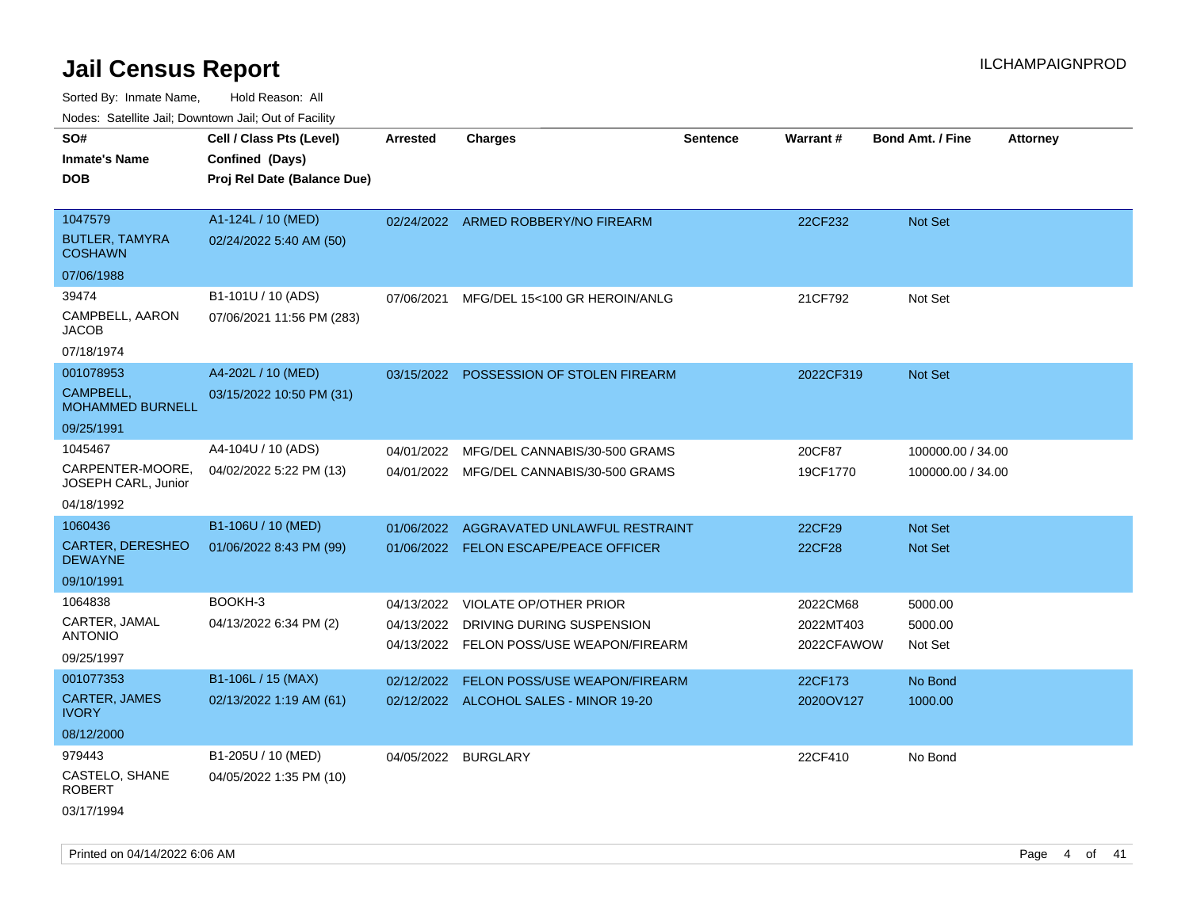# Jail Census Report

ILCHAMPAIGNPROD

Sorted By: Inmate Name, Hold Reason: All

Nodes: Satellite Jail; Downtown Jail; Out of Facility

| SO# / Inmate's Name / DOB | Cell / Class Pts (Level) / Confined (Days) / Proj Rel Date (Balance Due) | Arrested | Charges | Sentence | Warrant # | Bond Amt. / Fine | Attorney |
|---|---|---|---|---|---|---|---|
| 1047579<br>BUTLER, TAMYRA COSHAWN<br>07/06/1988 | A1-124L / 10 (MED)<br>02/24/2022 5:40 AM (50) | 02/24/2022 | ARMED ROBBERY/NO FIREARM | | 22CF232 | Not Set | |
| 39474<br>CAMPBELL, AARON JACOB<br>07/18/1974 | B1-101U / 10 (ADS)<br>07/06/2021 11:56 PM (283) | 07/06/2021 | MFG/DEL 15<100 GR HEROIN/ANLG | | 21CF792 | Not Set | |
| 001078953<br>CAMPBELL, MOHAMMED BURNELL<br>09/25/1991 | A4-202L / 10 (MED)<br>03/15/2022 10:50 PM (31) | 03/15/2022 | POSSESSION OF STOLEN FIREARM | | 2022CF319 | Not Set | |
| 1045467<br>CARPENTER-MOORE, JOSEPH CARL, Junior<br>04/18/1992 | A4-104U / 10 (ADS)<br>04/02/2022 5:22 PM (13) | 04/01/2022<br>04/01/2022 | MFG/DEL CANNABIS/30-500 GRAMS<br>MFG/DEL CANNABIS/30-500 GRAMS | | 20CF87<br>19CF1770 | 100000.00 / 34.00<br>100000.00 / 34.00 | |
| 1060436<br>CARTER, DERESHEO DEWAYNE<br>09/10/1991 | B1-106U / 10 (MED)<br>01/06/2022 8:43 PM (99) | 01/06/2022<br>01/06/2022 | AGGRAVATED UNLAWFUL RESTRAINT<br>FELON ESCAPE/PEACE OFFICER | | 22CF29<br>22CF28 | Not Set<br>Not Set | |
| 1064838<br>CARTER, JAMAL ANTONIO<br>09/25/1997 | BOOKH-3<br>04/13/2022 6:34 PM (2) | 04/13/2022<br>04/13/2022<br>04/13/2022 | VIOLATE OP/OTHER PRIOR<br>DRIVING DURING SUSPENSION<br>FELON POSS/USE WEAPON/FIREARM | | 2022CM68<br>2022MT403<br>2022CFAWOW | 5000.00<br>5000.00<br>Not Set | |
| 001077353<br>CARTER, JAMES IVORY<br>08/12/2000 | B1-106L / 15 (MAX)<br>02/13/2022 1:19 AM (61) | 02/12/2022<br>02/12/2022 | FELON POSS/USE WEAPON/FIREARM<br>ALCOHOL SALES - MINOR 19-20 | | 22CF173<br>2020OV127 | No Bond<br>1000.00 | |
| 979443<br>CASTELO, SHANE ROBERT<br>03/17/1994 | B1-205U / 10 (MED)<br>04/05/2022 1:35 PM (10) | 04/05/2022 | BURGLARY | | 22CF410 | No Bond | |

Printed on 04/14/2022 6:06 AM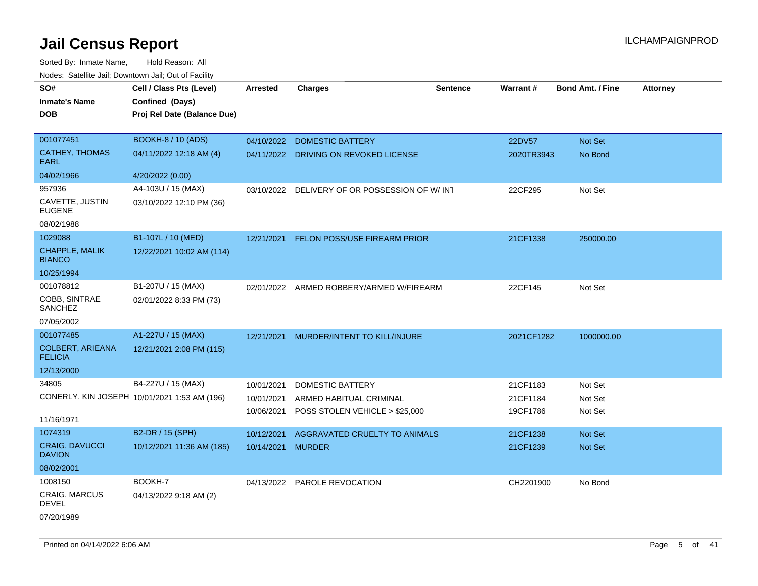# Jail Census Report

ILCHAMPAIGNPROD

Sorted By: Inmate Name, Hold Reason: All

Nodes: Satellite Jail; Downtown Jail; Out of Facility

| SO# / Inmate's Name / DOB | Cell / Class Pts (Level) / Confined (Days) / Proj Rel Date (Balance Due) | Arrested | Charges | Sentence | Warrant # | Bond Amt. / Fine | Attorney |
|---|---|---|---|---|---|---|---|
| 001077451 CATHEY, THOMAS EARL 04/02/1966 | BOOKH-8 / 10 (ADS) 04/11/2022 12:18 AM (4) 4/20/2022 (0.00) | 04/10/2022 | DOMESTIC BATTERY | | 22DV57 | Not Set | |
| | | 04/11/2022 | DRIVING ON REVOKED LICENSE | | 2020TR3943 | No Bond | |
| 957936 CAVETTE, JUSTIN EUGENE 08/02/1988 | A4-103U / 15 (MAX) 03/10/2022 12:10 PM (36) | 03/10/2022 | DELIVERY OF OR POSSESSION OF W/ INT | | 22CF295 | Not Set | |
| 1029088 CHAPPLE, MALIK BIANCO 10/25/1994 | B1-107L / 10 (MED) 12/22/2021 10:02 AM (114) | 12/21/2021 | FELON POSS/USE FIREARM PRIOR | | 21CF1338 | 250000.00 | |
| 001078812 COBB, SINTRAE SANCHEZ 07/05/2002 | B1-207U / 15 (MAX) 02/01/2022 8:33 PM (73) | 02/01/2022 | ARMED ROBBERY/ARMED W/FIREARM | | 22CF145 | Not Set | |
| 001077485 COLBERT, ARIEANA FELICIA 12/13/2000 | A1-227U / 15 (MAX) 12/21/2021 2:08 PM (115) | 12/21/2021 | MURDER/INTENT TO KILL/INJURE | | 2021CF1282 | 1000000.00 | |
| 34805 CONERLY, KIN JOSEPH 11/16/1971 | B4-227U / 15 (MAX) 10/01/2021 1:53 AM (196) | 10/01/2021 | DOMESTIC BATTERY | | 21CF1183 | Not Set | |
| | | 10/01/2021 | ARMED HABITUAL CRIMINAL | | 21CF1184 | Not Set | |
| | | 10/06/2021 | POSS STOLEN VEHICLE > $25,000 | | 19CF1786 | Not Set | |
| 1074319 CRAIG, DAVUCCI DAVION 08/02/2001 | B2-DR / 15 (SPH) 10/12/2021 11:36 AM (185) | 10/12/2021 | AGGRAVATED CRUELTY TO ANIMALS | | 21CF1238 | Not Set | |
| | | 10/14/2021 | MURDER | | 21CF1239 | Not Set | |
| 1008150 CRAIG, MARCUS DEVEL 07/20/1989 | BOOKH-7 04/13/2022 9:18 AM (2) | 04/13/2022 | PAROLE REVOCATION | | CH2201900 | No Bond | |

Printed on 04/14/2022 6:06 AM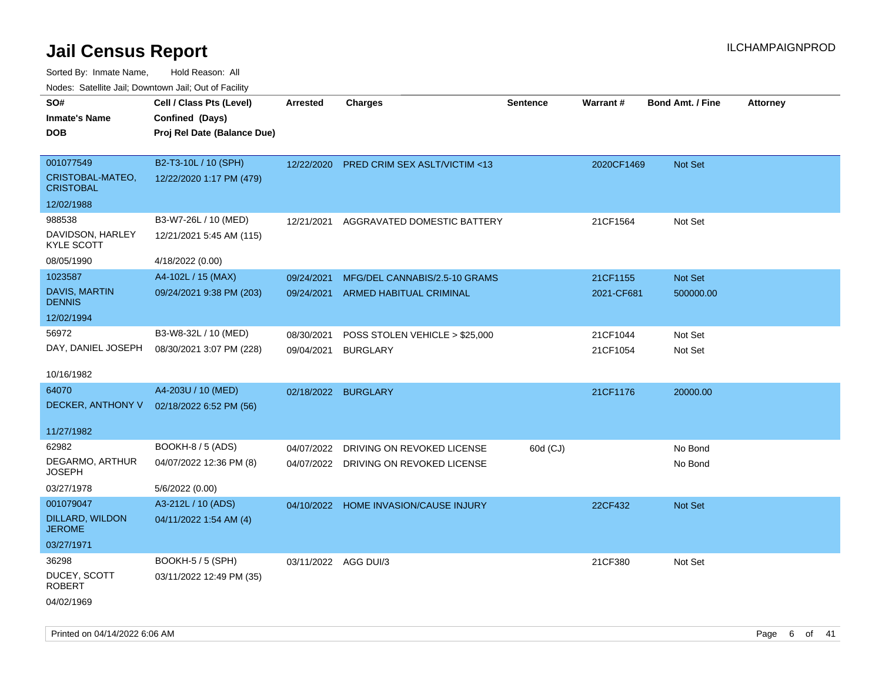# Jail Census Report

ILCHAMPAIGNPROD

Sorted By: Inmate Name, Hold Reason: All

Nodes: Satellite Jail; Downtown Jail; Out of Facility

| SO# / Inmate's Name / DOB | Cell / Class Pts (Level) / Confined (Days) / Proj Rel Date (Balance Due) | Arrested | Charges | Sentence | Warrant # | Bond Amt. / Fine | Attorney |
|---|---|---|---|---|---|---|---|
| 001077549<br>CRISTOBAL-MATEO, CRISTOBAL<br>12/02/1988 | B2-T3-10L / 10 (SPH)<br>12/22/2020 1:17 PM (479) | 12/22/2020 | PRED CRIM SEX ASLT/VICTIM <13 | | 2020CF1469 | Not Set | |
| 988538<br>DAVIDSON, HARLEY KYLE SCOTT<br>08/05/1990 | B3-W7-26L / 10 (MED)<br>12/21/2021 5:45 AM (115)<br>4/18/2022 (0.00) | 12/21/2021 | AGGRAVATED DOMESTIC BATTERY | | 21CF1564 | Not Set | |
| 1023587<br>DAVIS, MARTIN DENNIS<br>12/02/1994 | A4-102L / 15 (MAX)<br>09/24/2021 9:38 PM (203) | 09/24/2021<br>09/24/2021 | MFG/DEL CANNABIS/2.5-10 GRAMS<br>ARMED HABITUAL CRIMINAL | | 21CF1155<br>2021-CF681 | Not Set<br>500000.00 | |
| 56972<br>DAY, DANIEL JOSEPH<br>10/16/1982 | B3-W8-32L / 10 (MED)<br>08/30/2021 3:07 PM (228) | 08/30/2021<br>09/04/2021 | POSS STOLEN VEHICLE > $25,000<br>BURGLARY | | 21CF1044<br>21CF1054 | Not Set<br>Not Set | |
| 64070<br>DECKER, ANTHONY V<br>11/27/1982 | A4-203U / 10 (MED)<br>02/18/2022 6:52 PM (56) | 02/18/2022 | BURGLARY | | 21CF1176 | 20000.00 | |
| 62982<br>DEGARMO, ARTHUR JOSEPH<br>03/27/1978 | BOOKH-8 / 5 (ADS)<br>04/07/2022 12:36 PM (8)<br>5/6/2022 (0.00) | 04/07/2022<br>04/07/2022 | DRIVING ON REVOKED LICENSE<br>DRIVING ON REVOKED LICENSE | 60d (CJ) | | No Bond<br>No Bond | |
| 001079047<br>DILLARD, WILDON JEROME<br>03/27/1971 | A3-212L / 10 (ADS)<br>04/11/2022 1:54 AM (4) | 04/10/2022 | HOME INVASION/CAUSE INJURY | | 22CF432 | Not Set | |
| 36298<br>DUCEY, SCOTT ROBERT<br>04/02/1969 | BOOKH-5 / 5 (SPH)<br>03/11/2022 12:49 PM (35) | 03/11/2022 | AGG DUI/3 | | 21CF380 | Not Set | |

Printed on 04/14/2022 6:06 AM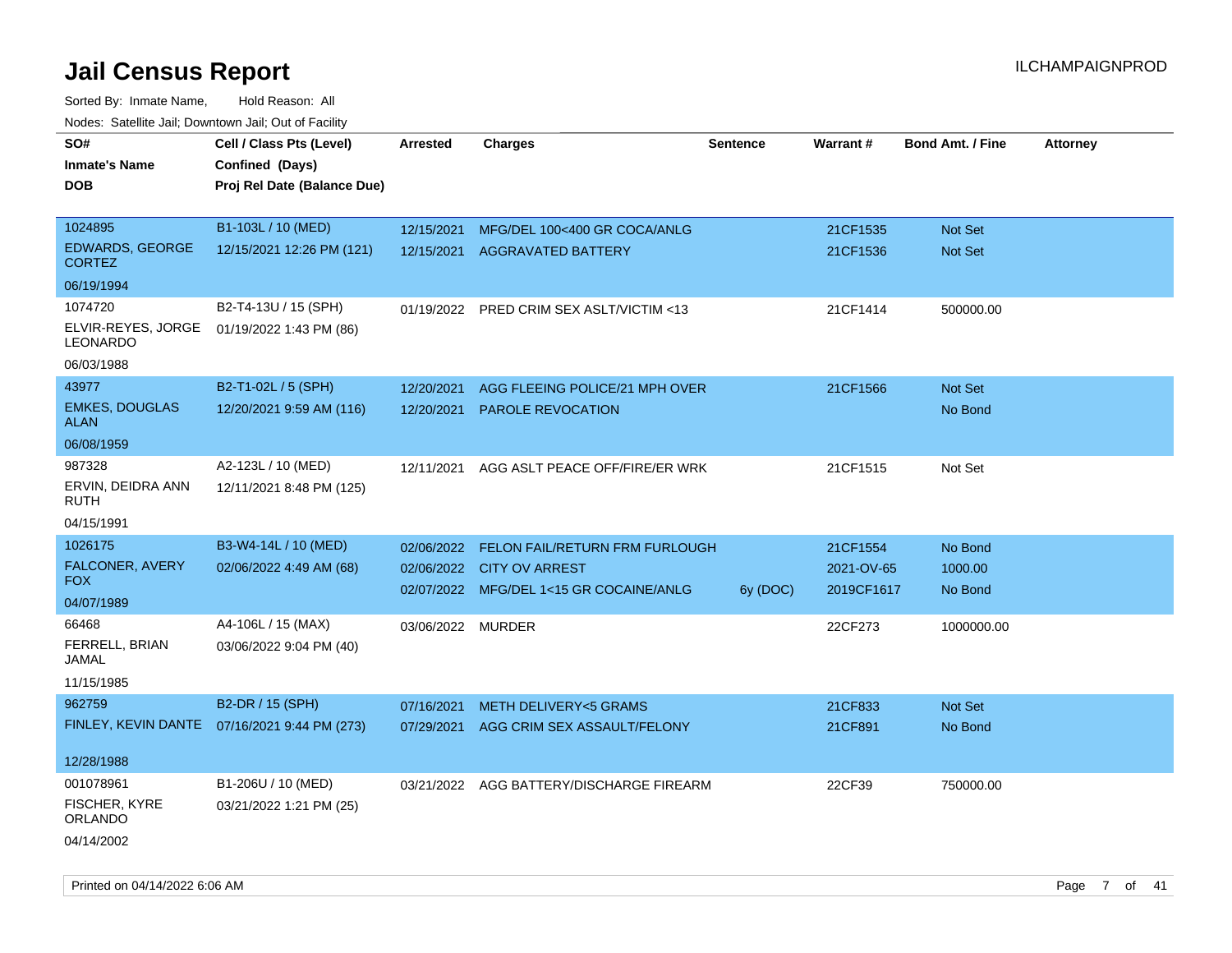# Jail Census Report

ILCHAMPAIGNPROD

Sorted By: Inmate Name, Hold Reason: All

Nodes: Satellite Jail; Downtown Jail; Out of Facility

| SO# / Inmate's Name / DOB | Cell / Class Pts (Level) / Confined (Days) / Proj Rel Date (Balance Due) | Arrested | Charges | Sentence | Warrant # | Bond Amt. / Fine | Attorney |
|---|---|---|---|---|---|---|---|
| 1024895 EDWARDS, GEORGE CORTEZ 06/19/1994 | B1-103L / 10 (MED) 12/15/2021 12:26 PM (121) | 12/15/2021 | MFG/DEL 100<400 GR COCA/ANLG | | 21CF1535 | Not Set | |
| | | 12/15/2021 | AGGRAVATED BATTERY | | 21CF1536 | Not Set | |
| 1074720 ELVIR-REYES, JORGE LEONARDO 06/03/1988 | B2-T4-13U / 15 (SPH) 01/19/2022 1:43 PM (86) | 01/19/2022 | PRED CRIM SEX ASLT/VICTIM <13 | | 21CF1414 | 500000.00 | |
| 43977 EMKES, DOUGLAS ALAN 06/08/1959 | B2-T1-02L / 5 (SPH) 12/20/2021 9:59 AM (116) | 12/20/2021 | AGG FLEEING POLICE/21 MPH OVER | | 21CF1566 | Not Set | |
| | | 12/20/2021 | PAROLE REVOCATION | | | No Bond | |
| 987328 ERVIN, DEIDRA ANN RUTH 04/15/1991 | A2-123L / 10 (MED) 12/11/2021 8:48 PM (125) | 12/11/2021 | AGG ASLT PEACE OFF/FIRE/ER WRK | | 21CF1515 | Not Set | |
| 1026175 FALCONER, AVERY FOX 04/07/1989 | B3-W4-14L / 10 (MED) 02/06/2022 4:49 AM (68) | 02/06/2022 | FELON FAIL/RETURN FRM FURLOUGH | | 21CF1554 | No Bond | |
| | | 02/06/2022 | CITY OV ARREST | | 2021-OV-65 | 1000.00 | |
| | | 02/07/2022 | MFG/DEL 1<15 GR COCAINE/ANLG | 6y (DOC) | 2019CF1617 | No Bond | |
| 66468 FERRELL, BRIAN JAMAL 11/15/1985 | A4-106L / 15 (MAX) 03/06/2022 9:04 PM (40) | 03/06/2022 | MURDER | | 22CF273 | 1000000.00 | |
| 962759 FINLEY, KEVIN DANTE 12/28/1988 | B2-DR / 15 (SPH) 07/16/2021 9:44 PM (273) | 07/16/2021 | METH DELIVERY<5 GRAMS | | 21CF833 | Not Set | |
| | | 07/29/2021 | AGG CRIM SEX ASSAULT/FELONY | | 21CF891 | No Bond | |
| 001078961 FISCHER, KYRE ORLANDO 04/14/2002 | B1-206U / 10 (MED) 03/21/2022 1:21 PM (25) | 03/21/2022 | AGG BATTERY/DISCHARGE FIREARM | | 22CF39 | 750000.00 | |

Printed on 04/14/2022 6:06 AM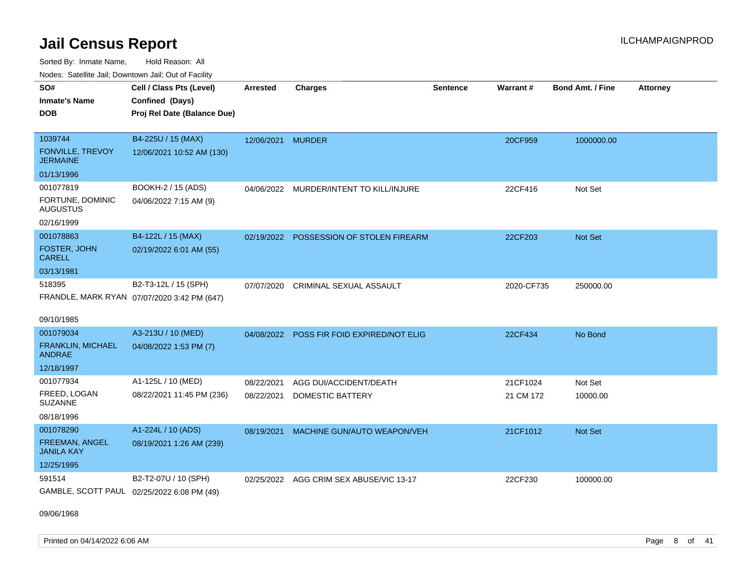# Jail Census Report

ILCHAMPAIGNPROD

Sorted By: Inmate Name, Hold Reason: All

Nodes: Satellite Jail; Downtown Jail; Out of Facility

| SO# / Inmate's Name / DOB | Cell / Class Pts (Level) / Confined (Days) / Proj Rel Date (Balance Due) | Arrested | Charges | Sentence | Warrant # | Bond Amt. / Fine | Attorney |
|---|---|---|---|---|---|---|---|
| 1039744<br>FONVILLE, TREVOY JERMAINE<br>01/13/1996 | B4-225U / 15 (MAX)<br>12/06/2021 10:52 AM (130) | 12/06/2021 | MURDER | | 20CF959 | 1000000.00 | |
| 001077819<br>FORTUNE, DOMINIC AUGUSTUS<br>02/16/1999 | BOOKH-2 / 15 (ADS)<br>04/06/2022 7:15 AM (9) | 04/06/2022 | MURDER/INTENT TO KILL/INJURE | | 22CF416 | Not Set | |
| 001078863<br>FOSTER, JOHN CARELL<br>03/13/1981 | B4-122L / 15 (MAX)<br>02/19/2022 6:01 AM (55) | 02/19/2022 | POSSESSION OF STOLEN FIREARM | | 22CF203 | Not Set | |
| 518395<br>FRANDLE, MARK RYAN<br>09/10/1985 | B2-T3-12L / 15 (SPH)<br>07/07/2020 3:42 PM (647) | 07/07/2020 | CRIMINAL SEXUAL ASSAULT | | 2020-CF735 | 250000.00 | |
| 001079034<br>FRANKLIN, MICHAEL ANDRAE<br>12/18/1997 | A3-213U / 10 (MED)<br>04/08/2022 1:53 PM (7) | 04/08/2022 | POSS FIR FOID EXPIRED/NOT ELIG | | 22CF434 | No Bond | |
| 001077934<br>FREED, LOGAN SUZANNE<br>08/18/1996 | A1-125L / 10 (MED)<br>08/22/2021 11:45 PM (236) | 08/22/2021<br>08/22/2021 | AGG DUI/ACCIDENT/DEATH<br>DOMESTIC BATTERY | | 21CF1024<br>21 CM 172 | Not Set<br>10000.00 | |
| 001078290<br>FREEMAN, ANGEL JANILA KAY<br>12/25/1995 | A1-224L / 10 (ADS)<br>08/19/2021 1:26 AM (239) | 08/19/2021 | MACHINE GUN/AUTO WEAPON/VEH | | 21CF1012 | Not Set | |
| 591514<br>GAMBLE, SCOTT PAUL<br>09/06/1968 | B2-T2-07U / 10 (SPH)<br>02/25/2022 6:08 PM (49) | 02/25/2022 | AGG CRIM SEX ABUSE/VIC 13-17 | | 22CF230 | 100000.00 | |

Printed on 04/14/2022 6:06 AM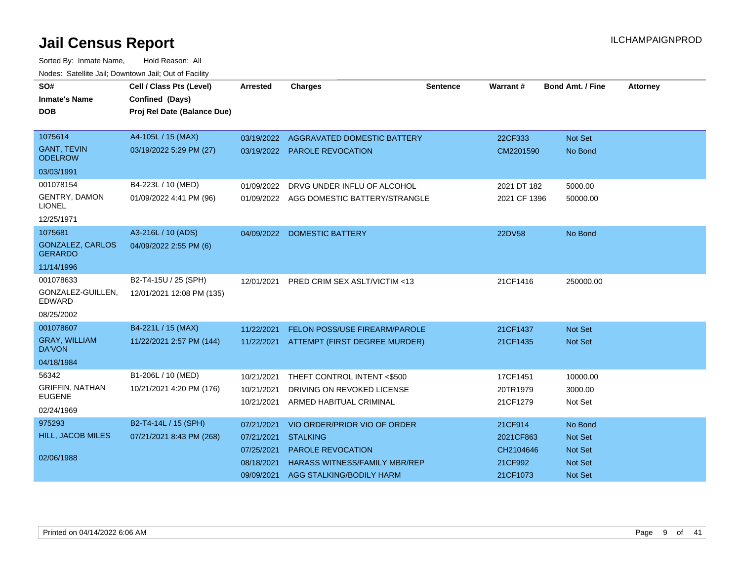# Jail Census Report

ILCHAMPAIGNPROD

Sorted By: Inmate Name, Hold Reason: All

Nodes: Satellite Jail; Downtown Jail; Out of Facility

| SO# / Inmate's Name / DOB | Cell / Class Pts (Level) / Confined (Days) / Proj Rel Date (Balance Due) | Arrested | Charges | Sentence | Warrant # | Bond Amt. / Fine | Attorney |
|---|---|---|---|---|---|---|---|
| 1075614 | A4-105L / 15 (MAX) | 03/19/2022 | AGGRAVATED DOMESTIC BATTERY | | 22CF333 | Not Set | |
| GANT, TEVIN ODELROW | 03/19/2022 5:29 PM (27) | 03/19/2022 | PAROLE REVOCATION | | CM2201590 | No Bond | |
| 03/03/1991 | | | | | | | |
| 001078154 | B4-223L / 10 (MED) | 01/09/2022 | DRVG UNDER INFLU OF ALCOHOL | | 2021 DT 182 | 5000.00 | |
| GENTRY, DAMON LIONEL | 01/09/2022 4:41 PM (96) | 01/09/2022 | AGG DOMESTIC BATTERY/STRANGLE | | 2021 CF 1396 | 50000.00 | |
| 12/25/1971 | | | | | | | |
| 1075681 | A3-216L / 10 (ADS) | 04/09/2022 | DOMESTIC BATTERY | | 22DV58 | No Bond | |
| GONZALEZ, CARLOS GERARDO | 04/09/2022 2:55 PM (6) | | | | | | |
| 11/14/1996 | | | | | | | |
| 001078633 | B2-T4-15U / 25 (SPH) | 12/01/2021 | PRED CRIM SEX ASLT/VICTIM <13 | | 21CF1416 | 250000.00 | |
| GONZALEZ-GUILLEN, EDWARD | 12/01/2021 12:08 PM (135) | | | | | | |
| 08/25/2002 | | | | | | | |
| 001078607 | B4-221L / 15 (MAX) | 11/22/2021 | FELON POSS/USE FIREARM/PAROLE | | 21CF1437 | Not Set | |
| GRAY, WILLIAM DA'VON | 11/22/2021 2:57 PM (144) | 11/22/2021 | ATTEMPT (FIRST DEGREE MURDER) | | 21CF1435 | Not Set | |
| 04/18/1984 | | | | | | | |
| 56342 | B1-206L / 10 (MED) | 10/21/2021 | THEFT CONTROL INTENT <$500 | | 17CF1451 | 10000.00 | |
| GRIFFIN, NATHAN EUGENE | 10/21/2021 4:20 PM (176) | 10/21/2021 | DRIVING ON REVOKED LICENSE | | 20TR1979 | 3000.00 | |
| 02/24/1969 | | 10/21/2021 | ARMED HABITUAL CRIMINAL | | 21CF1279 | Not Set | |
| 975293 | B2-T4-14L / 15 (SPH) | 07/21/2021 | VIO ORDER/PRIOR VIO OF ORDER | | 21CF914 | No Bond | |
| HILL, JACOB MILES | 07/21/2021 8:43 PM (268) | 07/21/2021 | STALKING | | 2021CF863 | Not Set | |
| 02/06/1988 | | 07/25/2021 | PAROLE REVOCATION | | CH2104646 | Not Set | |
| | | 08/18/2021 | HARASS WITNESS/FAMILY MBR/REP | | 21CF992 | Not Set | |
| | | 09/09/2021 | AGG STALKING/BODILY HARM | | 21CF1073 | Not Set | |

Printed on 04/14/2022 6:06 AM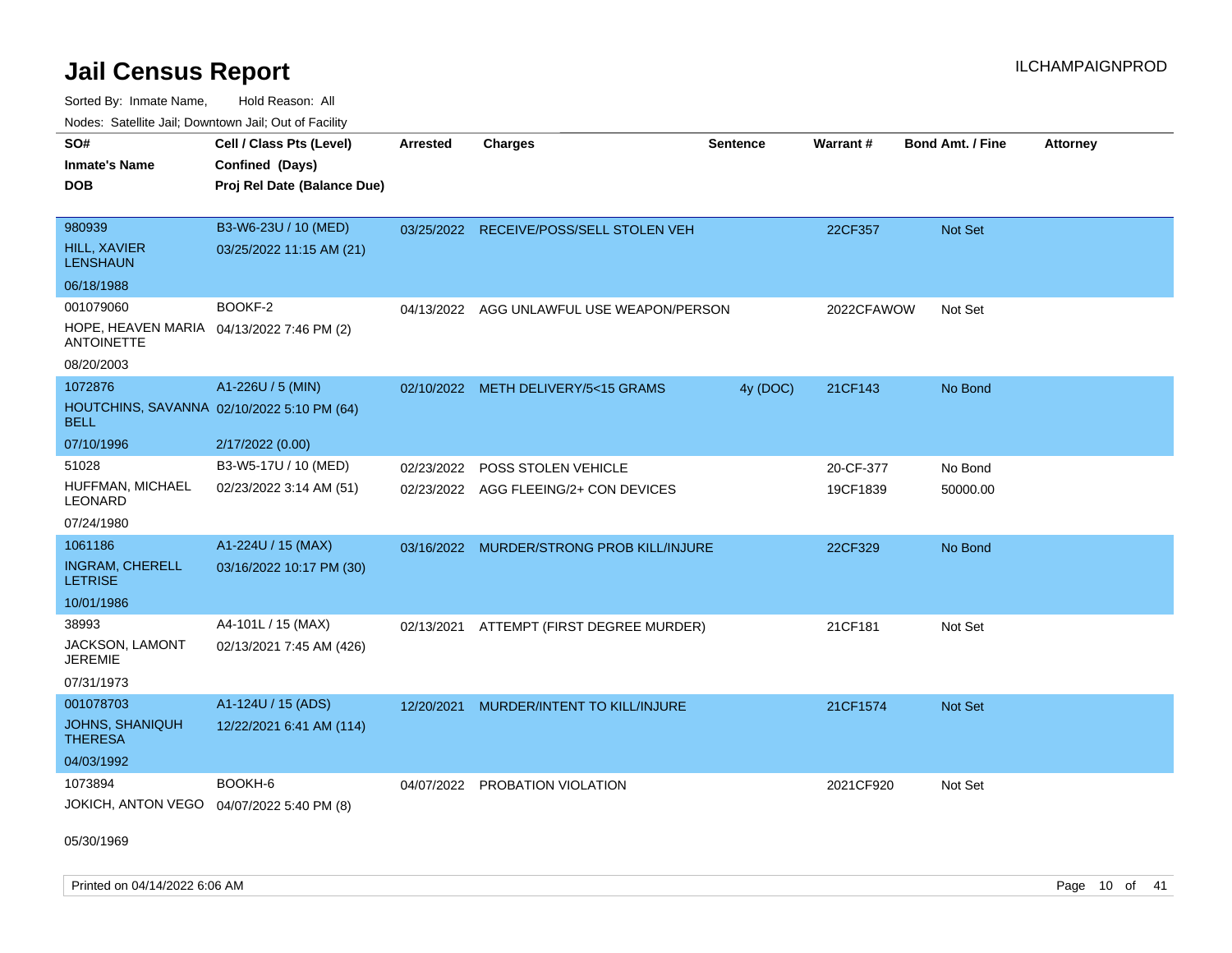# Jail Census Report

ILCHAMPAIGNPROD

Sorted By: Inmate Name, Hold Reason: All

Nodes: Satellite Jail; Downtown Jail; Out of Facility

| SO# / Inmate's Name / DOB | Cell / Class Pts (Level) / Confined (Days) / Proj Rel Date (Balance Due) | Arrested | Charges | Sentence | Warrant # | Bond Amt. / Fine | Attorney |
|---|---|---|---|---|---|---|---|
| 980939<br>HILL, XAVIER LENSHAUN<br>06/18/1988 | B3-W6-23U / 10 (MED)<br>03/25/2022 11:15 AM (21) | 03/25/2022 | RECEIVE/POSS/SELL STOLEN VEH | | 22CF357 | Not Set | |
| 001079060<br>HOPE, HEAVEN MARIA ANTOINETTE<br>08/20/2003 | BOOKF-2<br>04/13/2022 7:46 PM (2) | 04/13/2022 | AGG UNLAWFUL USE WEAPON/PERSON | | 2022CFAWOW | Not Set | |
| 1072876<br>HOUTCHINS, SAVANNA BELL<br>07/10/1996 | A1-226U / 5 (MIN)<br>02/10/2022 5:10 PM (64)<br>2/17/2022 (0.00) | 02/10/2022 | METH DELIVERY/5<15 GRAMS | 4y (DOC) | 21CF143 | No Bond | |
| 51028<br>HUFFMAN, MICHAEL LEONARD<br>07/24/1980 | B3-W5-17U / 10 (MED)<br>02/23/2022 3:14 AM (51) | 02/23/2022 | POSS STOLEN VEHICLE | | 20-CF-377 | No Bond | |
| | | 02/23/2022 | AGG FLEEING/2+ CON DEVICES | | 19CF1839 | 50000.00 | |
| 1061186<br>INGRAM, CHERELL LETRISE<br>10/01/1986 | A1-224U / 15 (MAX)<br>03/16/2022 10:17 PM (30) | 03/16/2022 | MURDER/STRONG PROB KILL/INJURE | | 22CF329 | No Bond | |
| 38993<br>JACKSON, LAMONT JEREMIE<br>07/31/1973 | A4-101L / 15 (MAX)<br>02/13/2021 7:45 AM (426) | 02/13/2021 | ATTEMPT (FIRST DEGREE MURDER) | | 21CF181 | Not Set | |
| 001078703<br>JOHNS, SHANIQUH THERESA<br>04/03/1992 | A1-124U / 15 (ADS)<br>12/22/2021 6:41 AM (114) | 12/20/2021 | MURDER/INTENT TO KILL/INJURE | | 21CF1574 | Not Set | |
| 1073894<br>JOKICH, ANTON VEGO<br>05/30/1969 | BOOKH-6<br>04/07/2022 5:40 PM (8) | 04/07/2022 | PROBATION VIOLATION | | 2021CF920 | Not Set | |

Printed on 04/14/2022 6:06 AM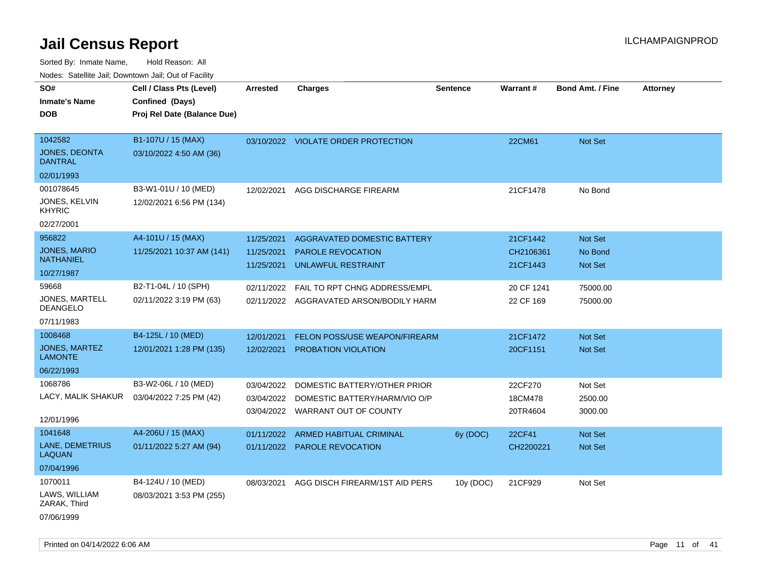# Jail Census Report

ILCHAMPAIGNPROD

Sorted By: Inmate Name, Hold Reason: All

Nodes: Satellite Jail; Downtown Jail; Out of Facility

| SO# / Inmate's Name / DOB | Cell / Class Pts (Level) / Confined (Days) / Proj Rel Date (Balance Due) | Arrested | Charges | Sentence | Warrant # | Bond Amt. / Fine | Attorney |
|---|---|---|---|---|---|---|---|
| 1042582<br>JONES, DEONTA DANTRAL<br>02/01/1993 | B1-107U / 15 (MAX)<br>03/10/2022 4:50 AM (36) | 03/10/2022 | VIOLATE ORDER PROTECTION | | 22CM61 | Not Set | |
| 001078645<br>JONES, KELVIN KHYRIC<br>02/27/2001 | B3-W1-01U / 10 (MED)<br>12/02/2021 6:56 PM (134) | 12/02/2021 | AGG DISCHARGE FIREARM | | 21CF1478 | No Bond | |
| 956822<br>JONES, MARIO NATHANIEL<br>10/27/1987 | A4-101U / 15 (MAX)<br>11/25/2021 10:37 AM (141) | 11/25/2021 | AGGRAVATED DOMESTIC BATTERY | | 21CF1442 | Not Set | |
| | | 11/25/2021 | PAROLE REVOCATION | | CH2106361 | No Bond | |
| | | 11/25/2021 | UNLAWFUL RESTRAINT | | 21CF1443 | Not Set | |
| 59668<br>JONES, MARTELL DEANGELO<br>07/11/1983 | B2-T1-04L / 10 (SPH)<br>02/11/2022 3:19 PM (63) | 02/11/2022 | FAIL TO RPT CHNG ADDRESS/EMPL | | 20 CF 1241 | 75000.00 | |
| | | 02/11/2022 | AGGRAVATED ARSON/BODILY HARM | | 22 CF 169 | 75000.00 | |
| 1008468<br>JONES, MARTEZ LAMONTE<br>06/22/1993 | B4-125L / 10 (MED)<br>12/01/2021 1:28 PM (135) | 12/01/2021 | FELON POSS/USE WEAPON/FIREARM | | 21CF1472 | Not Set | |
| | | 12/02/2021 | PROBATION VIOLATION | | 20CF1151 | Not Set | |
| 1068786<br>LACY, MALIK SHAKUR<br>12/01/1996 | B3-W2-06L / 10 (MED)<br>03/04/2022 7:25 PM (42) | 03/04/2022 | DOMESTIC BATTERY/OTHER PRIOR | | 22CF270 | Not Set | |
| | | 03/04/2022 | DOMESTIC BATTERY/HARM/VIO O/P | | 18CM478 | 2500.00 | |
| | | 03/04/2022 | WARRANT OUT OF COUNTY | | 20TR4604 | 3000.00 | |
| 1041648<br>LANE, DEMETRIUS LAQUAN<br>07/04/1996 | A4-206U / 15 (MAX)<br>01/11/2022 5:27 AM (94) | 01/11/2022 | ARMED HABITUAL CRIMINAL | 6y (DOC) | 22CF41 | Not Set | |
| | | 01/11/2022 | PAROLE REVOCATION | | CH2200221 | Not Set | |
| 1070011<br>LAWS, WILLIAM ZARAK, Third<br>07/06/1999 | B4-124U / 10 (MED)<br>08/03/2021 3:53 PM (255) | 08/03/2021 | AGG DISCH FIREARM/1ST AID PERS | 10y (DOC) | 21CF929 | Not Set | |

Printed on 04/14/2022 6:06 AM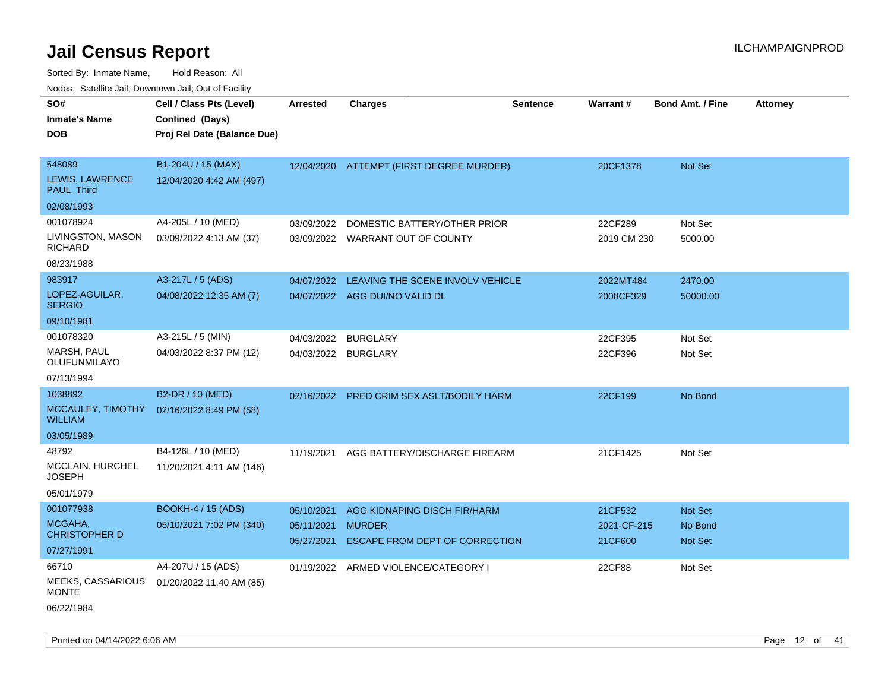# Jail Census Report

ILCHAMPAIGNPROD

Sorted By: Inmate Name, Hold Reason: All

Nodes: Satellite Jail; Downtown Jail; Out of Facility

| SO# / Inmate's Name / DOB | Cell / Class Pts (Level) / Confined (Days) / Proj Rel Date (Balance Due) | Arrested | Charges | Sentence | Warrant # | Bond Amt. / Fine | Attorney |
|---|---|---|---|---|---|---|---|
| 548089<br>LEWIS, LAWRENCE PAUL, Third<br>02/08/1993 | B1-204U / 15 (MAX)<br>12/04/2020 4:42 AM (497) | 12/04/2020 | ATTEMPT (FIRST DEGREE MURDER) | | 20CF1378 | Not Set | |
| 001078924<br>LIVINGSTON, MASON RICHARD<br>08/23/1988 | A4-205L / 10 (MED)<br>03/09/2022 4:13 AM (37) | 03/09/2022<br>03/09/2022 | DOMESTIC BATTERY/OTHER PRIOR<br>WARRANT OUT OF COUNTY | | 22CF289<br>2019 CM 230 | Not Set<br>5000.00 | |
| 983917<br>LOPEZ-AGUILAR, SERGIO<br>09/10/1981 | A3-217L / 5 (ADS)<br>04/08/2022 12:35 AM (7) | 04/07/2022<br>04/07/2022 | LEAVING THE SCENE INVOLV VEHICLE<br>AGG DUI/NO VALID DL | | 2022MT484<br>2008CF329 | 2470.00<br>50000.00 | |
| 001078320<br>MARSH, PAUL OLUFUNMILAYO<br>07/13/1994 | A3-215L / 5 (MIN)<br>04/03/2022 8:37 PM (12) | 04/03/2022<br>04/03/2022 | BURGLARY<br>BURGLARY | | 22CF395<br>22CF396 | Not Set<br>Not Set | |
| 1038892<br>MCCAULEY, TIMOTHY WILLIAM<br>03/05/1989 | B2-DR / 10 (MED)<br>02/16/2022 8:49 PM (58) | 02/16/2022 | PRED CRIM SEX ASLT/BODILY HARM | | 22CF199 | No Bond | |
| 48792<br>MCCLAIN, HURCHEL JOSEPH<br>05/01/1979 | B4-126L / 10 (MED)<br>11/20/2021 4:11 AM (146) | 11/19/2021 | AGG BATTERY/DISCHARGE FIREARM | | 21CF1425 | Not Set | |
| 001077938<br>MCGAHA, CHRISTOPHER D<br>07/27/1991 | BOOKH-4 / 15 (ADS)<br>05/10/2021 7:02 PM (340) | 05/10/2021<br>05/11/2021<br>05/27/2021 | AGG KIDNAPING DISCH FIR/HARM<br>MURDER<br>ESCAPE FROM DEPT OF CORRECTION | | 21CF532<br>2021-CF-215<br>21CF600 | Not Set<br>No Bond<br>Not Set | |
| 66710<br>MEEKS, CASSARIOUS MONTE<br>06/22/1984 | A4-207U / 15 (ADS)<br>01/20/2022 11:40 AM (85) | 01/19/2022 | ARMED VIOLENCE/CATEGORY I | | 22CF88 | Not Set | |

Printed on 04/14/2022 6:06 AM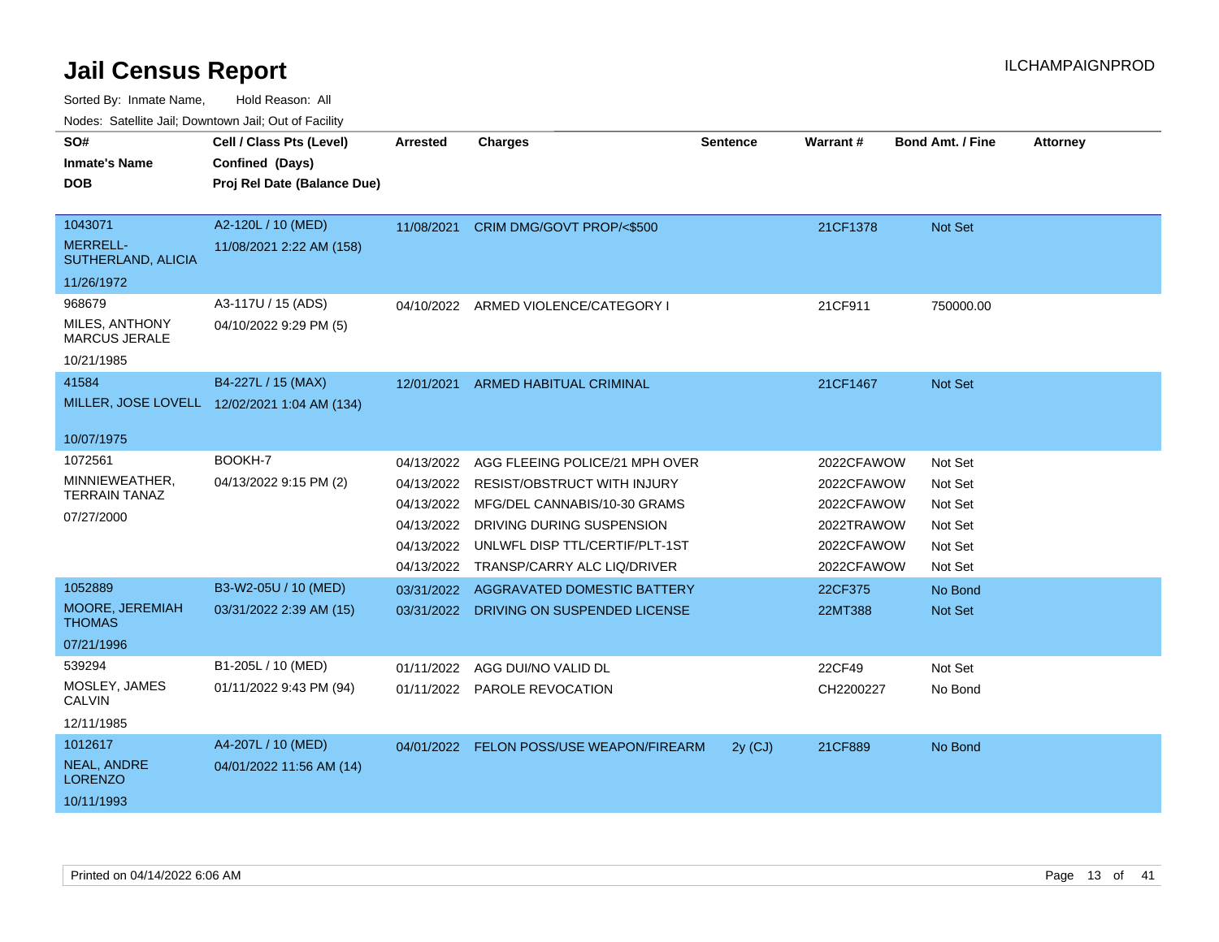# Jail Census Report

ILCHAMPAIGNPROD

Sorted By: Inmate Name, Hold Reason: All

Nodes: Satellite Jail; Downtown Jail; Out of Facility

| SO# / Inmate's Name / DOB | Cell / Class Pts (Level) / Confined (Days) / Proj Rel Date (Balance Due) | Arrested | Charges | Sentence | Warrant # | Bond Amt. / Fine | Attorney |
|---|---|---|---|---|---|---|---|
| 1043071<br>MERRELL-SUTHERLAND, ALICIA<br>11/26/1972 | A2-120L / 10 (MED)<br>11/08/2021 2:22 AM (158) | 11/08/2021 | CRIM DMG/GOVT PROP/<$500 | | 21CF1378 | Not Set | |
| 968679<br>MILES, ANTHONY MARCUS JERALE<br>10/21/1985 | A3-117U / 15 (ADS)<br>04/10/2022 9:29 PM (5) | 04/10/2022 | ARMED VIOLENCE/CATEGORY I | | 21CF911 | 750000.00 | |
| 41584<br>MILLER, JOSE LOVELL<br>10/07/1975 | B4-227L / 15 (MAX)<br>12/02/2021 1:04 AM (134) | 12/01/2021 | ARMED HABITUAL CRIMINAL | | 21CF1467 | Not Set | |
| 1072561<br>MINNIEWEATHER, TERRAIN TANAZ<br>07/27/2000 | BOOKH-7<br>04/13/2022 9:15 PM (2) | 04/13/2022 | AGG FLEEING POLICE/21 MPH OVER | | 2022CFAWOW | Not Set | |
| | | 04/13/2022 | RESIST/OBSTRUCT WITH INJURY | | 2022CFAWOW | Not Set | |
| | | 04/13/2022 | MFG/DEL CANNABIS/10-30 GRAMS | | 2022CFAWOW | Not Set | |
| | | 04/13/2022 | DRIVING DURING SUSPENSION | | 2022TRAWOW | Not Set | |
| | | 04/13/2022 | UNLWFL DISP TTL/CERTIF/PLT-1ST | | 2022CFAWOW | Not Set | |
| | | 04/13/2022 | TRANSP/CARRY ALC LIQ/DRIVER | | 2022CFAWOW | Not Set | |
| 1052889<br>MOORE, JEREMIAH THOMAS<br>07/21/1996 | B3-W2-05U / 10 (MED)<br>03/31/2022 2:39 AM (15) | 03/31/2022 | AGGRAVATED DOMESTIC BATTERY | | 22CF375 | No Bond | |
| | | 03/31/2022 | DRIVING ON SUSPENDED LICENSE | | 22MT388 | Not Set | |
| 539294<br>MOSLEY, JAMES CALVIN<br>12/11/1985 | B1-205L / 10 (MED)<br>01/11/2022 9:43 PM (94) | 01/11/2022 | AGG DUI/NO VALID DL | | 22CF49 | Not Set | |
| | | 01/11/2022 | PAROLE REVOCATION | | CH2200227 | No Bond | |
| 1012617<br>NEAL, ANDRE LORENZO<br>10/11/1993 | A4-207L / 10 (MED)<br>04/01/2022 11:56 AM (14) | 04/01/2022 | FELON POSS/USE WEAPON/FIREARM | 2y (CJ) | 21CF889 | No Bond | |

Printed on 04/14/2022 6:06 AM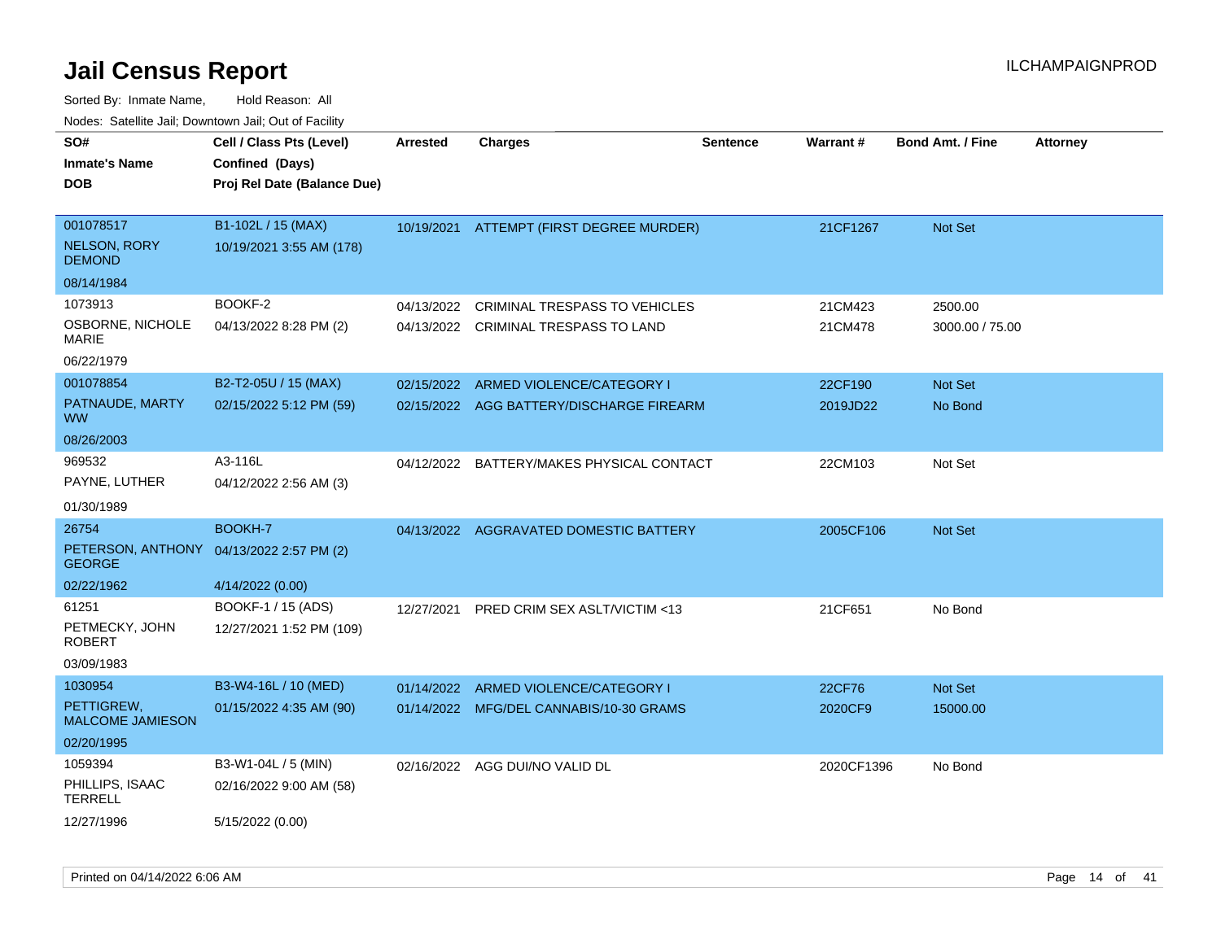# Jail Census Report

ILCHAMPAIGNPROD

Sorted By: Inmate Name, Hold Reason: All

Nodes: Satellite Jail; Downtown Jail; Out of Facility

| SO# / Inmate's Name / DOB | Cell / Class Pts (Level) / Confined (Days) / Proj Rel Date (Balance Due) | Arrested | Charges | Sentence | Warrant # | Bond Amt. / Fine | Attorney |
|---|---|---|---|---|---|---|---|
| 001078517<br>NELSON, RORY DEMOND<br>08/14/1984 | B1-102L / 15 (MAX)<br>10/19/2021 3:55 AM (178) | 10/19/2021 | ATTEMPT (FIRST DEGREE MURDER) | | 21CF1267 | Not Set | |
| 1073913<br>OSBORNE, NICHOLE MARIE<br>06/22/1979 | BOOKF-2<br>04/13/2022 8:28 PM (2) | 04/13/2022<br>04/13/2022 | CRIMINAL TRESPASS TO VEHICLES<br>CRIMINAL TRESPASS TO LAND | | 21CM423<br>21CM478 | 2500.00<br>3000.00 / 75.00 | |
| 001078854<br>PATNAUDE, MARTY WW<br>08/26/2003 | B2-T2-05U / 15 (MAX)<br>02/15/2022 5:12 PM (59) | 02/15/2022<br>02/15/2022 | ARMED VIOLENCE/CATEGORY I<br>AGG BATTERY/DISCHARGE FIREARM | | 22CF190<br>2019JD22 | Not Set<br>No Bond | |
| 969532<br>PAYNE, LUTHER<br>01/30/1989 | A3-116L<br>04/12/2022 2:56 AM (3) | 04/12/2022 | BATTERY/MAKES PHYSICAL CONTACT | | 22CM103 | Not Set | |
| 26754<br>PETERSON, ANTHONY GEORGE<br>02/22/1962 | BOOKH-7<br>04/13/2022 2:57 PM (2)<br>4/14/2022 (0.00) | 04/13/2022 | AGGRAVATED DOMESTIC BATTERY | | 2005CF106 | Not Set | |
| 61251<br>PETMECKY, JOHN ROBERT<br>03/09/1983 | BOOKF-1 / 15 (ADS)<br>12/27/2021 1:52 PM (109) | 12/27/2021 | PRED CRIM SEX ASLT/VICTIM <13 | | 21CF651 | No Bond | |
| 1030954<br>PETTIGREW, MALCOME JAMIESON<br>02/20/1995 | B3-W4-16L / 10 (MED)<br>01/15/2022 4:35 AM (90) | 01/14/2022<br>01/14/2022 | ARMED VIOLENCE/CATEGORY I<br>MFG/DEL CANNABIS/10-30 GRAMS | | 22CF76<br>2020CF9 | Not Set<br>15000.00 | |
| 1059394<br>PHILLIPS, ISAAC TERRELL<br>12/27/1996 | B3-W1-04L / 5 (MIN)<br>02/16/2022 9:00 AM (58)<br>5/15/2022 (0.00) | 02/16/2022 | AGG DUI/NO VALID DL | | 2020CF1396 | No Bond | |

Printed on 04/14/2022 6:06 AM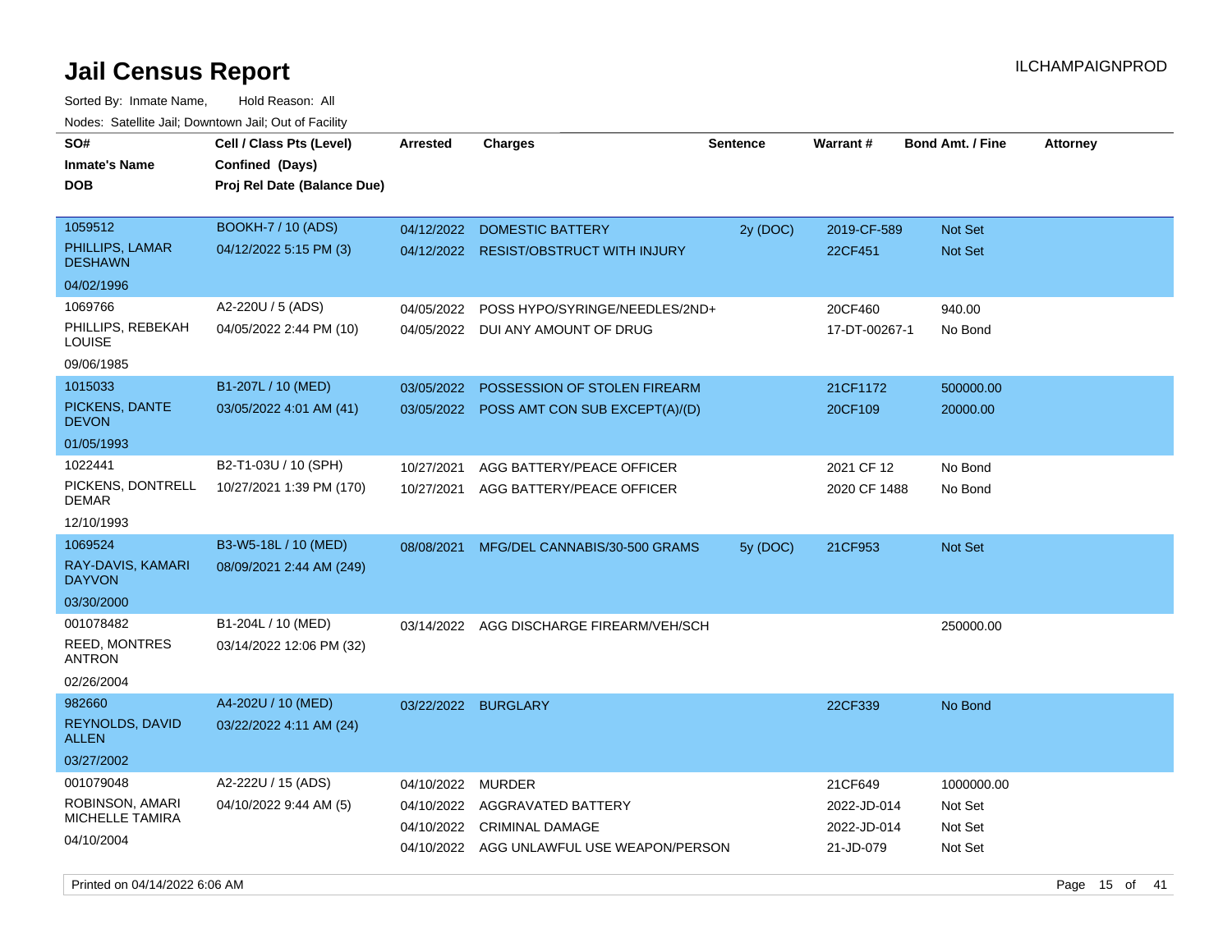# Jail Census Report

Sorted By: Inmate Name, Hold Reason: All

Nodes: Satellite Jail; Downtown Jail; Out of Facility

| SO# / Inmate's Name / DOB | Cell / Class Pts (Level) / Confined (Days) / Proj Rel Date (Balance Due) | Arrested | Charges | Sentence | Warrant # | Bond Amt. / Fine | Attorney |
|---|---|---|---|---|---|---|---|
| 1059512 PHILLIPS, LAMAR DESHAWN 04/02/1996 | BOOKH-7 / 10 (ADS) 04/12/2022 5:15 PM (3) | 04/12/2022 | DOMESTIC BATTERY | 2y (DOC) | 2019-CF-589 | Not Set | |
| | | 04/12/2022 | RESIST/OBSTRUCT WITH INJURY | | 22CF451 | Not Set | |
| 1069766 PHILLIPS, REBEKAH LOUISE 09/06/1985 | A2-220U / 5 (ADS) 04/05/2022 2:44 PM (10) | 04/05/2022 | POSS HYPO/SYRINGE/NEEDLES/2ND+ | | 20CF460 | 940.00 | |
| | | 04/05/2022 | DUI ANY AMOUNT OF DRUG | | 17-DT-00267-1 | No Bond | |
| 1015033 PICKENS, DANTE DEVON 01/05/1993 | B1-207L / 10 (MED) 03/05/2022 4:01 AM (41) | 03/05/2022 | POSSESSION OF STOLEN FIREARM | | 21CF1172 | 500000.00 | |
| | | 03/05/2022 | POSS AMT CON SUB EXCEPT(A)/(D) | | 20CF109 | 20000.00 | |
| 1022441 PICKENS, DONTRELL DEMAR 12/10/1993 | B2-T1-03U / 10 (SPH) 10/27/2021 1:39 PM (170) | 10/27/2021 | AGG BATTERY/PEACE OFFICER | | 2021 CF 12 | No Bond | |
| | | 10/27/2021 | AGG BATTERY/PEACE OFFICER | | 2020 CF 1488 | No Bond | |
| 1069524 RAY-DAVIS, KAMARI DAYVON 03/30/2000 | B3-W5-18L / 10 (MED) 08/09/2021 2:44 AM (249) | 08/08/2021 | MFG/DEL CANNABIS/30-500 GRAMS | 5y (DOC) | 21CF953 | Not Set | |
| 001078482 REED, MONTRES ANTRON 02/26/2004 | B1-204L / 10 (MED) 03/14/2022 12:06 PM (32) | 03/14/2022 | AGG DISCHARGE FIREARM/VEH/SCH | | | 250000.00 | |
| 982660 REYNOLDS, DAVID ALLEN 03/27/2002 | A4-202U / 10 (MED) 03/22/2022 4:11 AM (24) | 03/22/2022 | BURGLARY | | 22CF339 | No Bond | |
| 001079048 ROBINSON, AMARI MICHELLE TAMIRA 04/10/2004 | A2-222U / 15 (ADS) 04/10/2022 9:44 AM (5) | 04/10/2022 | MURDER | | 21CF649 | 1000000.00 | |
| | | 04/10/2022 | AGGRAVATED BATTERY | | 2022-JD-014 | Not Set | |
| | | 04/10/2022 | CRIMINAL DAMAGE | | 2022-JD-014 | Not Set | |
| | | 04/10/2022 | AGG UNLAWFUL USE WEAPON/PERSON | | 21-JD-079 | Not Set | |

Printed on 04/14/2022 6:06 AM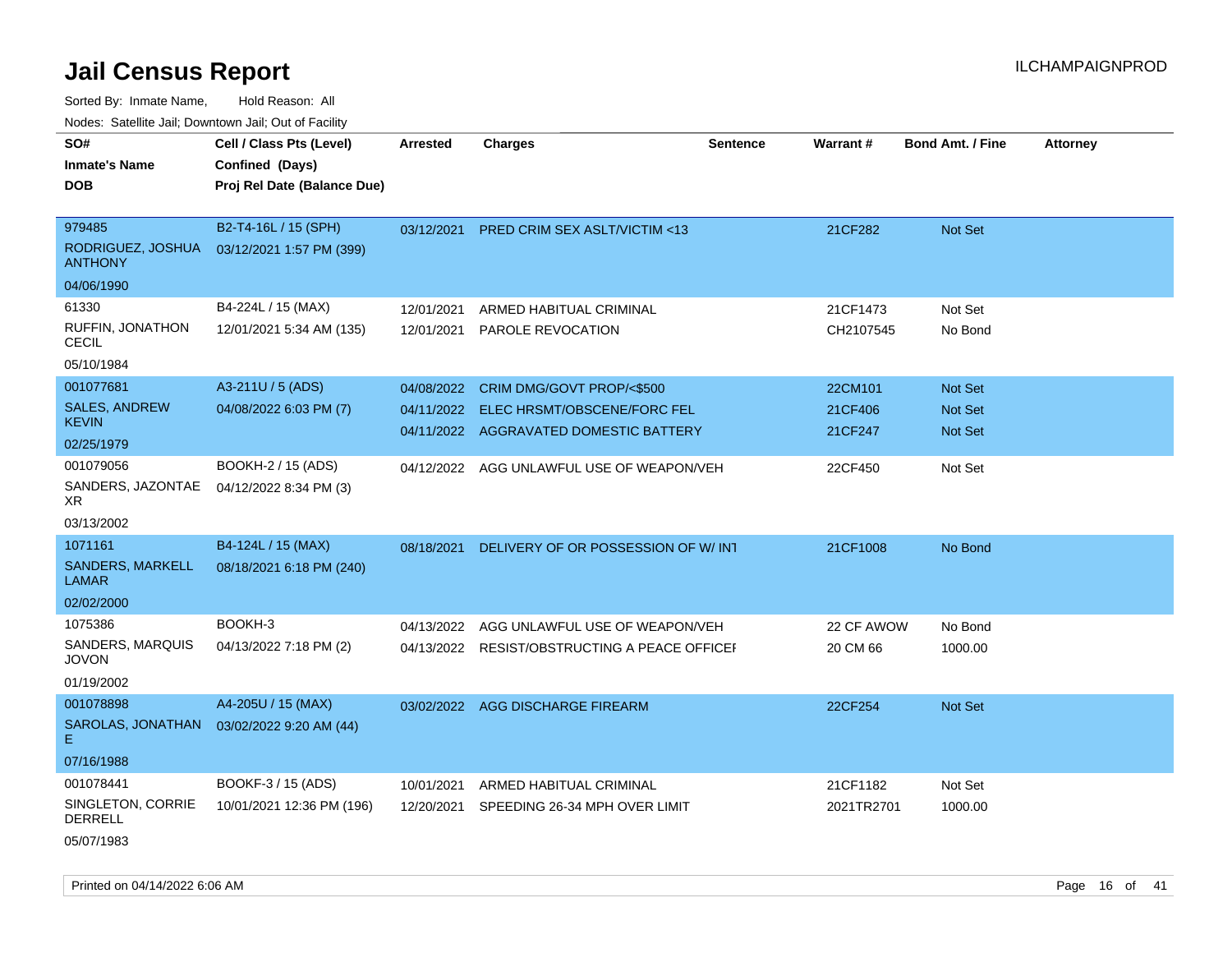# Jail Census Report

ILCHAMPAIGNPROD

Sorted By: Inmate Name, Hold Reason: All

Nodes: Satellite Jail; Downtown Jail; Out of Facility

| SO# / Inmate's Name / DOB | Cell / Class Pts (Level) / Confined (Days) / Proj Rel Date (Balance Due) | Arrested | Charges | Sentence | Warrant # | Bond Amt. / Fine | Attorney |
|---|---|---|---|---|---|---|---|
| 979485<br>RODRIGUEZ, JOSHUA ANTHONY<br>04/06/1990 | B2-T4-16L / 15 (SPH)<br>03/12/2021 1:57 PM (399) | 03/12/2021 | PRED CRIM SEX ASLT/VICTIM <13 | | 21CF282 | Not Set | |
| 61330<br>RUFFIN, JONATHON CECIL<br>05/10/1984 | B4-224L / 15 (MAX)<br>12/01/2021 5:34 AM (135) | 12/01/2021<br>12/01/2021 | ARMED HABITUAL CRIMINAL<br>PAROLE REVOCATION | | 21CF1473<br>CH2107545 | Not Set<br>No Bond | |
| 001077681<br>SALES, ANDREW KEVIN<br>02/25/1979 | A3-211U / 5 (ADS)<br>04/08/2022 6:03 PM (7) | 04/08/2022<br>04/11/2022<br>04/11/2022 | CRIM DMG/GOVT PROP/<$500<br>ELEC HRSMT/OBSCENE/FORC FEL<br>AGGRAVATED DOMESTIC BATTERY | | 22CM101<br>21CF406<br>21CF247 | Not Set<br>Not Set<br>Not Set | |
| 001079056<br>SANDERS, JAZONTAE XR<br>03/13/2002 | BOOKH-2 / 15 (ADS)<br>04/12/2022 8:34 PM (3) | 04/12/2022 | AGG UNLAWFUL USE OF WEAPON/VEH | | 22CF450 | Not Set | |
| 1071161<br>SANDERS, MARKELL LAMAR<br>02/02/2000 | B4-124L / 15 (MAX)<br>08/18/2021 6:18 PM (240) | 08/18/2021 | DELIVERY OF OR POSSESSION OF W/ INT | | 21CF1008 | No Bond | |
| 1075386<br>SANDERS, MARQUIS JOVON<br>01/19/2002 | BOOKH-3<br>04/13/2022 7:18 PM (2) | 04/13/2022<br>04/13/2022 | AGG UNLAWFUL USE OF WEAPON/VEH<br>RESIST/OBSTRUCTING A PEACE OFFICEI | | 22 CF AWOW<br>20 CM 66 | No Bond<br>1000.00 | |
| 001078898<br>SAROLAS, JONATHAN E<br>07/16/1988 | A4-205U / 15 (MAX)<br>03/02/2022 9:20 AM (44) | 03/02/2022 | AGG DISCHARGE FIREARM | | 22CF254 | Not Set | |
| 001078441<br>SINGLETON, CORRIE DERRELL<br>05/07/1983 | BOOKF-3 / 15 (ADS)<br>10/01/2021 12:36 PM (196) | 10/01/2021<br>12/20/2021 | ARMED HABITUAL CRIMINAL<br>SPEEDING 26-34 MPH OVER LIMIT | | 21CF1182<br>2021TR2701 | Not Set<br>1000.00 | |

Printed on 04/14/2022 6:06 AM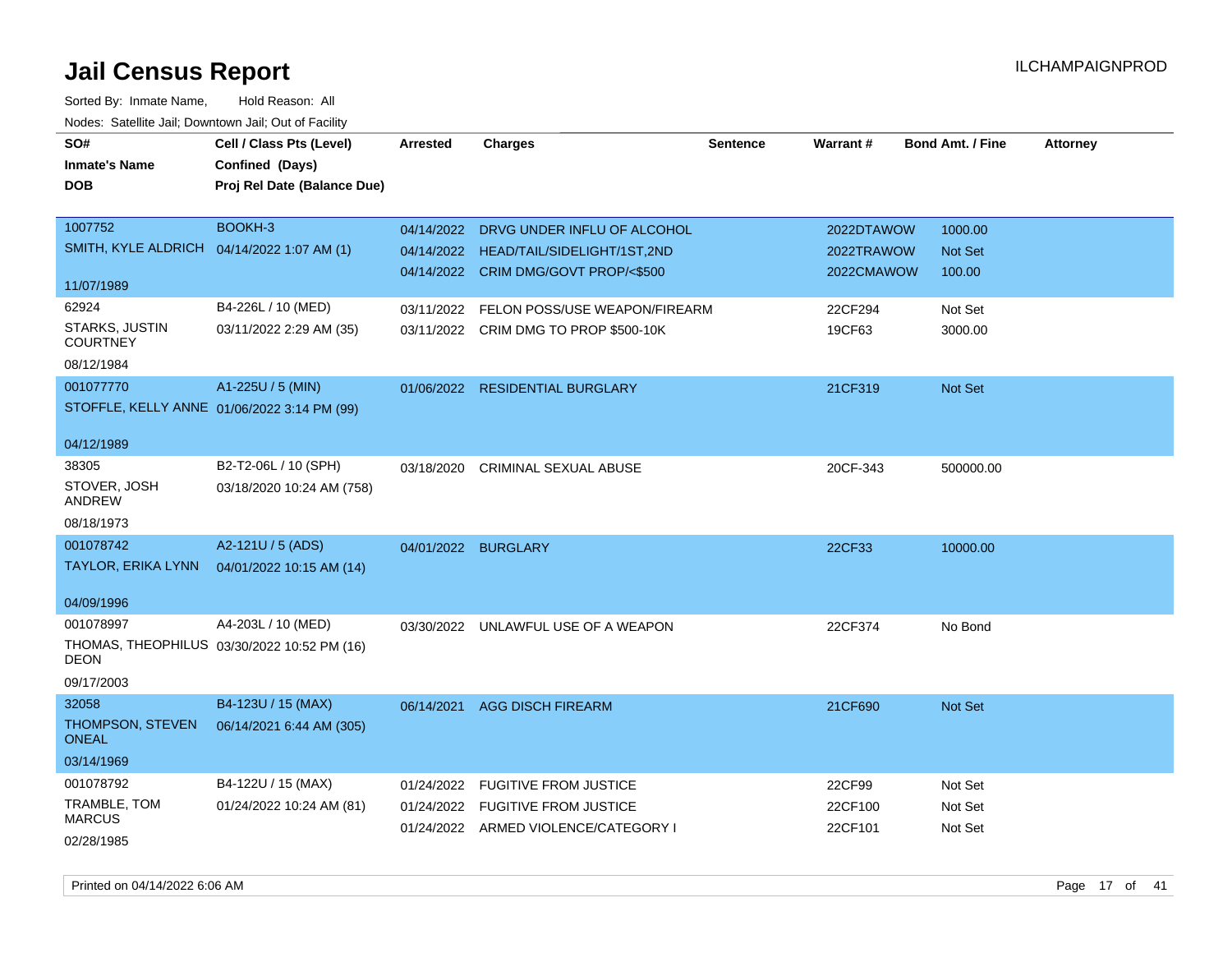# Jail Census Report

ILCHAMPAIGNPROD

Sorted By: Inmate Name, Hold Reason: All

Nodes: Satellite Jail; Downtown Jail; Out of Facility

| SO# / Inmate's Name / DOB | Cell / Class Pts (Level) / Confined (Days) / Proj Rel Date (Balance Due) | Arrested | Charges | Sentence | Warrant # | Bond Amt. / Fine | Attorney |
|---|---|---|---|---|---|---|---|
| 1007752<br>SMITH, KYLE ALDRICH<br>11/07/1989 | BOOKH-3<br>04/14/2022 1:07 AM (1) | 04/14/2022<br>04/14/2022<br>04/14/2022 | DRVG UNDER INFLU OF ALCOHOL<br>HEAD/TAIL/SIDELIGHT/1ST,2ND<br>CRIM DMG/GOVT PROP/<$500 | | 2022DTAWOW<br>2022TRAWOW<br>2022CMAWOW | 1000.00<br>Not Set<br>100.00 | |
| 62924<br>STARKS, JUSTIN COURTNEY<br>08/12/1984 | B4-226L / 10 (MED)<br>03/11/2022 2:29 AM (35) | 03/11/2022<br>03/11/2022 | FELON POSS/USE WEAPON/FIREARM<br>CRIM DMG TO PROP $500-10K | | 22CF294<br>19CF63 | Not Set<br>3000.00 | |
| 001077770<br>STOFFLE, KELLY ANNE<br>04/12/1989 | A1-225U / 5 (MIN)<br>01/06/2022 3:14 PM (99) | 01/06/2022 | RESIDENTIAL BURGLARY | | 21CF319 | Not Set | |
| 38305<br>STOVER, JOSH ANDREW<br>08/18/1973 | B2-T2-06L / 10 (SPH)<br>03/18/2020 10:24 AM (758) | 03/18/2020 | CRIMINAL SEXUAL ABUSE | | 20CF-343 | 500000.00 | |
| 001078742<br>TAYLOR, ERIKA LYNN<br>04/09/1996 | A2-121U / 5 (ADS)<br>04/01/2022 10:15 AM (14) | 04/01/2022 | BURGLARY | | 22CF33 | 10000.00 | |
| 001078997<br>THOMAS, THEOPHILUS DEON<br>09/17/2003 | A4-203L / 10 (MED)<br>03/30/2022 10:52 PM (16) | 03/30/2022 | UNLAWFUL USE OF A WEAPON | | 22CF374 | No Bond | |
| 32058<br>THOMPSON, STEVEN ONEAL<br>03/14/1969 | B4-123U / 15 (MAX)<br>06/14/2021 6:44 AM (305) | 06/14/2021 | AGG DISCH FIREARM | | 21CF690 | Not Set | |
| 001078792<br>TRAMBLE, TOM MARCUS<br>02/28/1985 | B4-122U / 15 (MAX)<br>01/24/2022 10:24 AM (81) | 01/24/2022<br>01/24/2022<br>01/24/2022 | FUGITIVE FROM JUSTICE<br>FUGITIVE FROM JUSTICE<br>ARMED VIOLENCE/CATEGORY I | | 22CF99<br>22CF100<br>22CF101 | Not Set<br>Not Set<br>Not Set | |

Printed on 04/14/2022 6:06 AM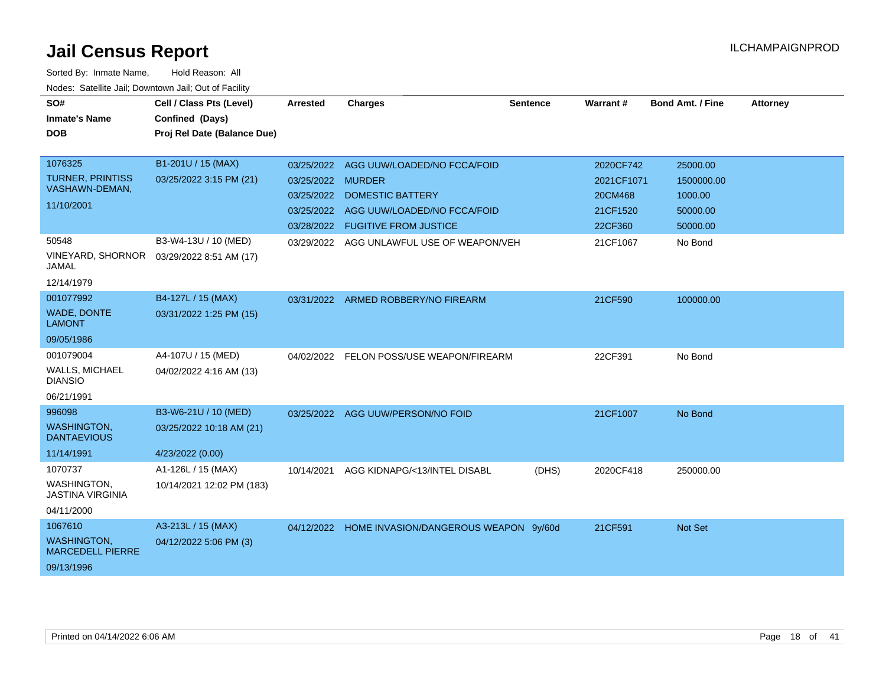# Jail Census Report

ILCHAMPAIGNPROD

Sorted By: Inmate Name, Hold Reason: All

Nodes: Satellite Jail; Downtown Jail; Out of Facility

| SO# / Inmate's Name / DOB | Cell / Class Pts (Level) / Confined (Days) / Proj Rel Date (Balance Due) | Arrested | Charges | Sentence | Warrant # | Bond Amt. / Fine | Attorney |
|---|---|---|---|---|---|---|---|
| 1076325 TURNER, PRINTISS VASHAWN-DEMAN, 11/10/2001 | B1-201U / 15 (MAX) 03/25/2022 3:15 PM (21) | 03/25/2022 | AGG UUW/LOADED/NO FCCA/FOID | | 2020CF742 | 25000.00 | |
| | | 03/25/2022 | MURDER | | 2021CF1071 | 1500000.00 | |
| | | 03/25/2022 | DOMESTIC BATTERY | | 20CM468 | 1000.00 | |
| | | 03/25/2022 | AGG UUW/LOADED/NO FCCA/FOID | | 21CF1520 | 50000.00 | |
| | | 03/28/2022 | FUGITIVE FROM JUSTICE | | 22CF360 | 50000.00 | |
| 50548 VINEYARD, SHORNOR JAMAL 12/14/1979 | B3-W4-13U / 10 (MED) 03/29/2022 8:51 AM (17) | 03/29/2022 | AGG UNLAWFUL USE OF WEAPON/VEH | | 21CF1067 | No Bond | |
| 001077992 WADE, DONTE LAMONT 09/05/1986 | B4-127L / 15 (MAX) 03/31/2022 1:25 PM (15) | 03/31/2022 | ARMED ROBBERY/NO FIREARM | | 21CF590 | 100000.00 | |
| 001079004 WALLS, MICHAEL DIANSIO 06/21/1991 | A4-107U / 15 (MED) 04/02/2022 4:16 AM (13) | 04/02/2022 | FELON POSS/USE WEAPON/FIREARM | | 22CF391 | No Bond | |
| 996098 WASHINGTON, DANTAEVIOUS 11/14/1991 | B3-W6-21U / 10 (MED) 03/25/2022 10:18 AM (21) 4/23/2022 (0.00) | 03/25/2022 | AGG UUW/PERSON/NO FOID | | 21CF1007 | No Bond | |
| 1070737 WASHINGTON, JASTINA VIRGINIA 04/11/2000 | A1-126L / 15 (MAX) 10/14/2021 12:02 PM (183) | 10/14/2021 | AGG KIDNAPG/<13/INTEL DISABL | (DHS) | 2020CF418 | 250000.00 | |
| 1067610 WASHINGTON, MARCEDELL PIERRE 09/13/1996 | A3-213L / 15 (MAX) 04/12/2022 5:06 PM (3) | 04/12/2022 | HOME INVASION/DANGEROUS WEAPON | 9y/60d | 21CF591 | Not Set | |

Printed on 04/14/2022 6:06 AM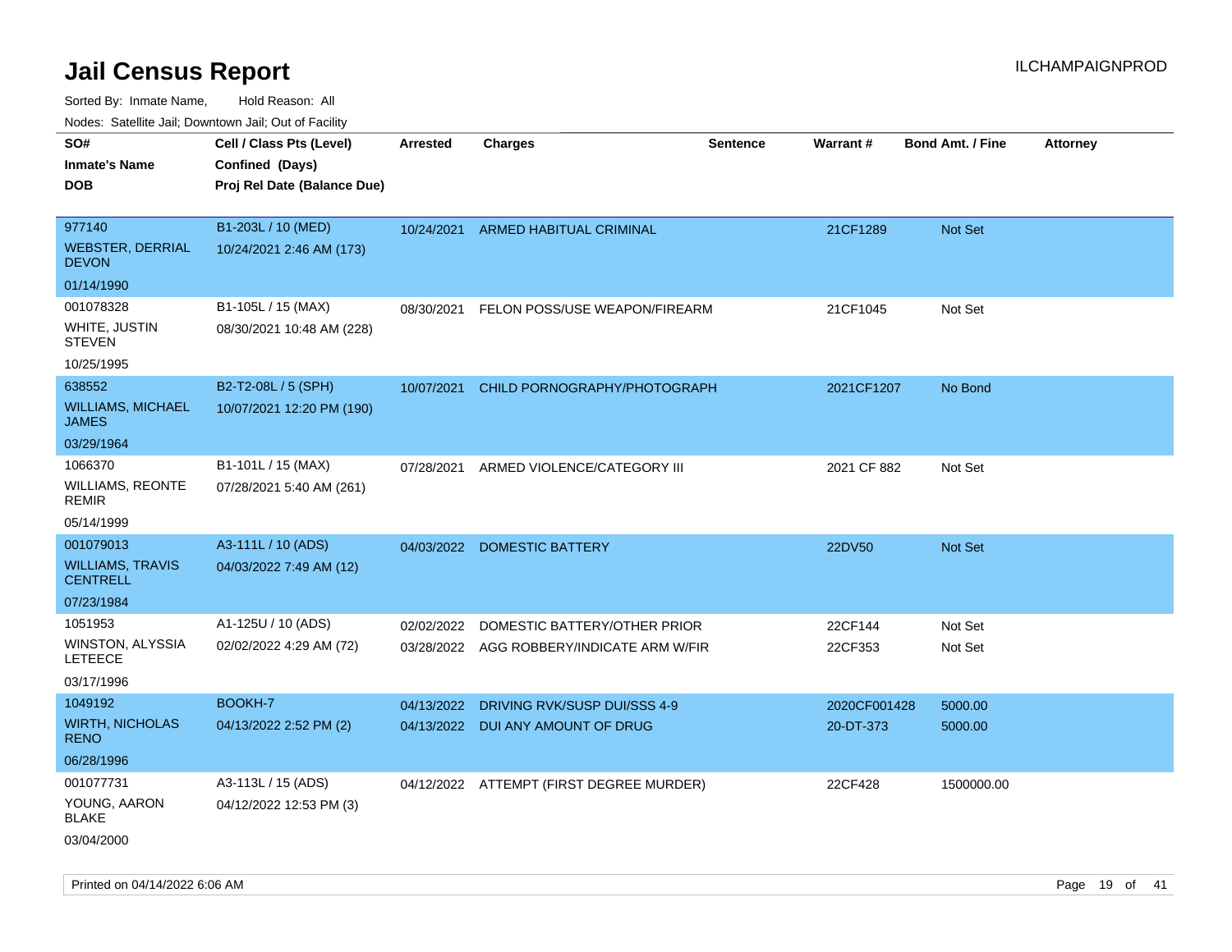# Jail Census Report

ILCHAMPAIGNPROD

Sorted By: Inmate Name, Hold Reason: All

Nodes: Satellite Jail; Downtown Jail; Out of Facility

| SO# / Inmate's Name / DOB | Cell / Class Pts (Level) / Confined (Days) / Proj Rel Date (Balance Due) | Arrested | Charges | Sentence | Warrant # | Bond Amt. / Fine | Attorney |
|---|---|---|---|---|---|---|---|
| 977140 WEBSTER, DERRIAL DEVON 01/14/1990 | B1-203L / 10 (MED) 10/24/2021 2:46 AM (173) | 10/24/2021 | ARMED HABITUAL CRIMINAL | | 21CF1289 | Not Set | |
| 001078328 WHITE, JUSTIN STEVEN 10/25/1995 | B1-105L / 15 (MAX) 08/30/2021 10:48 AM (228) | 08/30/2021 | FELON POSS/USE WEAPON/FIREARM | | 21CF1045 | Not Set | |
| 638552 WILLIAMS, MICHAEL JAMES 03/29/1964 | B2-T2-08L / 5 (SPH) 10/07/2021 12:20 PM (190) | 10/07/2021 | CHILD PORNOGRAPHY/PHOTOGRAPH | | 2021CF1207 | No Bond | |
| 1066370 WILLIAMS, REONTE REMIR 05/14/1999 | B1-101L / 15 (MAX) 07/28/2021 5:40 AM (261) | 07/28/2021 | ARMED VIOLENCE/CATEGORY III | | 2021 CF 882 | Not Set | |
| 001079013 WILLIAMS, TRAVIS CENTRELL 07/23/1984 | A3-111L / 10 (ADS) 04/03/2022 7:49 AM (12) | 04/03/2022 | DOMESTIC BATTERY | | 22DV50 | Not Set | |
| 1051953 WINSTON, ALYSSIA LETEECE 03/17/1996 | A1-125U / 10 (ADS) 02/02/2022 4:29 AM (72) | 02/02/2022 | DOMESTIC BATTERY/OTHER PRIOR | | 22CF144 | Not Set | |
| | | 03/28/2022 | AGG ROBBERY/INDICATE ARM W/FIR | | 22CF353 | Not Set | |
| 1049192 WIRTH, NICHOLAS RENO 06/28/1996 | BOOKH-7 04/13/2022 2:52 PM (2) | 04/13/2022 | DRIVING RVK/SUSP DUI/SSS 4-9 | | 2020CF001428 | 5000.00 | |
| | | 04/13/2022 | DUI ANY AMOUNT OF DRUG | | 20-DT-373 | 5000.00 | |
| 001077731 YOUNG, AARON BLAKE 03/04/2000 | A3-113L / 15 (ADS) 04/12/2022 12:53 PM (3) | 04/12/2022 | ATTEMPT (FIRST DEGREE MURDER) | | 22CF428 | 1500000.00 | |

Printed on 04/14/2022 6:06 AM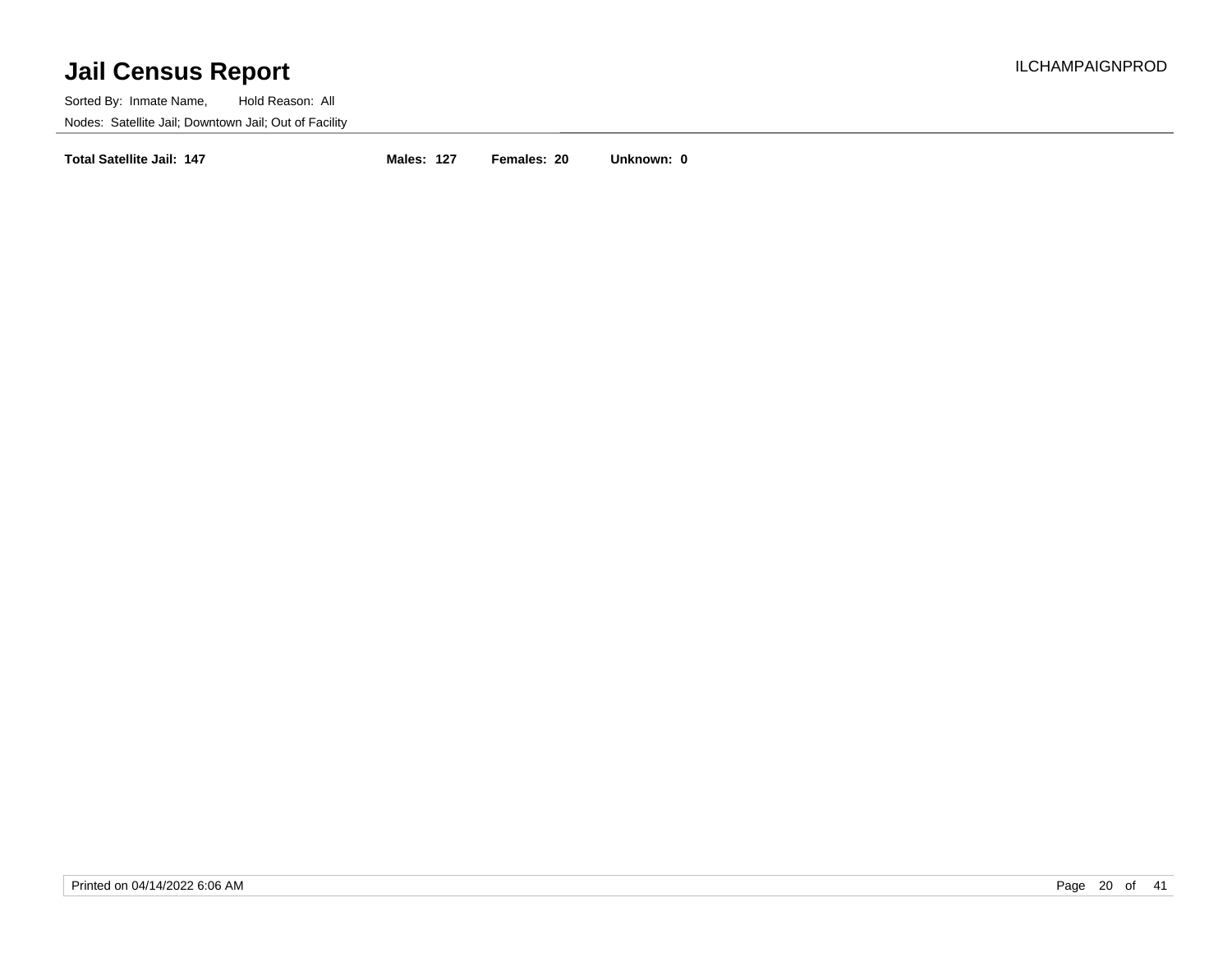**Total Satellite Jail: 147** **Males: 127** **Females: 20** **Unknown: 0**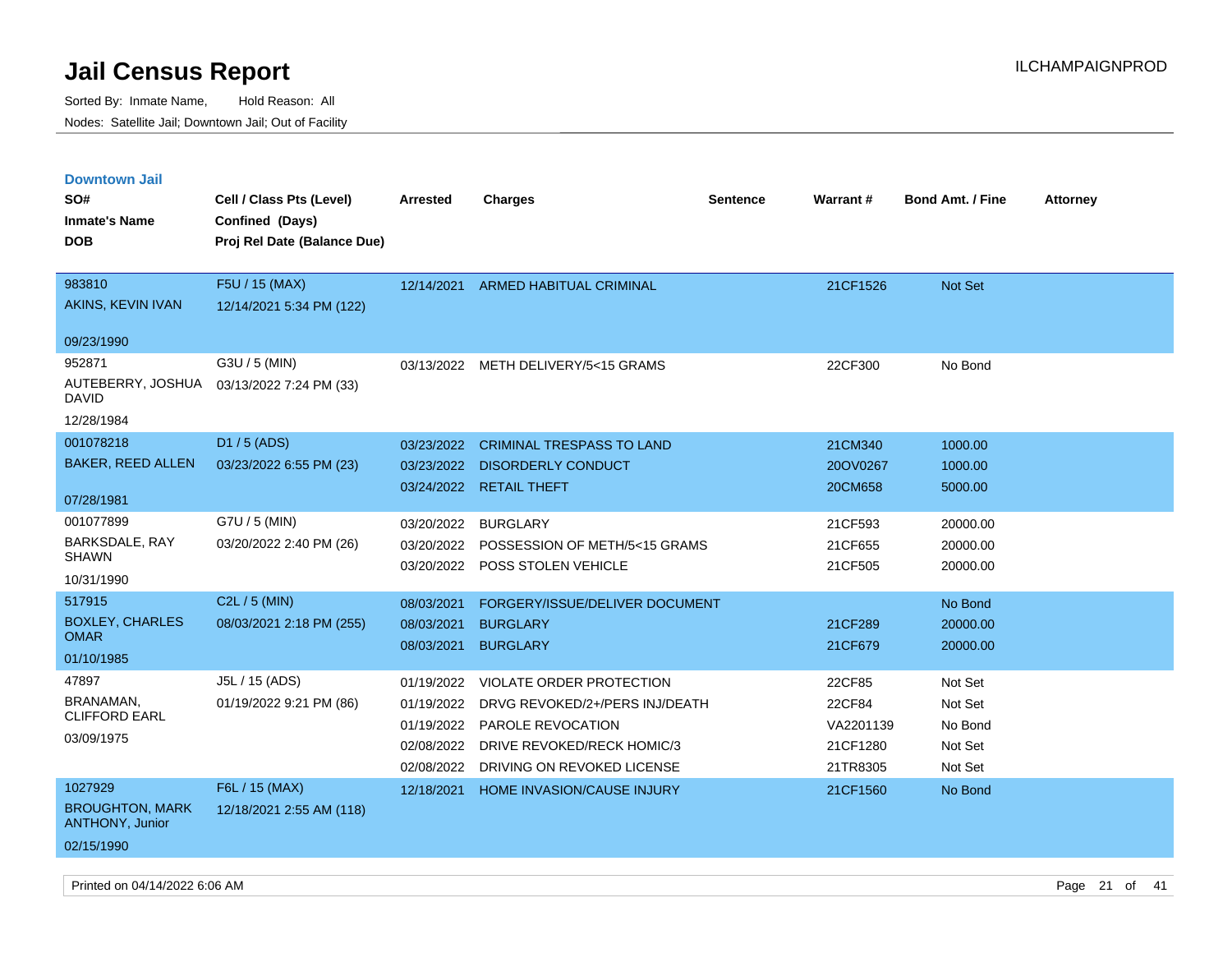# Jail Census Report

Sorted By: Inmate Name, Hold Reason: All

Nodes: Satellite Jail; Downtown Jail; Out of Facility

ILCHAMPAIGNPROD

## Downtown Jail

| SO# / Inmate's Name / DOB | Cell / Class Pts (Level) / Confined (Days) / Proj Rel Date (Balance Due) | Arrested | Charges | Sentence | Warrant # | Bond Amt. / Fine | Attorney |
|---|---|---|---|---|---|---|---|
| 983810<br>AKINS, KEVIN IVAN<br>09/23/1990 | F5U / 15 (MAX)<br>12/14/2021 5:34 PM (122) | 12/14/2021 | ARMED HABITUAL CRIMINAL | | 21CF1526 | Not Set | |
| 952871<br>AUTEBERRY, JOSHUA DAVID<br>12/28/1984 | G3U / 5 (MIN)<br>03/13/2022 7:24 PM (33) | 03/13/2022 | METH DELIVERY/5<15 GRAMS | | 22CF300 | No Bond | |
| 001078218<br>BAKER, REED ALLEN<br>07/28/1981 | D1 / 5 (ADS)<br>03/23/2022 6:55 PM (23) | 03/23/2022 | CRIMINAL TRESPASS TO LAND | | 21CM340 | 1000.00 | |
| | | 03/23/2022 | DISORDERLY CONDUCT | | 20OV0267 | 1000.00 | |
| | | 03/24/2022 | RETAIL THEFT | | 20CM658 | 5000.00 | |
| 001077899<br>BARKSDALE, RAY SHAWN<br>10/31/1990 | G7U / 5 (MIN)<br>03/20/2022 2:40 PM (26) | 03/20/2022 | BURGLARY | | 21CF593 | 20000.00 | |
| | | 03/20/2022 | POSSESSION OF METH/5<15 GRAMS | | 21CF655 | 20000.00 | |
| | | 03/20/2022 | POSS STOLEN VEHICLE | | 21CF505 | 20000.00 | |
| 517915<br>BOXLEY, CHARLES OMAR<br>01/10/1985 | C2L / 5 (MIN)<br>08/03/2021 2:18 PM (255) | 08/03/2021 | FORGERY/ISSUE/DELIVER DOCUMENT | | | No Bond | |
| | | 08/03/2021 | BURGLARY | | 21CF289 | 20000.00 | |
| | | 08/03/2021 | BURGLARY | | 21CF679 | 20000.00 | |
| 47897<br>BRANAMAN, CLIFFORD EARL<br>03/09/1975 | J5L / 15 (ADS)<br>01/19/2022 9:21 PM (86) | 01/19/2022 | VIOLATE ORDER PROTECTION | | 22CF85 | Not Set | |
| | | 01/19/2022 | DRVG REVOKED/2+/PERS INJ/DEATH | | 22CF84 | Not Set | |
| | | 01/19/2022 | PAROLE REVOCATION | | VA2201139 | No Bond | |
| | | 02/08/2022 | DRIVE REVOKED/RECK HOMIC/3 | | 21CF1280 | Not Set | |
| | | 02/08/2022 | DRIVING ON REVOKED LICENSE | | 21TR8305 | Not Set | |
| 1027929<br>BROUGHTON, MARK ANTHONY, Junior<br>02/15/1990 | F6L / 15 (MAX)<br>12/18/2021 2:55 AM (118) | 12/18/2021 | HOME INVASION/CAUSE INJURY | | 21CF1560 | No Bond | |

Printed on 04/14/2022 6:06 AM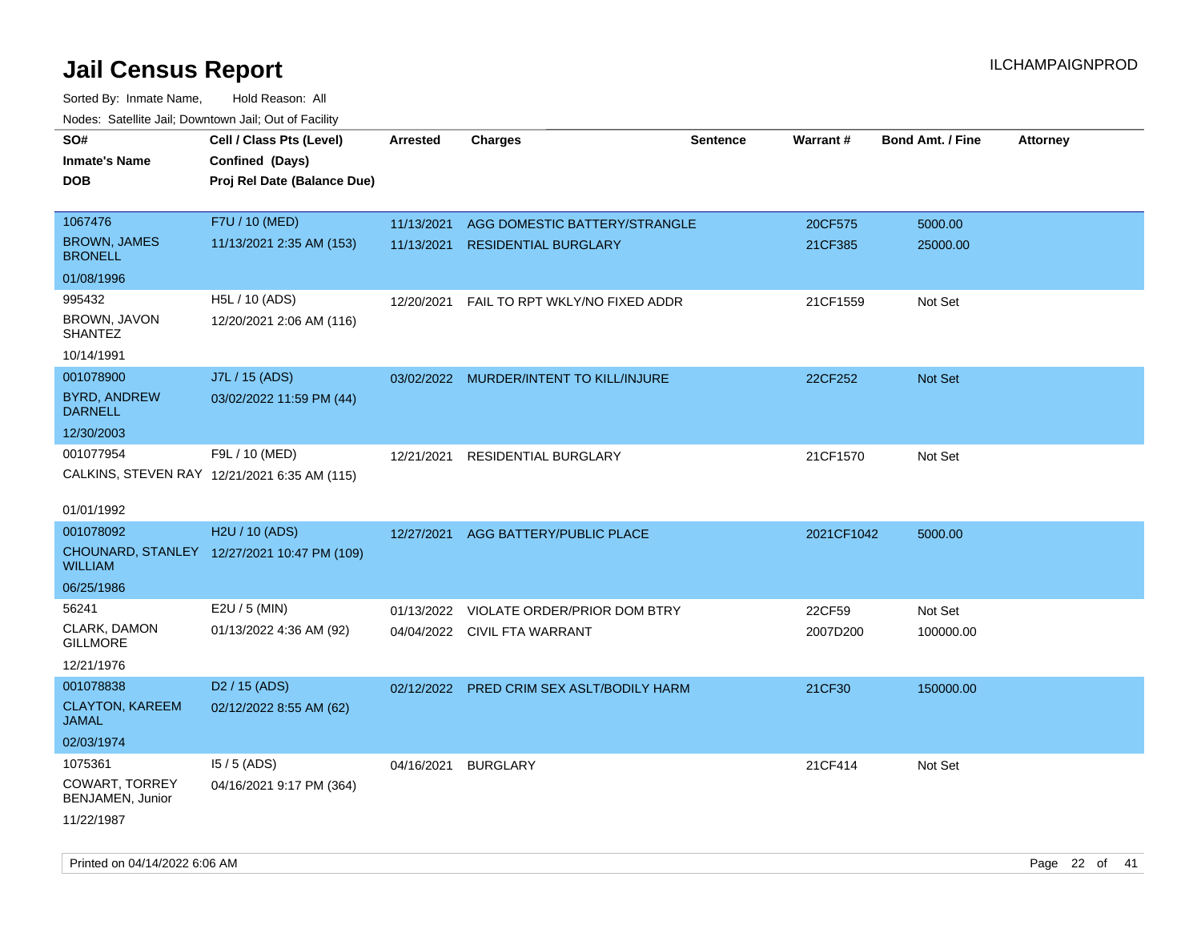# Jail Census Report

ILCHAMPAIGNPROD

Sorted By: Inmate Name, Hold Reason: All

Nodes: Satellite Jail; Downtown Jail; Out of Facility

| SO# / Inmate's Name / DOB | Cell / Class Pts (Level) / Confined (Days) / Proj Rel Date (Balance Due) | Arrested | Charges | Sentence | Warrant # | Bond Amt. / Fine | Attorney |
|---|---|---|---|---|---|---|---|
| 1067476<br>BROWN, JAMES BRONELL<br>01/08/1996 | F7U / 10 (MED)<br>11/13/2021 2:35 AM (153) | 11/13/2021<br>11/13/2021 | AGG DOMESTIC BATTERY/STRANGLE<br>RESIDENTIAL BURGLARY | | 20CF575<br>21CF385 | 5000.00<br>25000.00 | |
| 995432<br>BROWN, JAVON SHANTEZ<br>10/14/1991 | H5L / 10 (ADS)<br>12/20/2021 2:06 AM (116) | 12/20/2021 | FAIL TO RPT WKLY/NO FIXED ADDR | | 21CF1559 | Not Set | |
| 001078900<br>BYRD, ANDREW DARNELL<br>12/30/2003 | J7L / 15 (ADS)<br>03/02/2022 11:59 PM (44) | 03/02/2022 | MURDER/INTENT TO KILL/INJURE | | 22CF252 | Not Set | |
| 001077954<br>CALKINS, STEVEN RAY<br>01/01/1992 | F9L / 10 (MED)<br>12/21/2021 6:35 AM (115) | 12/21/2021 | RESIDENTIAL BURGLARY | | 21CF1570 | Not Set | |
| 001078092<br>CHOUNARD, STANLEY WILLIAM<br>06/25/1986 | H2U / 10 (ADS)<br>12/27/2021 10:47 PM (109) | 12/27/2021 | AGG BATTERY/PUBLIC PLACE | | 2021CF1042 | 5000.00 | |
| 56241<br>CLARK, DAMON GILLMORE<br>12/21/1976 | E2U / 5 (MIN)<br>01/13/2022 4:36 AM (92) | 01/13/2022<br>04/04/2022 | VIOLATE ORDER/PRIOR DOM BTRY<br>CIVIL FTA WARRANT | | 22CF59<br>2007D200 | Not Set<br>100000.00 | |
| 001078838<br>CLAYTON, KAREEM JAMAL<br>02/03/1974 | D2 / 15 (ADS)<br>02/12/2022 8:55 AM (62) | 02/12/2022 | PRED CRIM SEX ASLT/BODILY HARM | | 21CF30 | 150000.00 | |
| 1075361<br>COWART, TORREY BENJAMEN, Junior<br>11/22/1987 | I5 / 5 (ADS)<br>04/16/2021 9:17 PM (364) | 04/16/2021 | BURGLARY | | 21CF414 | Not Set | |

Printed on 04/14/2022 6:06 AM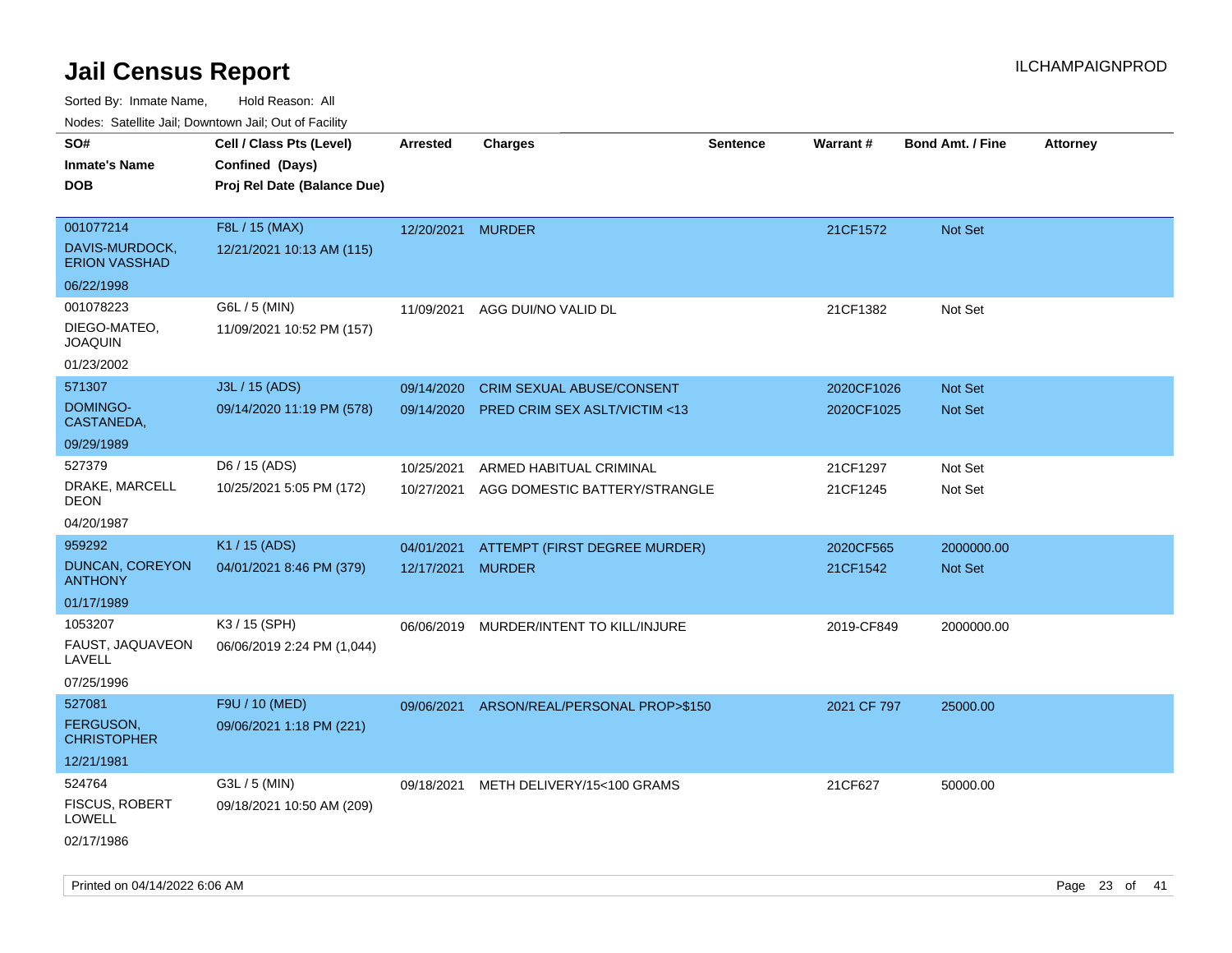# Jail Census Report

ILCHAMPAIGNPROD

Sorted By: Inmate Name, Hold Reason: All

Nodes: Satellite Jail; Downtown Jail; Out of Facility

| SO# / Inmate's Name / DOB | Cell / Class Pts (Level) / Confined (Days) / Proj Rel Date (Balance Due) | Arrested | Charges | Sentence | Warrant # | Bond Amt. / Fine | Attorney |
|---|---|---|---|---|---|---|---|
| 001077214<br>DAVIS-MURDOCK, ERION VASSHAD<br>06/22/1998 | F8L / 15 (MAX)<br>12/21/2021 10:13 AM (115) | 12/20/2021 | MURDER | | 21CF1572 | Not Set | |
| 001078223<br>DIEGO-MATEO, JOAQUIN<br>01/23/2002 | G6L / 5 (MIN)<br>11/09/2021 10:52 PM (157) | 11/09/2021 | AGG DUI/NO VALID DL | | 21CF1382 | Not Set | |
| 571307<br>DOMINGO-CASTANEDA,<br>09/29/1989 | J3L / 15 (ADS)<br>09/14/2020 11:19 PM (578) | 09/14/2020<br>09/14/2020 | CRIM SEXUAL ABUSE/CONSENT<br>PRED CRIM SEX ASLT/VICTIM <13 | | 2020CF1026<br>2020CF1025 | Not Set<br>Not Set | |
| 527379<br>DRAKE, MARCELL DEON<br>04/20/1987 | D6 / 15 (ADS)<br>10/25/2021 5:05 PM (172) | 10/25/2021<br>10/27/2021 | ARMED HABITUAL CRIMINAL<br>AGG DOMESTIC BATTERY/STRANGLE | | 21CF1297<br>21CF1245 | Not Set<br>Not Set | |
| 959292<br>DUNCAN, COREYON ANTHONY<br>01/17/1989 | K1 / 15 (ADS)<br>04/01/2021 8:46 PM (379) | 04/01/2021<br>12/17/2021 | ATTEMPT (FIRST DEGREE MURDER)<br>MURDER | | 2020CF565<br>21CF1542 | 2000000.00<br>Not Set | |
| 1053207<br>FAUST, JAQUAVEON LAVELL<br>07/25/1996 | K3 / 15 (SPH)<br>06/06/2019 2:24 PM (1,044) | 06/06/2019 | MURDER/INTENT TO KILL/INJURE | | 2019-CF849 | 2000000.00 | |
| 527081<br>FERGUSON, CHRISTOPHER<br>12/21/1981 | F9U / 10 (MED)<br>09/06/2021 1:18 PM (221) | 09/06/2021 | ARSON/REAL/PERSONAL PROP>$150 | | 2021 CF 797 | 25000.00 | |
| 524764<br>FISCUS, ROBERT LOWELL<br>02/17/1986 | G3L / 5 (MIN)<br>09/18/2021 10:50 AM (209) | 09/18/2021 | METH DELIVERY/15<100 GRAMS | | 21CF627 | 50000.00 | |

Printed on 04/14/2022 6:06 AM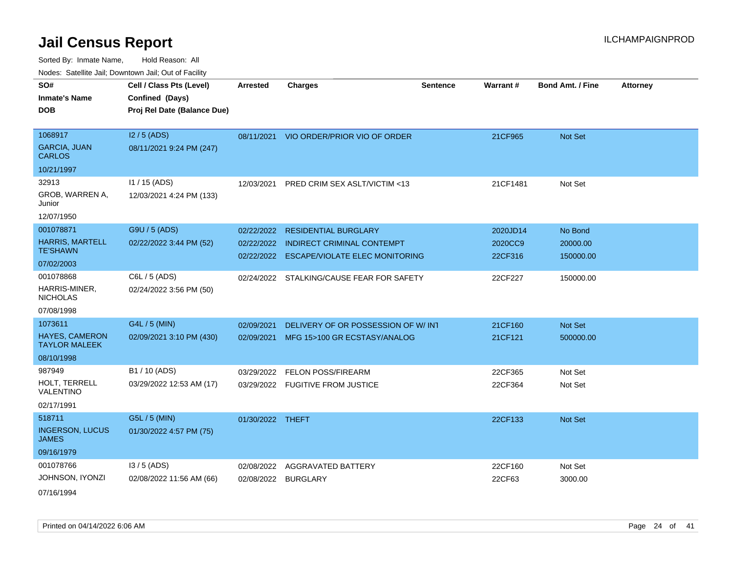# Jail Census Report

Sorted By: Inmate Name, Hold Reason: All

Nodes: Satellite Jail; Downtown Jail; Out of Facility

| SO# / Inmate's Name / DOB | Cell / Class Pts (Level) / Confined (Days) / Proj Rel Date (Balance Due) | Arrested | Charges | Sentence | Warrant # | Bond Amt. / Fine | Attorney |
|---|---|---|---|---|---|---|---|
| 1068917<br>GARCIA, JUAN CARLOS<br>10/21/1997 | I2 / 5 (ADS)<br>08/11/2021 9:24 PM (247) | 08/11/2021 | VIO ORDER/PRIOR VIO OF ORDER | | 21CF965 | Not Set | |
| 32913<br>GROB, WARREN A, Junior<br>12/07/1950 | I1 / 15 (ADS)<br>12/03/2021 4:24 PM (133) | 12/03/2021 | PRED CRIM SEX ASLT/VICTIM <13 | | 21CF1481 | Not Set | |
| 001078871<br>HARRIS, MARTELL TE'SHAWN<br>07/02/2003 | G9U / 5 (ADS)<br>02/22/2022 3:44 PM (52) | 02/22/2022 | RESIDENTIAL BURGLARY | | 2020JD14 | No Bond | |
| | | 02/22/2022 | INDIRECT CRIMINAL CONTEMPT | | 2020CC9 | 20000.00 | |
| | | 02/22/2022 | ESCAPE/VIOLATE ELEC MONITORING | | 22CF316 | 150000.00 | |
| 001078868<br>HARRIS-MINER, NICHOLAS<br>07/08/1998 | C6L / 5 (ADS)<br>02/24/2022 3:56 PM (50) | 02/24/2022 | STALKING/CAUSE FEAR FOR SAFETY | | 22CF227 | 150000.00 | |
| 1073611<br>HAYES, CAMERON TAYLOR MALEEK<br>08/10/1998 | G4L / 5 (MIN)<br>02/09/2021 3:10 PM (430) | 02/09/2021 | DELIVERY OF OR POSSESSION OF W/ INT | | 21CF160 | Not Set | |
| | | 02/09/2021 | MFG 15>100 GR ECSTASY/ANALOG | | 21CF121 | 500000.00 | |
| 987949<br>HOLT, TERRELL VALENTINO<br>02/17/1991 | B1 / 10 (ADS)<br>03/29/2022 12:53 AM (17) | 03/29/2022 | FELON POSS/FIREARM | | 22CF365 | Not Set | |
| | | 03/29/2022 | FUGITIVE FROM JUSTICE | | 22CF364 | Not Set | |
| 518711<br>INGERSON, LUCUS JAMES<br>09/16/1979 | G5L / 5 (MIN)<br>01/30/2022 4:57 PM (75) | 01/30/2022 | THEFT | | 22CF133 | Not Set | |
| 001078766<br>JOHNSON, IYONZI<br>07/16/1994 | I3 / 5 (ADS)<br>02/08/2022 11:56 AM (66) | 02/08/2022 | AGGRAVATED BATTERY | | 22CF160 | Not Set | |
| | | 02/08/2022 | BURGLARY | | 22CF63 | 3000.00 | |

Printed on 04/14/2022 6:06 AM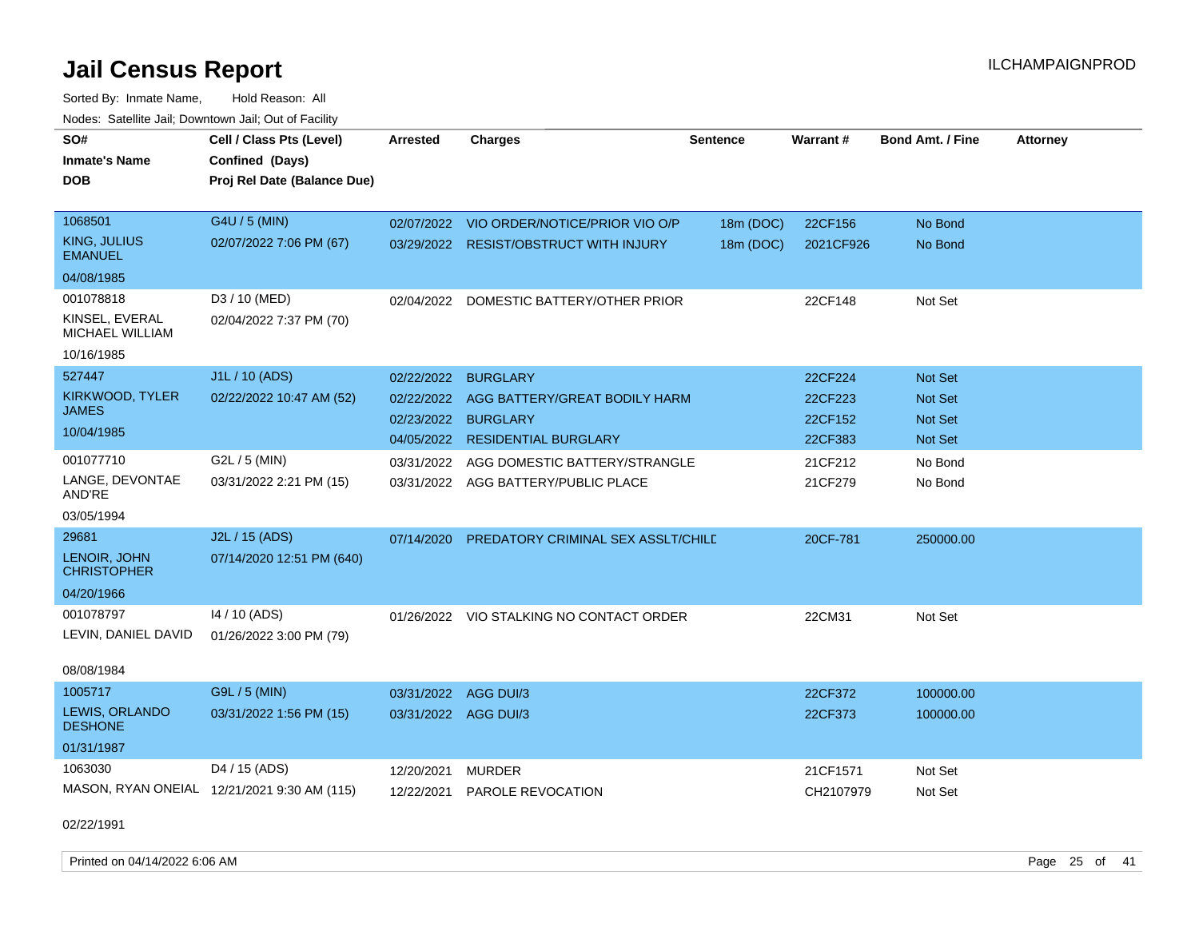# Jail Census Report

Sorted By: Inmate Name, Hold Reason: All

Nodes: Satellite Jail; Downtown Jail; Out of Facility

| SO# / Inmate's Name / DOB | Cell / Class Pts (Level) / Confined (Days) / Proj Rel Date (Balance Due) | Arrested | Charges | Sentence | Warrant # | Bond Amt. / Fine | Attorney |
|---|---|---|---|---|---|---|---|
| 1068501 KING, JULIUS EMANUEL 04/08/1985 | G4U / 5 (MIN) 02/07/2022 7:06 PM (67) | 02/07/2022 | VIO ORDER/NOTICE/PRIOR VIO O/P | 18m (DOC) | 22CF156 | No Bond | |
| | | 03/29/2022 | RESIST/OBSTRUCT WITH INJURY | 18m (DOC) | 2021CF926 | No Bond | |
| 001078818 KINSEL, EVERAL MICHAEL WILLIAM 10/16/1985 | D3 / 10 (MED) 02/04/2022 7:37 PM (70) | 02/04/2022 | DOMESTIC BATTERY/OTHER PRIOR | | 22CF148 | Not Set | |
| 527447 KIRKWOOD, TYLER JAMES 10/04/1985 | J1L / 10 (ADS) 02/22/2022 10:47 AM (52) | 02/22/2022 | BURGLARY | | 22CF224 | Not Set | |
| | | 02/22/2022 | AGG BATTERY/GREAT BODILY HARM | | 22CF223 | Not Set | |
| | | 02/23/2022 | BURGLARY | | 22CF152 | Not Set | |
| | | 04/05/2022 | RESIDENTIAL BURGLARY | | 22CF383 | Not Set | |
| 001077710 LANGE, DEVONTAE AND'RE 03/05/1994 | G2L / 5 (MIN) 03/31/2022 2:21 PM (15) | 03/31/2022 | AGG DOMESTIC BATTERY/STRANGLE | | 21CF212 | No Bond | |
| | | 03/31/2022 | AGG BATTERY/PUBLIC PLACE | | 21CF279 | No Bond | |
| 29681 LENOIR, JOHN CHRISTOPHER 04/20/1966 | J2L / 15 (ADS) 07/14/2020 12:51 PM (640) | 07/14/2020 | PREDATORY CRIMINAL SEX ASSLT/CHILD | | 20CF-781 | 250000.00 | |
| 001078797 LEVIN, DANIEL DAVID 08/08/1984 | I4 / 10 (ADS) 01/26/2022 3:00 PM (79) | 01/26/2022 | VIO STALKING NO CONTACT ORDER | | 22CM31 | Not Set | |
| 1005717 LEWIS, ORLANDO DESHONE 01/31/1987 | G9L / 5 (MIN) 03/31/2022 1:56 PM (15) | 03/31/2022 | AGG DUI/3 | | 22CF372 | 100000.00 | |
| | | 03/31/2022 | AGG DUI/3 | | 22CF373 | 100000.00 | |
| 1063030 MASON, RYAN ONEIAL 02/22/1991 | D4 / 15 (ADS) 12/21/2021 9:30 AM (115) | 12/20/2021 | MURDER | | 21CF1571 | Not Set | |
| | | 12/22/2021 | PAROLE REVOCATION | | CH2107979 | Not Set | |

Printed on 04/14/2022 6:06 AM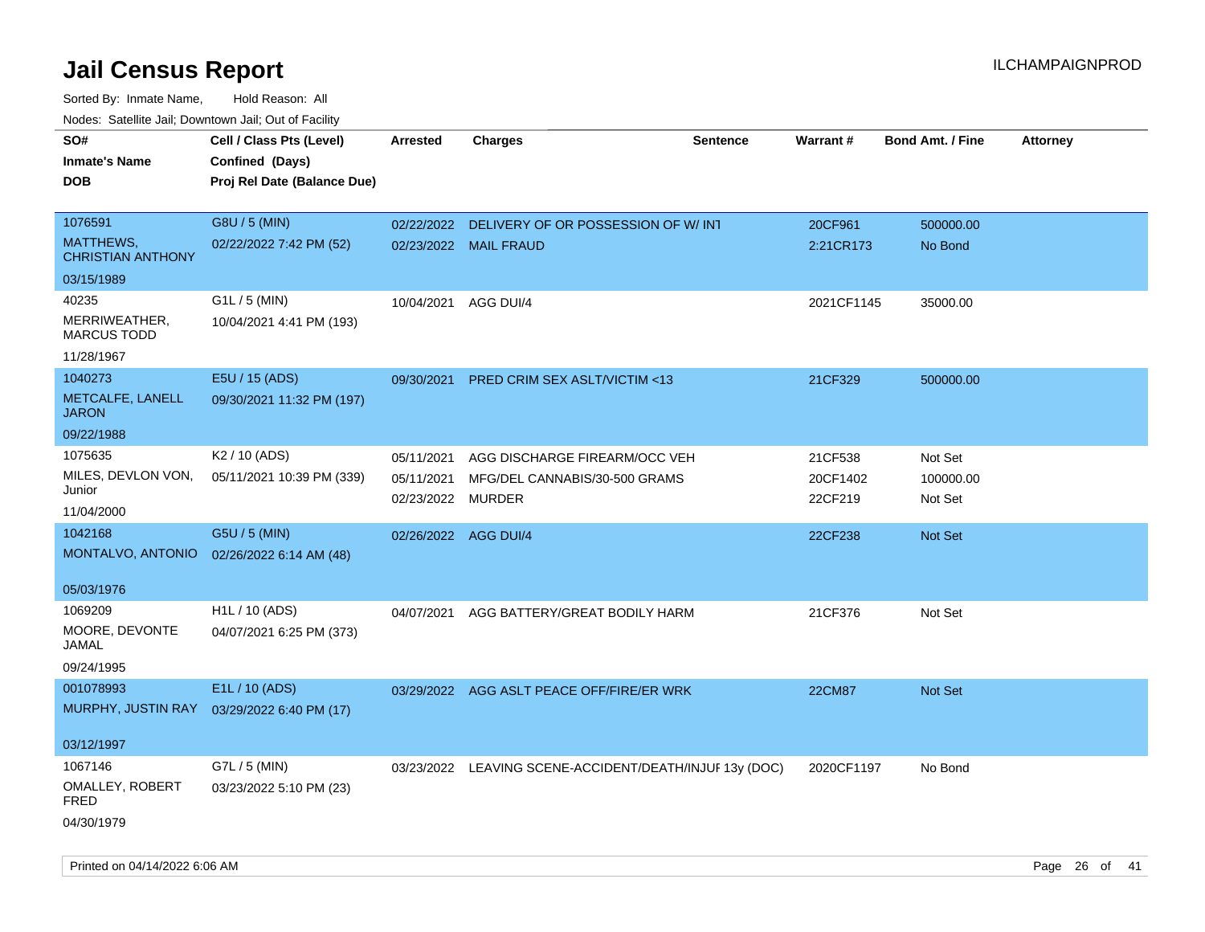# Jail Census Report

Sorted By: Inmate Name, Hold Reason: All

Nodes: Satellite Jail; Downtown Jail; Out of Facility

| SO# / Inmate's Name / DOB | Cell / Class Pts (Level) / Confined (Days) / Proj Rel Date (Balance Due) | Arrested | Charges | Sentence | Warrant # | Bond Amt. / Fine | Attorney |
|---|---|---|---|---|---|---|---|
| 1076591<br>MATTHEWS, CHRISTIAN ANTHONY<br>03/15/1989 | G8U / 5 (MIN)<br>02/22/2022 7:42 PM (52) | 02/22/2022<br>02/23/2022 | DELIVERY OF OR POSSESSION OF W/ INT<br>MAIL FRAUD | | 20CF961<br>2:21CR173 | 500000.00<br>No Bond | |
| 40235<br>MERRIWEATHER, MARCUS TODD<br>11/28/1967 | G1L / 5 (MIN)<br>10/04/2021 4:41 PM (193) | 10/04/2021 | AGG DUI/4 | | 2021CF1145 | 35000.00 | |
| 1040273<br>METCALFE, LANELL JARON<br>09/22/1988 | E5U / 15 (ADS)<br>09/30/2021 11:32 PM (197) | 09/30/2021 | PRED CRIM SEX ASLT/VICTIM <13 | | 21CF329 | 500000.00 | |
| 1075635<br>MILES, DEVLON VON, Junior<br>11/04/2000 | K2 / 10 (ADS)<br>05/11/2021 10:39 PM (339) | 05/11/2021<br>05/11/2021<br>02/23/2022 | AGG DISCHARGE FIREARM/OCC VEH<br>MFG/DEL CANNABIS/30-500 GRAMS<br>MURDER | | 21CF538<br>20CF1402<br>22CF219 | Not Set<br>100000.00<br>Not Set | |
| 1042168<br>MONTALVO, ANTONIO<br>05/03/1976 | G5U / 5 (MIN)<br>02/26/2022 6:14 AM (48) | 02/26/2022 | AGG DUI/4 | | 22CF238 | Not Set | |
| 1069209<br>MOORE, DEVONTE JAMAL<br>09/24/1995 | H1L / 10 (ADS)<br>04/07/2021 6:25 PM (373) | 04/07/2021 | AGG BATTERY/GREAT BODILY HARM | | 21CF376 | Not Set | |
| 001078993<br>MURPHY, JUSTIN RAY<br>03/12/1997 | E1L / 10 (ADS)<br>03/29/2022 6:40 PM (17) | 03/29/2022 | AGG ASLT PEACE OFF/FIRE/ER WRK | | 22CM87 | Not Set | |
| 1067146<br>OMALLEY, ROBERT FRED<br>04/30/1979 | G7L / 5 (MIN)<br>03/23/2022 5:10 PM (23) | 03/23/2022 | LEAVING SCENE-ACCIDENT/DEATH/INJUF | 13y (DOC) | 2020CF1197 | No Bond | |

Printed on 04/14/2022 6:06 AM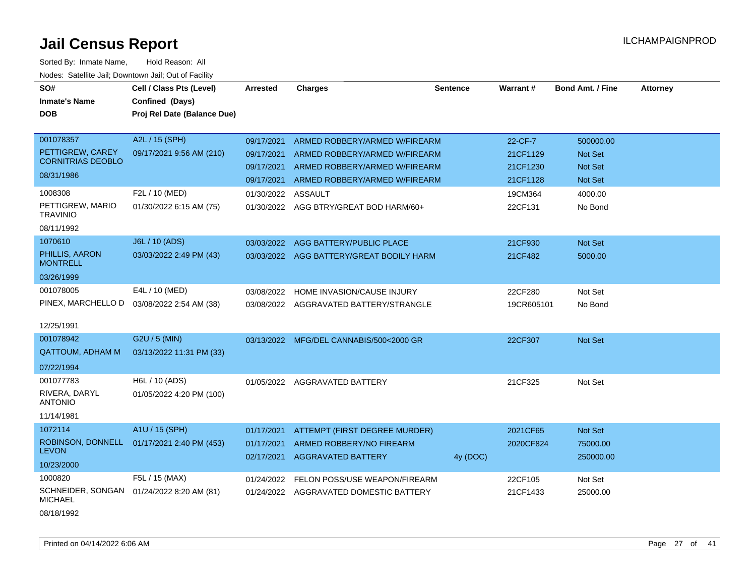# Jail Census Report

Sorted By: Inmate Name, Hold Reason: All

Nodes: Satellite Jail; Downtown Jail; Out of Facility

| SO# / Inmate's Name / DOB | Cell / Class Pts (Level) / Confined (Days) / Proj Rel Date (Balance Due) | Arrested | Charges | Sentence | Warrant # | Bond Amt. / Fine | Attorney |
|---|---|---|---|---|---|---|---|
| 001078357<br>PETTIGREW, CAREY CORNITRIAS DEOBLO<br>08/31/1986 | A2L / 15 (SPH)<br>09/17/2021 9:56 AM (210) | 09/17/2021 | ARMED ROBBERY/ARMED W/FIREARM | | 22-CF-7 | 500000.00 | |
| | | 09/17/2021 | ARMED ROBBERY/ARMED W/FIREARM | | 21CF1129 | Not Set | |
| | | 09/17/2021 | ARMED ROBBERY/ARMED W/FIREARM | | 21CF1230 | Not Set | |
| | | 09/17/2021 | ARMED ROBBERY/ARMED W/FIREARM | | 21CF1128 | Not Set | |
| 1008308<br>PETTIGREW, MARIO TRAVINIO<br>08/11/1992 | F2L / 10 (MED)<br>01/30/2022 6:15 AM (75) | 01/30/2022 | ASSAULT | | 19CM364 | 4000.00 | |
| | | 01/30/2022 | AGG BTRY/GREAT BOD HARM/60+ | | 22CF131 | No Bond | |
| 1070610<br>PHILLIS, AARON MONTRELL<br>03/26/1999 | J6L / 10 (ADS)<br>03/03/2022 2:49 PM (43) | 03/03/2022 | AGG BATTERY/PUBLIC PLACE | | 21CF930 | Not Set | |
| | | 03/03/2022 | AGG BATTERY/GREAT BODILY HARM | | 21CF482 | 5000.00 | |
| 001078005<br>PINEX, MARCHELLO D<br>12/25/1991 | E4L / 10 (MED)<br>03/08/2022 2:54 AM (38) | 03/08/2022 | HOME INVASION/CAUSE INJURY | | 22CF280 | Not Set | |
| | | 03/08/2022 | AGGRAVATED BATTERY/STRANGLE | | 19CR605101 | No Bond | |
| 001078942<br>QATTOUM, ADHAM M<br>07/22/1994 | G2U / 5 (MIN)<br>03/13/2022 11:31 PM (33) | 03/13/2022 | MFG/DEL CANNABIS/500<2000 GR | | 22CF307 | Not Set | |
| 001077783<br>RIVERA, DARYL ANTONIO<br>11/14/1981 | H6L / 10 (ADS)<br>01/05/2022 4:20 PM (100) | 01/05/2022 | AGGRAVATED BATTERY | | 21CF325 | Not Set | |
| 1072114<br>ROBINSON, DONNELL LEVON<br>10/23/2000 | A1U / 15 (SPH)<br>01/17/2021 2:40 PM (453) | 01/17/2021 | ATTEMPT (FIRST DEGREE MURDER) | | 2021CF65 | Not Set | |
| | | 01/17/2021 | ARMED ROBBERY/NO FIREARM | | 2020CF824 | 75000.00 | |
| | | 02/17/2021 | AGGRAVATED BATTERY | 4y (DOC) | | 250000.00 | |
| 1000820<br>SCHNEIDER, SONGAN MICHAEL<br>08/18/1992 | F5L / 15 (MAX)<br>01/24/2022 8:20 AM (81) | 01/24/2022 | FELON POSS/USE WEAPON/FIREARM | | 22CF105 | Not Set | |
| | | 01/24/2022 | AGGRAVATED DOMESTIC BATTERY | | 21CF1433 | 25000.00 | |

Printed on 04/14/2022 6:06 AM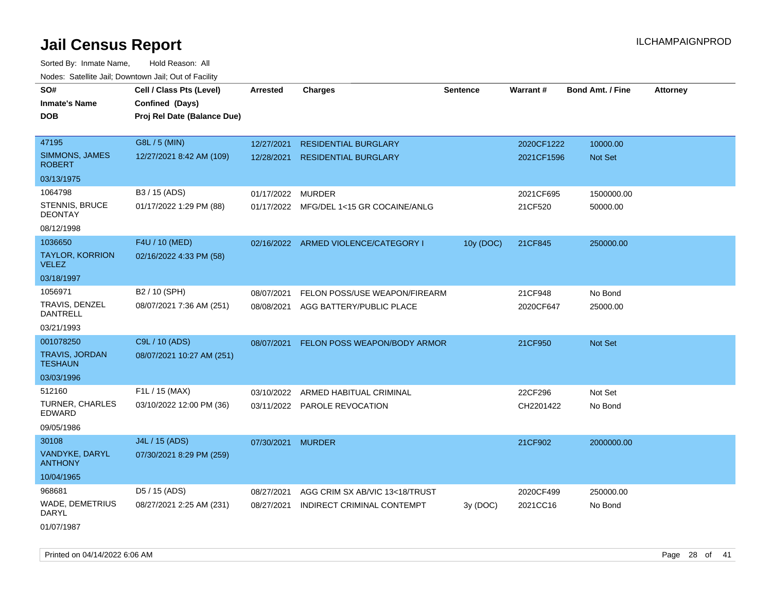# Jail Census Report

ILCHAMPAIGNPROD

Sorted By: Inmate Name, Hold Reason: All

Nodes: Satellite Jail; Downtown Jail; Out of Facility

| SO# / Inmate's Name / DOB | Cell / Class Pts (Level) / Confined (Days) / Proj Rel Date (Balance Due) | Arrested | Charges | Sentence | Warrant # | Bond Amt. / Fine | Attorney |
|---|---|---|---|---|---|---|---|
| 47195 | G8L / 5 (MIN) | 12/27/2021 | RESIDENTIAL BURGLARY | | 2020CF1222 | 10000.00 | |
| SIMMONS, JAMES ROBERT | 12/27/2021 8:42 AM (109) | 12/28/2021 | RESIDENTIAL BURGLARY | | 2021CF1596 | Not Set | |
| 03/13/1975 | | | | | | | |
| 1064798 | B3 / 15 (ADS) | 01/17/2022 | MURDER | | 2021CF695 | 1500000.00 | |
| STENNIS, BRUCE DEONTAY | 01/17/2022 1:29 PM (88) | 01/17/2022 | MFG/DEL 1<15 GR COCAINE/ANLG | | 21CF520 | 50000.00 | |
| 08/12/1998 | | | | | | | |
| 1036650 | F4U / 10 (MED) | 02/16/2022 | ARMED VIOLENCE/CATEGORY I | 10y (DOC) | 21CF845 | 250000.00 | |
| TAYLOR, KORRION VELEZ | 02/16/2022 4:33 PM (58) | | | | | | |
| 03/18/1997 | | | | | | | |
| 1056971 | B2 / 10 (SPH) | 08/07/2021 | FELON POSS/USE WEAPON/FIREARM | | 21CF948 | No Bond | |
| TRAVIS, DENZEL DANTRELL | 08/07/2021 7:36 AM (251) | 08/08/2021 | AGG BATTERY/PUBLIC PLACE | | 2020CF647 | 25000.00 | |
| 03/21/1993 | | | | | | | |
| 001078250 | C9L / 10 (ADS) | 08/07/2021 | FELON POSS WEAPON/BODY ARMOR | | 21CF950 | Not Set | |
| TRAVIS, JORDAN TESHAUN | 08/07/2021 10:27 AM (251) | | | | | | |
| 03/03/1996 | | | | | | | |
| 512160 | F1L / 15 (MAX) | 03/10/2022 | ARMED HABITUAL CRIMINAL | | 22CF296 | Not Set | |
| TURNER, CHARLES EDWARD | 03/10/2022 12:00 PM (36) | 03/11/2022 | PAROLE REVOCATION | | CH2201422 | No Bond | |
| 09/05/1986 | | | | | | | |
| 30108 | J4L / 15 (ADS) | 07/30/2021 | MURDER | | 21CF902 | 2000000.00 | |
| VANDYKE, DARYL ANTHONY | 07/30/2021 8:29 PM (259) | | | | | | |
| 10/04/1965 | | | | | | | |
| 968681 | D5 / 15 (ADS) | 08/27/2021 | AGG CRIM SX AB/VIC 13<18/TRUST | | 2020CF499 | 250000.00 | |
| WADE, DEMETRIUS DARYL | 08/27/2021 2:25 AM (231) | 08/27/2021 | INDIRECT CRIMINAL CONTEMPT | 3y (DOC) | 2021CC16 | No Bond | |
| 01/07/1987 | | | | | | | |

Printed on 04/14/2022 6:06 AM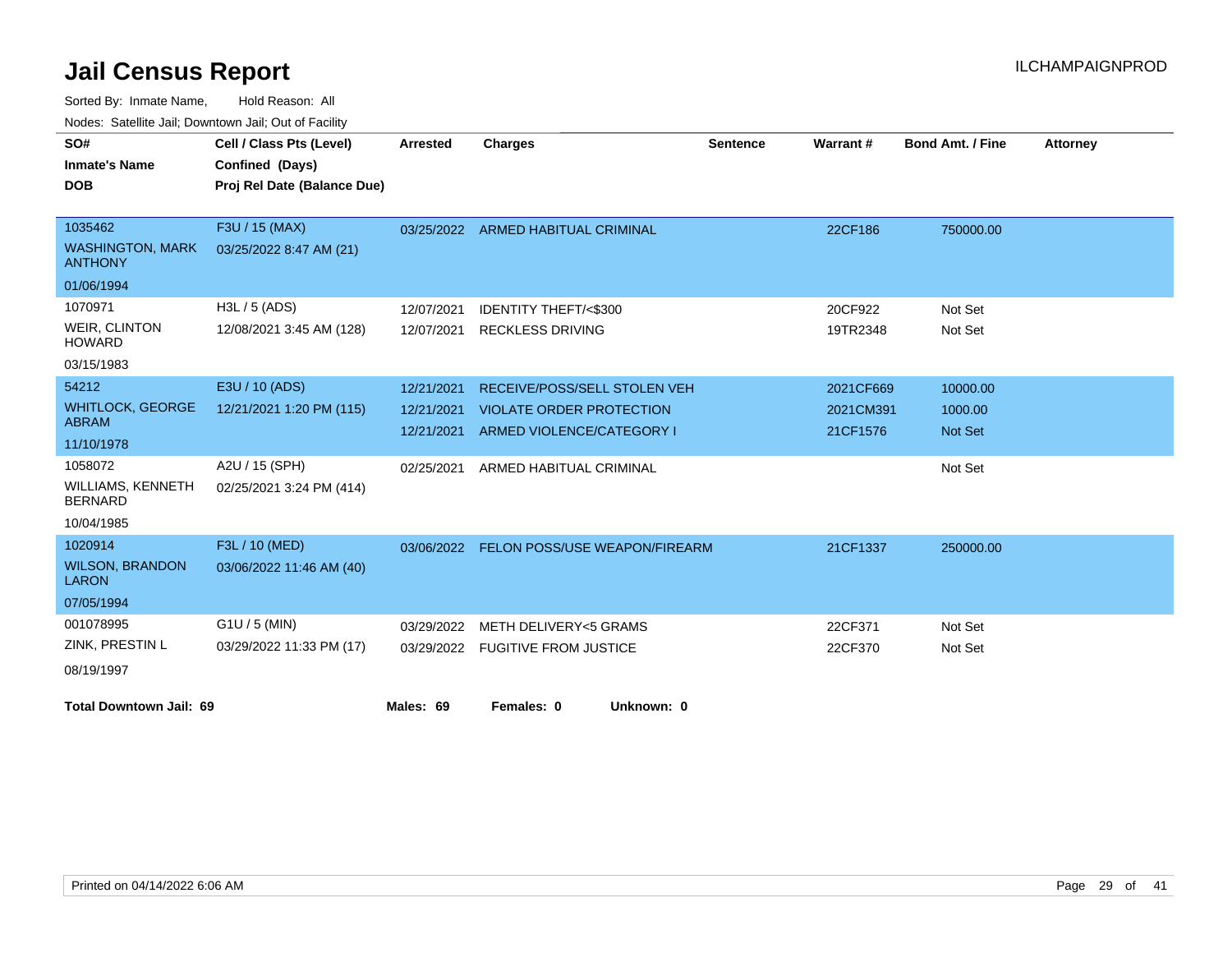# Jail Census Report

ILCHAMPAIGNPROD

Sorted By: Inmate Name, Hold Reason: All

Nodes: Satellite Jail; Downtown Jail; Out of Facility

| SO# / Inmate's Name / DOB | Cell / Class Pts (Level) / Confined (Days) / Proj Rel Date (Balance Due) | Arrested | Charges | Sentence | Warrant # | Bond Amt. / Fine | Attorney |
|---|---|---|---|---|---|---|---|
| 1035462<br>WASHINGTON, MARK ANTHONY<br>01/06/1994 | F3U / 15 (MAX)<br>03/25/2022 8:47 AM (21) | 03/25/2022 | ARMED HABITUAL CRIMINAL | | 22CF186 | 750000.00 | |
| 1070971<br>WEIR, CLINTON HOWARD<br>03/15/1983 | H3L / 5 (ADS)<br>12/08/2021 3:45 AM (128) | 12/07/2021 | IDENTITY THEFT/<$300 | | 20CF922 | Not Set | |
| | | 12/07/2021 | RECKLESS DRIVING | | 19TR2348 | Not Set | |
| 54212<br>WHITLOCK, GEORGE ABRAM<br>11/10/1978 | E3U / 10 (ADS)<br>12/21/2021 1:20 PM (115) | 12/21/2021 | RECEIVE/POSS/SELL STOLEN VEH | | 2021CF669 | 10000.00 | |
| | | 12/21/2021 | VIOLATE ORDER PROTECTION | | 2021CM391 | 1000.00 | |
| | | 12/21/2021 | ARMED VIOLENCE/CATEGORY I | | 21CF1576 | Not Set | |
| 1058072<br>WILLIAMS, KENNETH BERNARD<br>10/04/1985 | A2U / 15 (SPH)<br>02/25/2021 3:24 PM (414) | 02/25/2021 | ARMED HABITUAL CRIMINAL | | | Not Set | |
| 1020914<br>WILSON, BRANDON LARON<br>07/05/1994 | F3L / 10 (MED)<br>03/06/2022 11:46 AM (40) | 03/06/2022 | FELON POSS/USE WEAPON/FIREARM | | 21CF1337 | 250000.00 | |
| 001078995<br>ZINK, PRESTIN L<br>08/19/1997 | G1U / 5 (MIN)<br>03/29/2022 11:33 PM (17) | 03/29/2022 | METH DELIVERY<5 GRAMS | | 22CF371 | Not Set | |
| | | 03/29/2022 | FUGITIVE FROM JUSTICE | | 22CF370 | Not Set | |

**Total Downtown Jail: 69** **Males: 69** **Females: 0** **Unknown: 0**

Printed on 04/14/2022 6:06 AM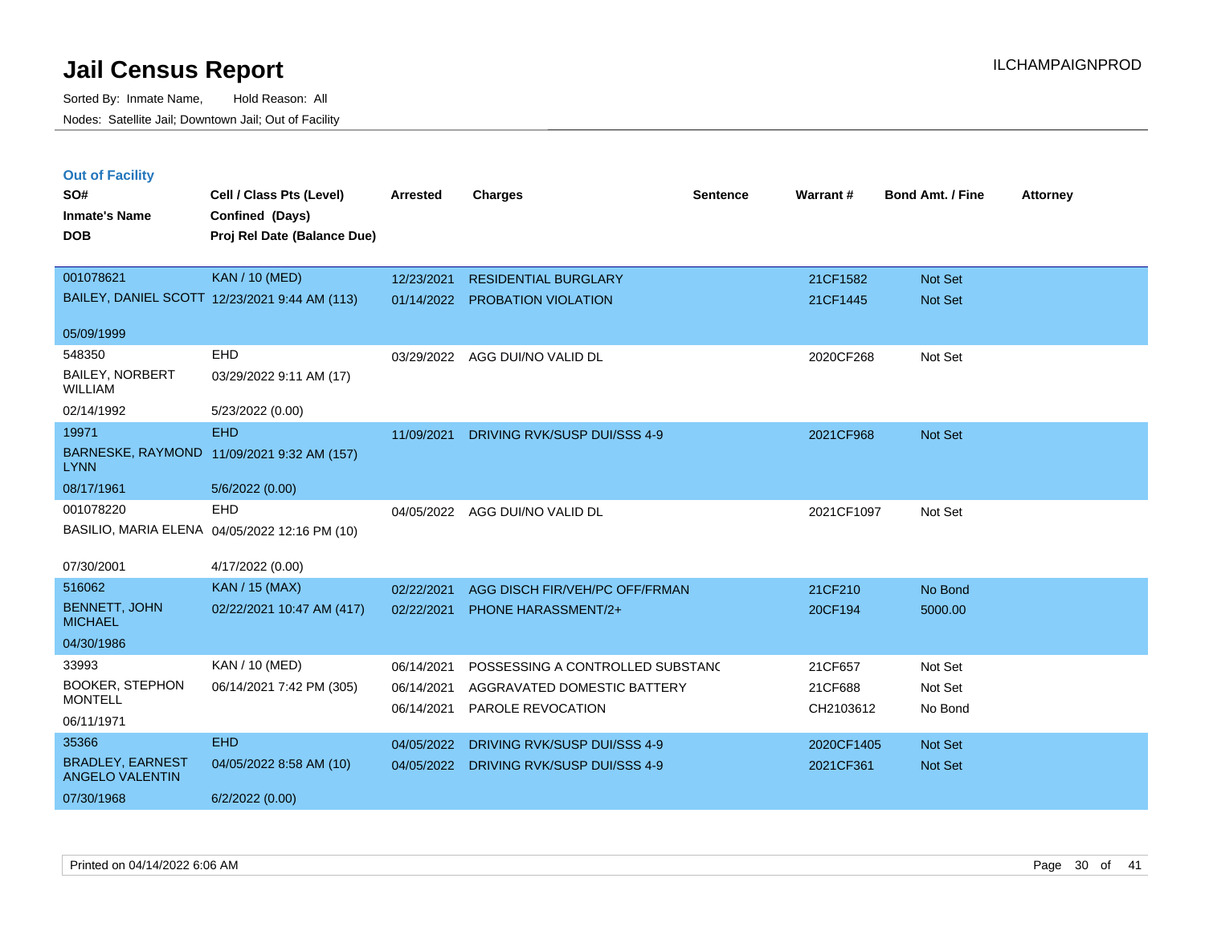# Jail Census Report

Sorted By: Inmate Name, Hold Reason: All

Nodes: Satellite Jail; Downtown Jail; Out of Facility

ILCHAMPAIGNPROD

## Out of Facility

| SO# / Inmate's Name / DOB | Cell / Class Pts (Level) / Confined (Days) / Proj Rel Date (Balance Due) | Arrested | Charges | Sentence | Warrant # | Bond Amt. / Fine | Attorney |
|---|---|---|---|---|---|---|---|
| 001078621 | KAN / 10 (MED) | 12/23/2021 | RESIDENTIAL BURGLARY | | 21CF1582 | Not Set | |
| BAILEY, DANIEL SCOTT | 12/23/2021 9:44 AM (113) | 01/14/2022 | PROBATION VIOLATION | | 21CF1445 | Not Set | |
| 05/09/1999 | | | | | | | |
| 548350 | EHD | 03/29/2022 | AGG DUI/NO VALID DL | | 2020CF268 | Not Set | |
| BAILEY, NORBERT WILLIAM | 03/29/2022 9:11 AM (17) | | | | | | |
| 02/14/1992 | 5/23/2022 (0.00) | | | | | | |
| 19971 | EHD | 11/09/2021 | DRIVING RVK/SUSP DUI/SSS 4-9 | | 2021CF968 | Not Set | |
| BARNESKE, RAYMOND LYNN | 11/09/2021 9:32 AM (157) | | | | | | |
| 08/17/1961 | 5/6/2022 (0.00) | | | | | | |
| 001078220 | EHD | 04/05/2022 | AGG DUI/NO VALID DL | | 2021CF1097 | Not Set | |
| BASILIO, MARIA ELENA | 04/05/2022 12:16 PM (10) | | | | | | |
| 07/30/2001 | 4/17/2022 (0.00) | | | | | | |
| 516062 | KAN / 15 (MAX) | 02/22/2021 | AGG DISCH FIR/VEH/PC OFF/FRMAN | | 21CF210 | No Bond | |
| BENNETT, JOHN MICHAEL | 02/22/2021 10:47 AM (417) | 02/22/2021 | PHONE HARASSMENT/2+ | | 20CF194 | 5000.00 | |
| 04/30/1986 | | | | | | | |
| 33993 | KAN / 10 (MED) | 06/14/2021 | POSSESSING A CONTROLLED SUBSTANC | | 21CF657 | Not Set | |
| BOOKER, STEPHON MONTELL | 06/14/2021 7:42 PM (305) | 06/14/2021 | AGGRAVATED DOMESTIC BATTERY | | 21CF688 | Not Set | |
| 06/11/1971 | | 06/14/2021 | PAROLE REVOCATION | | CH2103612 | No Bond | |
| 35366 | EHD | 04/05/2022 | DRIVING RVK/SUSP DUI/SSS 4-9 | | 2020CF1405 | Not Set | |
| BRADLEY, EARNEST ANGELO VALENTIN | 04/05/2022 8:58 AM (10) | 04/05/2022 | DRIVING RVK/SUSP DUI/SSS 4-9 | | 2021CF361 | Not Set | |
| 07/30/1968 | 6/2/2022 (0.00) | | | | | | |

Printed on 04/14/2022 6:06 AM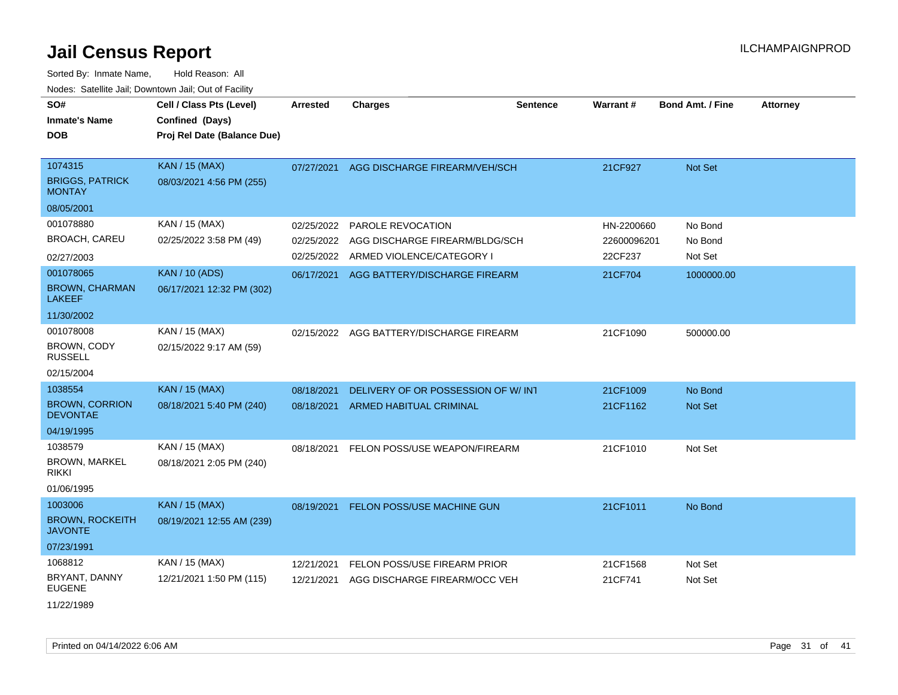# Jail Census Report

Sorted By: Inmate Name, Hold Reason: All

Nodes: Satellite Jail; Downtown Jail; Out of Facility

| SO# / Inmate's Name / DOB | Cell / Class Pts (Level) / Confined (Days) / Proj Rel Date (Balance Due) | Arrested | Charges | Sentence | Warrant # | Bond Amt. / Fine | Attorney |
|---|---|---|---|---|---|---|---|
| 1074315 BRIGGS, PATRICK MONTAY 08/05/2001 | KAN / 15 (MAX) 08/03/2021 4:56 PM (255) | 07/27/2021 | AGG DISCHARGE FIREARM/VEH/SCH | | 21CF927 | Not Set | |
| 001078880 BROACH, CAREU 02/27/2003 | KAN / 15 (MAX) 02/25/2022 3:58 PM (49) | 02/25/2022 | PAROLE REVOCATION | | HN-2200660 | No Bond | |
| | | 02/25/2022 | AGG DISCHARGE FIREARM/BLDG/SCH | | 22600096201 | No Bond | |
| | | 02/25/2022 | ARMED VIOLENCE/CATEGORY I | | 22CF237 | Not Set | |
| 001078065 BROWN, CHARMAN LAKEEF 11/30/2002 | KAN / 10 (ADS) 06/17/2021 12:32 PM (302) | 06/17/2021 | AGG BATTERY/DISCHARGE FIREARM | | 21CF704 | 1000000.00 | |
| 001078008 BROWN, CODY RUSSELL 02/15/2004 | KAN / 15 (MAX) 02/15/2022 9:17 AM (59) | 02/15/2022 | AGG BATTERY/DISCHARGE FIREARM | | 21CF1090 | 500000.00 | |
| 1038554 BROWN, CORRION DEVONTAE 04/19/1995 | KAN / 15 (MAX) 08/18/2021 5:40 PM (240) | 08/18/2021 | DELIVERY OF OR POSSESSION OF W/ INT | | 21CF1009 | No Bond | |
| | | 08/18/2021 | ARMED HABITUAL CRIMINAL | | 21CF1162 | Not Set | |
| 1038579 BROWN, MARKEL RIKKI 01/06/1995 | KAN / 15 (MAX) 08/18/2021 2:05 PM (240) | 08/18/2021 | FELON POSS/USE WEAPON/FIREARM | | 21CF1010 | Not Set | |
| 1003006 BROWN, ROCKEITH JAVONTE 07/23/1991 | KAN / 15 (MAX) 08/19/2021 12:55 AM (239) | 08/19/2021 | FELON POSS/USE MACHINE GUN | | 21CF1011 | No Bond | |
| 1068812 BRYANT, DANNY EUGENE 11/22/1989 | KAN / 15 (MAX) 12/21/2021 1:50 PM (115) | 12/21/2021 | FELON POSS/USE FIREARM PRIOR | | 21CF1568 | Not Set | |
| | | 12/21/2021 | AGG DISCHARGE FIREARM/OCC VEH | | 21CF741 | Not Set | |

Printed on 04/14/2022 6:06 AM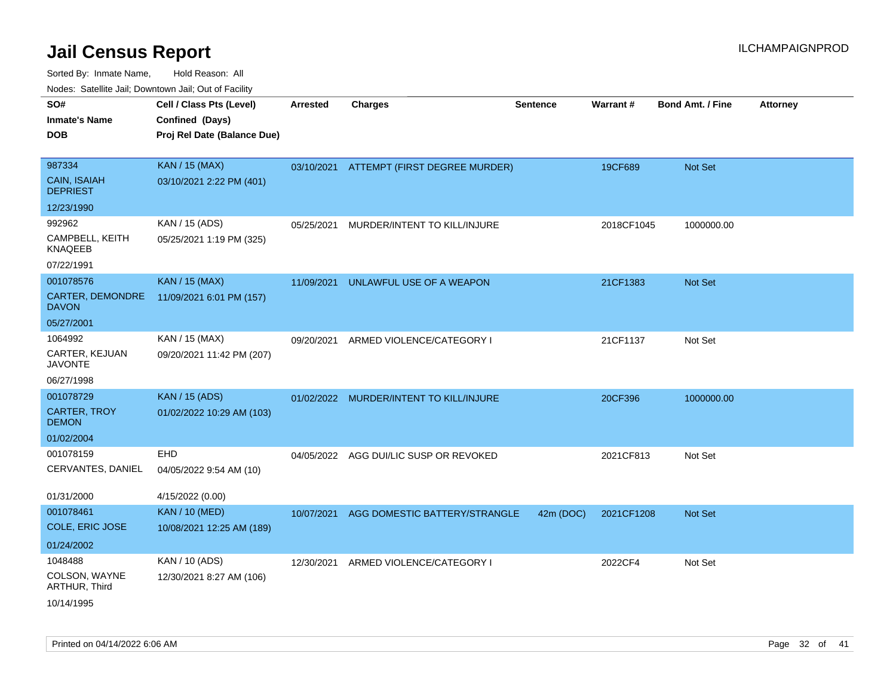# Jail Census Report

ILCHAMPAIGNPROD

Sorted By: Inmate Name, Hold Reason: All

Nodes: Satellite Jail; Downtown Jail; Out of Facility

| SO# / Inmate's Name / DOB | Cell / Class Pts (Level) / Confined (Days) / Proj Rel Date (Balance Due) | Arrested | Charges | Sentence | Warrant # | Bond Amt. / Fine | Attorney |
|---|---|---|---|---|---|---|---|
| 987334<br>CAIN, ISAIAH DEPRIEST<br>12/23/1990 | KAN / 15 (MAX)<br>03/10/2021 2:22 PM (401) | 03/10/2021 | ATTEMPT (FIRST DEGREE MURDER) | | 19CF689 | Not Set | |
| 992962<br>CAMPBELL, KEITH KNAQEEB<br>07/22/1991 | KAN / 15 (ADS)<br>05/25/2021 1:19 PM (325) | 05/25/2021 | MURDER/INTENT TO KILL/INJURE | | 2018CF1045 | 1000000.00 | |
| 001078576<br>CARTER, DEMONDRE DAVON<br>05/27/2001 | KAN / 15 (MAX)<br>11/09/2021 6:01 PM (157) | 11/09/2021 | UNLAWFUL USE OF A WEAPON | | 21CF1383 | Not Set | |
| 1064992<br>CARTER, KEJUAN JAVONTE<br>06/27/1998 | KAN / 15 (MAX)<br>09/20/2021 11:42 PM (207) | 09/20/2021 | ARMED VIOLENCE/CATEGORY I | | 21CF1137 | Not Set | |
| 001078729<br>CARTER, TROY DEMON<br>01/02/2004 | KAN / 15 (ADS)<br>01/02/2022 10:29 AM (103) | 01/02/2022 | MURDER/INTENT TO KILL/INJURE | | 20CF396 | 1000000.00 | |
| 001078159<br>CERVANTES, DANIEL<br>01/31/2000 | EHD<br>04/05/2022 9:54 AM (10)<br>4/15/2022 (0.00) | 04/05/2022 | AGG DUI/LIC SUSP OR REVOKED | | 2021CF813 | Not Set | |
| 001078461<br>COLE, ERIC JOSE<br>01/24/2002 | KAN / 10 (MED)<br>10/08/2021 12:25 AM (189) | 10/07/2021 | AGG DOMESTIC BATTERY/STRANGLE | 42m (DOC) | 2021CF1208 | Not Set | |
| 1048488<br>COLSON, WAYNE ARTHUR, Third<br>10/14/1995 | KAN / 10 (ADS)<br>12/30/2021 8:27 AM (106) | 12/30/2021 | ARMED VIOLENCE/CATEGORY I | | 2022CF4 | Not Set | |

Printed on 04/14/2022 6:06 AM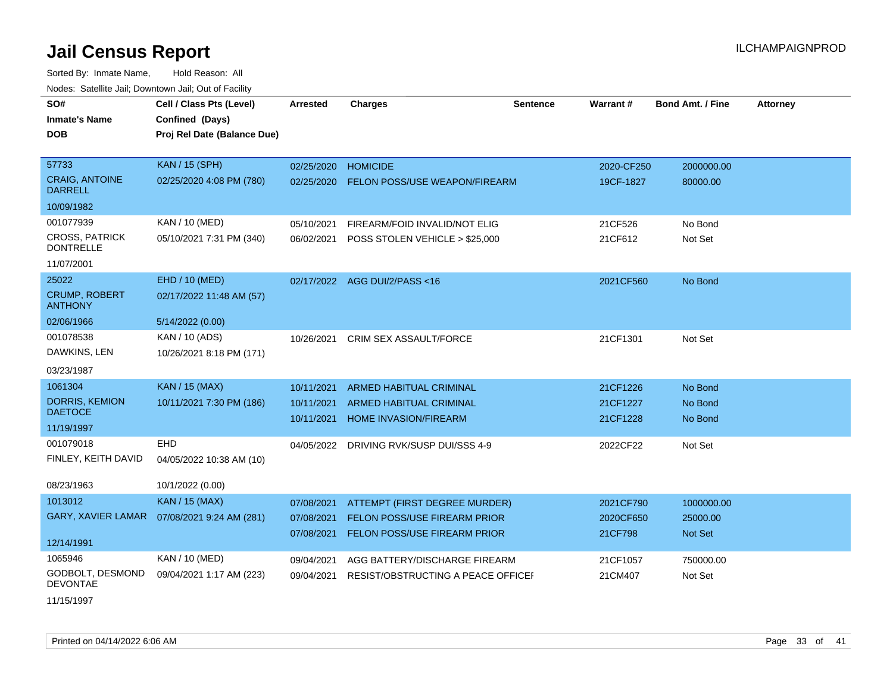# Jail Census Report

ILCHAMPAIGNPROD

Sorted By: Inmate Name, Hold Reason: All

Nodes: Satellite Jail; Downtown Jail; Out of Facility

| SO# / Inmate's Name / DOB | Cell / Class Pts (Level) / Confined (Days) / Proj Rel Date (Balance Due) | Arrested | Charges | Sentence | Warrant # | Bond Amt. / Fine | Attorney |
|---|---|---|---|---|---|---|---|
| 57733<br>CRAIG, ANTOINE DARRELL<br>10/09/1982 | KAN / 15 (SPH)<br>02/25/2020 4:08 PM (780) | 02/25/2020 | HOMICIDE | | 2020-CF250 | 2000000.00 | |
| | | 02/25/2020 | FELON POSS/USE WEAPON/FIREARM | | 19CF-1827 | 80000.00 | |
| 001077939<br>CROSS, PATRICK DONTRELLE<br>11/07/2001 | KAN / 10 (MED)<br>05/10/2021 7:31 PM (340) | 05/10/2021 | FIREARM/FOID INVALID/NOT ELIG | | 21CF526 | No Bond | |
| | | 06/02/2021 | POSS STOLEN VEHICLE > $25,000 | | 21CF612 | Not Set | |
| 25022<br>CRUMP, ROBERT ANTHONY<br>02/06/1966 | EHD / 10 (MED)<br>02/17/2022 11:48 AM (57)<br>5/14/2022 (0.00) | 02/17/2022 | AGG DUI/2/PASS <16 | | 2021CF560 | No Bond | |
| 001078538<br>DAWKINS, LEN<br>03/23/1987 | KAN / 10 (ADS)<br>10/26/2021 8:18 PM (171) | 10/26/2021 | CRIM SEX ASSAULT/FORCE | | 21CF1301 | Not Set | |
| 1061304<br>DORRIS, KEMION DAETOCE<br>11/19/1997 | KAN / 15 (MAX)<br>10/11/2021 7:30 PM (186) | 10/11/2021 | ARMED HABITUAL CRIMINAL | | 21CF1226 | No Bond | |
| | | 10/11/2021 | ARMED HABITUAL CRIMINAL | | 21CF1227 | No Bond | |
| | | 10/11/2021 | HOME INVASION/FIREARM | | 21CF1228 | No Bond | |
| 001079018<br>FINLEY, KEITH DAVID<br>08/23/1963 | EHD<br>04/05/2022 10:38 AM (10)<br>10/1/2022 (0.00) | 04/05/2022 | DRIVING RVK/SUSP DUI/SSS 4-9 | | 2022CF22 | Not Set | |
| 1013012<br>GARY, XAVIER LAMAR<br>12/14/1991 | KAN / 15 (MAX)<br>07/08/2021 9:24 AM (281) | 07/08/2021 | ATTEMPT (FIRST DEGREE MURDER) | | 2021CF790 | 1000000.00 | |
| | | 07/08/2021 | FELON POSS/USE FIREARM PRIOR | | 2020CF650 | 25000.00 | |
| | | 07/08/2021 | FELON POSS/USE FIREARM PRIOR | | 21CF798 | Not Set | |
| 1065946<br>GODBOLT, DESMOND DEVONTAE<br>11/15/1997 | KAN / 10 (MED)<br>09/04/2021 1:17 AM (223) | 09/04/2021 | AGG BATTERY/DISCHARGE FIREARM | | 21CF1057 | 750000.00 | |
| | | 09/04/2021 | RESIST/OBSTRUCTING A PEACE OFFICEI | | 21CM407 | Not Set | |

Printed on 04/14/2022 6:06 AM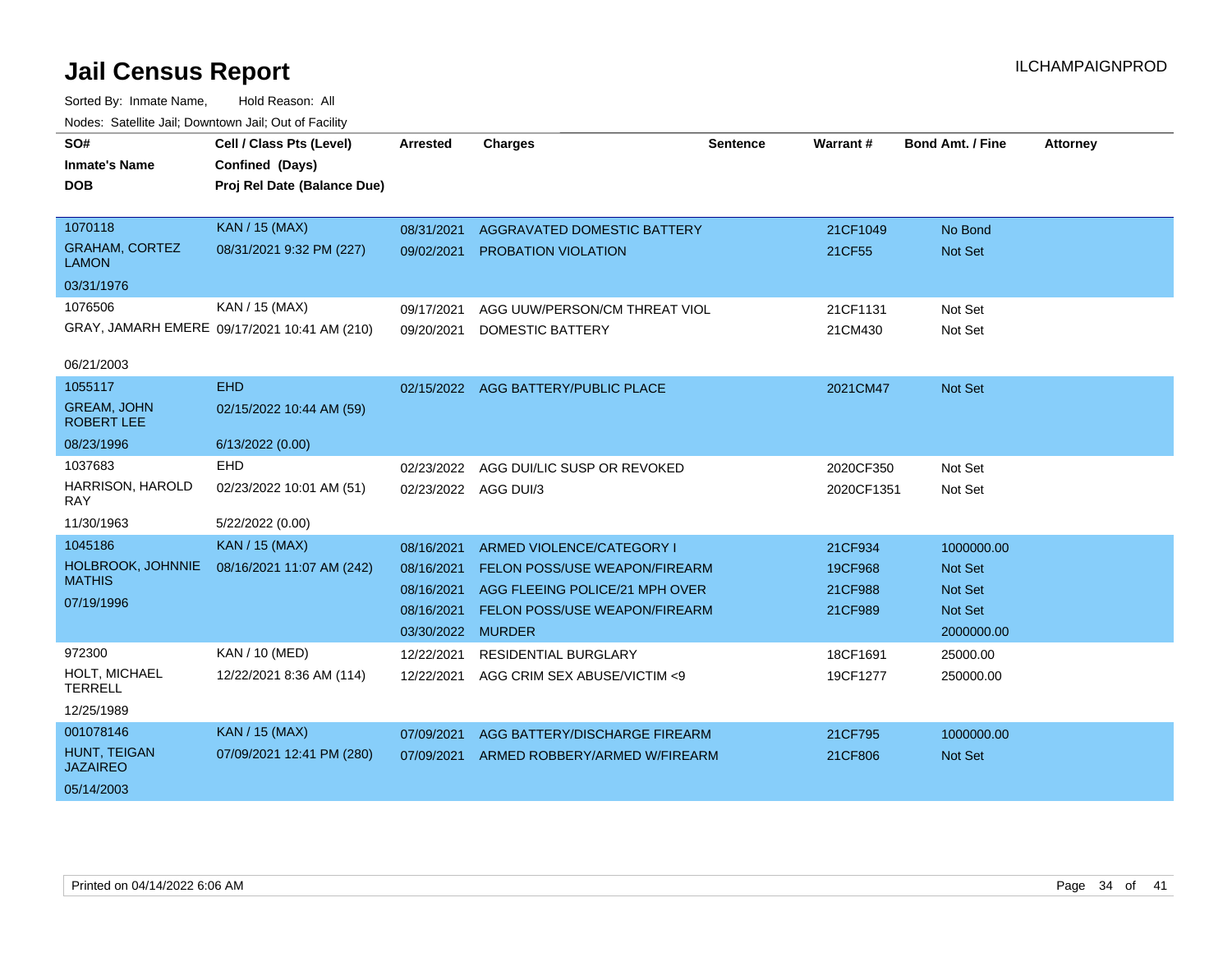# Jail Census Report

Sorted By: Inmate Name, Hold Reason: All

Nodes: Satellite Jail; Downtown Jail; Out of Facility

| SO# / Inmate's Name / DOB | Cell / Class Pts (Level) / Confined (Days) / Proj Rel Date (Balance Due) | Arrested | Charges | Sentence | Warrant # | Bond Amt. / Fine | Attorney |
|---|---|---|---|---|---|---|---|
| 1070118 | KAN / 15 (MAX) | 08/31/2021 | AGGRAVATED DOMESTIC BATTERY | | 21CF1049 | No Bond | |
| GRAHAM, CORTEZ LAMON | 08/31/2021 9:32 PM (227) | 09/02/2021 | PROBATION VIOLATION | | 21CF55 | Not Set | |
| 03/31/1976 | | | | | | | |
| 1076506 | KAN / 15 (MAX) | 09/17/2021 | AGG UUW/PERSON/CM THREAT VIOL | | 21CF1131 | Not Set | |
| GRAY, JAMARH EMERE | 09/17/2021 10:41 AM (210) | 09/20/2021 | DOMESTIC BATTERY | | 21CM430 | Not Set | |
| 06/21/2003 | | | | | | | |
| 1055117 | EHD | 02/15/2022 | AGG BATTERY/PUBLIC PLACE | | 2021CM47 | Not Set | |
| GREAM, JOHN ROBERT LEE | 02/15/2022 10:44 AM (59) | | | | | | |
| 08/23/1996 | 6/13/2022 (0.00) | | | | | | |
| 1037683 | EHD | 02/23/2022 | AGG DUI/LIC SUSP OR REVOKED | | 2020CF350 | Not Set | |
| HARRISON, HAROLD RAY | 02/23/2022 10:01 AM (51) | 02/23/2022 | AGG DUI/3 | | 2020CF1351 | Not Set | |
| 11/30/1963 | 5/22/2022 (0.00) | | | | | | |
| 1045186 | KAN / 15 (MAX) | 08/16/2021 | ARMED VIOLENCE/CATEGORY I | | 21CF934 | 1000000.00 | |
| HOLBROOK, JOHNNIE MATHIS | 08/16/2021 11:07 AM (242) | 08/16/2021 | FELON POSS/USE WEAPON/FIREARM | | 19CF968 | Not Set | |
| 07/19/1996 | | 08/16/2021 | AGG FLEEING POLICE/21 MPH OVER | | 21CF988 | Not Set | |
| | | 08/16/2021 | FELON POSS/USE WEAPON/FIREARM | | 21CF989 | Not Set | |
| | | 03/30/2022 | MURDER | | | 2000000.00 | |
| 972300 | KAN / 10 (MED) | 12/22/2021 | RESIDENTIAL BURGLARY | | 18CF1691 | 25000.00 | |
| HOLT, MICHAEL TERRELL | 12/22/2021 8:36 AM (114) | 12/22/2021 | AGG CRIM SEX ABUSE/VICTIM <9 | | 19CF1277 | 250000.00 | |
| 12/25/1989 | | | | | | | |
| 001078146 | KAN / 15 (MAX) | 07/09/2021 | AGG BATTERY/DISCHARGE FIREARM | | 21CF795 | 1000000.00 | |
| HUNT, TEIGAN JAZAIREO | 07/09/2021 12:41 PM (280) | 07/09/2021 | ARMED ROBBERY/ARMED W/FIREARM | | 21CF806 | Not Set | |
| 05/14/2003 | | | | | | | |

Printed on 04/14/2022 6:06 AM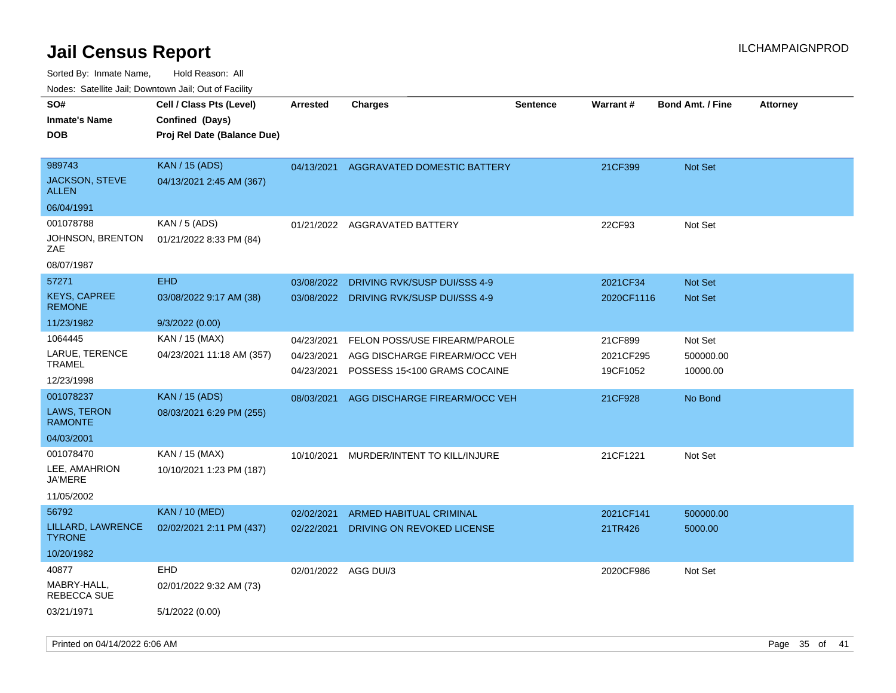# Jail Census Report

Sorted By: Inmate Name, Hold Reason: All

Nodes: Satellite Jail; Downtown Jail; Out of Facility

| SO# / Inmate's Name / DOB | Cell / Class Pts (Level) / Confined (Days) / Proj Rel Date (Balance Due) | Arrested | Charges | Sentence | Warrant # | Bond Amt. / Fine | Attorney |
|---|---|---|---|---|---|---|---|
| 989743<br>JACKSON, STEVE ALLEN<br>06/04/1991 | KAN / 15 (ADS)<br>04/13/2021 2:45 AM (367) | 04/13/2021 | AGGRAVATED DOMESTIC BATTERY | | 21CF399 | Not Set | |
| 001078788<br>JOHNSON, BRENTON ZAE<br>08/07/1987 | KAN / 5 (ADS)<br>01/21/2022 8:33 PM (84) | 01/21/2022 | AGGRAVATED BATTERY | | 22CF93 | Not Set | |
| 57271<br>KEYS, CAPREE REMONE<br>11/23/1982 | EHD<br>03/08/2022 9:17 AM (38)<br>9/3/2022 (0.00) | 03/08/2022<br>03/08/2022 | DRIVING RVK/SUSP DUI/SSS 4-9<br>DRIVING RVK/SUSP DUI/SSS 4-9 | | 2021CF34<br>2020CF1116 | Not Set<br>Not Set | |
| 1064445<br>LARUE, TERENCE TRAMEL<br>12/23/1998 | KAN / 15 (MAX)<br>04/23/2021 11:18 AM (357) | 04/23/2021<br>04/23/2021<br>04/23/2021 | FELON POSS/USE FIREARM/PAROLE<br>AGG DISCHARGE FIREARM/OCC VEH<br>POSSESS 15<100 GRAMS COCAINE | | 21CF899<br>2021CF295<br>19CF1052 | Not Set<br>500000.00<br>10000.00 | |
| 001078237<br>LAWS, TERON RAMONTE<br>04/03/2001 | KAN / 15 (ADS)<br>08/03/2021 6:29 PM (255) | 08/03/2021 | AGG DISCHARGE FIREARM/OCC VEH | | 21CF928 | No Bond | |
| 001078470<br>LEE, AMAHRION JA'MERE<br>11/05/2002 | KAN / 15 (MAX)<br>10/10/2021 1:23 PM (187) | 10/10/2021 | MURDER/INTENT TO KILL/INJURE | | 21CF1221 | Not Set | |
| 56792<br>LILLARD, LAWRENCE TYRONE<br>10/20/1982 | KAN / 10 (MED)<br>02/02/2021 2:11 PM (437) | 02/02/2021<br>02/22/2021 | ARMED HABITUAL CRIMINAL<br>DRIVING ON REVOKED LICENSE | | 2021CF141<br>21TR426 | 500000.00<br>5000.00 | |
| 40877<br>MABRY-HALL, REBECCA SUE<br>03/21/1971 | EHD<br>02/01/2022 9:32 AM (73)<br>5/1/2022 (0.00) | 02/01/2022 | AGG DUI/3 | | 2020CF986 | Not Set | |

Printed on 04/14/2022 6:06 AM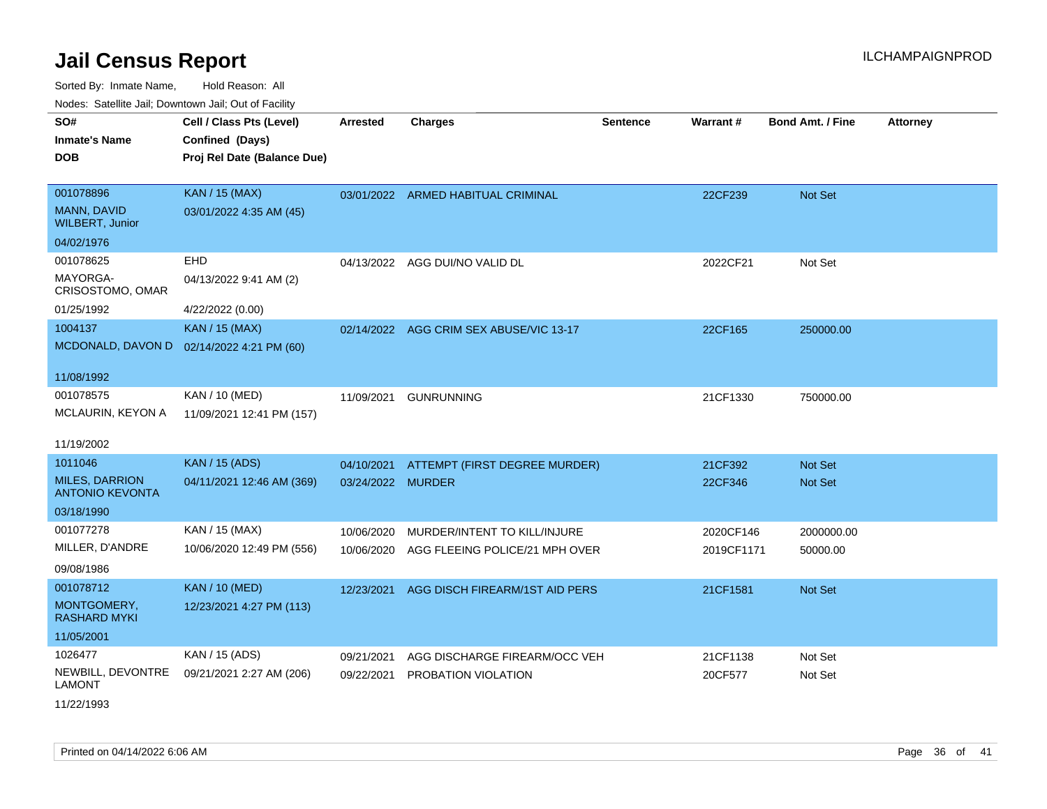# Jail Census Report

ILCHAMPAIGNPROD

Sorted By: Inmate Name, Hold Reason: All

Nodes: Satellite Jail; Downtown Jail; Out of Facility

| SO# / Inmate's Name / DOB | Cell / Class Pts (Level) / Confined (Days) / Proj Rel Date (Balance Due) | Arrested | Charges | Sentence | Warrant # | Bond Amt. / Fine | Attorney |
|---|---|---|---|---|---|---|---|
| 001078896<br>MANN, DAVID WILBERT, Junior<br>04/02/1976 | KAN / 15 (MAX)<br>03/01/2022 4:35 AM (45) | 03/01/2022 | ARMED HABITUAL CRIMINAL | | 22CF239 | Not Set | |
| 001078625<br>MAYORGA-CRISOSTOMO, OMAR<br>01/25/1992 | EHD<br>04/13/2022 9:41 AM (2)<br>4/22/2022 (0.00) | 04/13/2022 | AGG DUI/NO VALID DL | | 2022CF21 | Not Set | |
| 1004137<br>MCDONALD, DAVON D<br>11/08/1992 | KAN / 15 (MAX)<br>02/14/2022 4:21 PM (60) | 02/14/2022 | AGG CRIM SEX ABUSE/VIC 13-17 | | 22CF165 | 250000.00 | |
| 001078575<br>MCLAURIN, KEYON A<br>11/19/2002 | KAN / 10 (MED)<br>11/09/2021 12:41 PM (157) | 11/09/2021 | GUNRUNNING | | 21CF1330 | 750000.00 | |
| 1011046<br>MILES, DARRION ANTONIO KEVONTA<br>03/18/1990 | KAN / 15 (ADS)<br>04/11/2021 12:46 AM (369) | 04/10/2021<br>03/24/2022 | ATTEMPT (FIRST DEGREE MURDER)<br>MURDER | | 21CF392<br>22CF346 | Not Set<br>Not Set | |
| 001077278<br>MILLER, D'ANDRE<br>09/08/1986 | KAN / 15 (MAX)<br>10/06/2020 12:49 PM (556) | 10/06/2020<br>10/06/2020 | MURDER/INTENT TO KILL/INJURE<br>AGG FLEEING POLICE/21 MPH OVER | | 2020CF146<br>2019CF1171 | 2000000.00<br>50000.00 | |
| 001078712<br>MONTGOMERY, RASHARD MYKI<br>11/05/2001 | KAN / 10 (MED)<br>12/23/2021 4:27 PM (113) | 12/23/2021 | AGG DISCH FIREARM/1ST AID PERS | | 21CF1581 | Not Set | |
| 1026477<br>NEWBILL, DEVONTRE LAMONT<br>11/22/1993 | KAN / 15 (ADS)<br>09/21/2021 2:27 AM (206) | 09/21/2021<br>09/22/2021 | AGG DISCHARGE FIREARM/OCC VEH<br>PROBATION VIOLATION | | 21CF1138<br>20CF577 | Not Set<br>Not Set | |

Printed on 04/14/2022 6:06 AM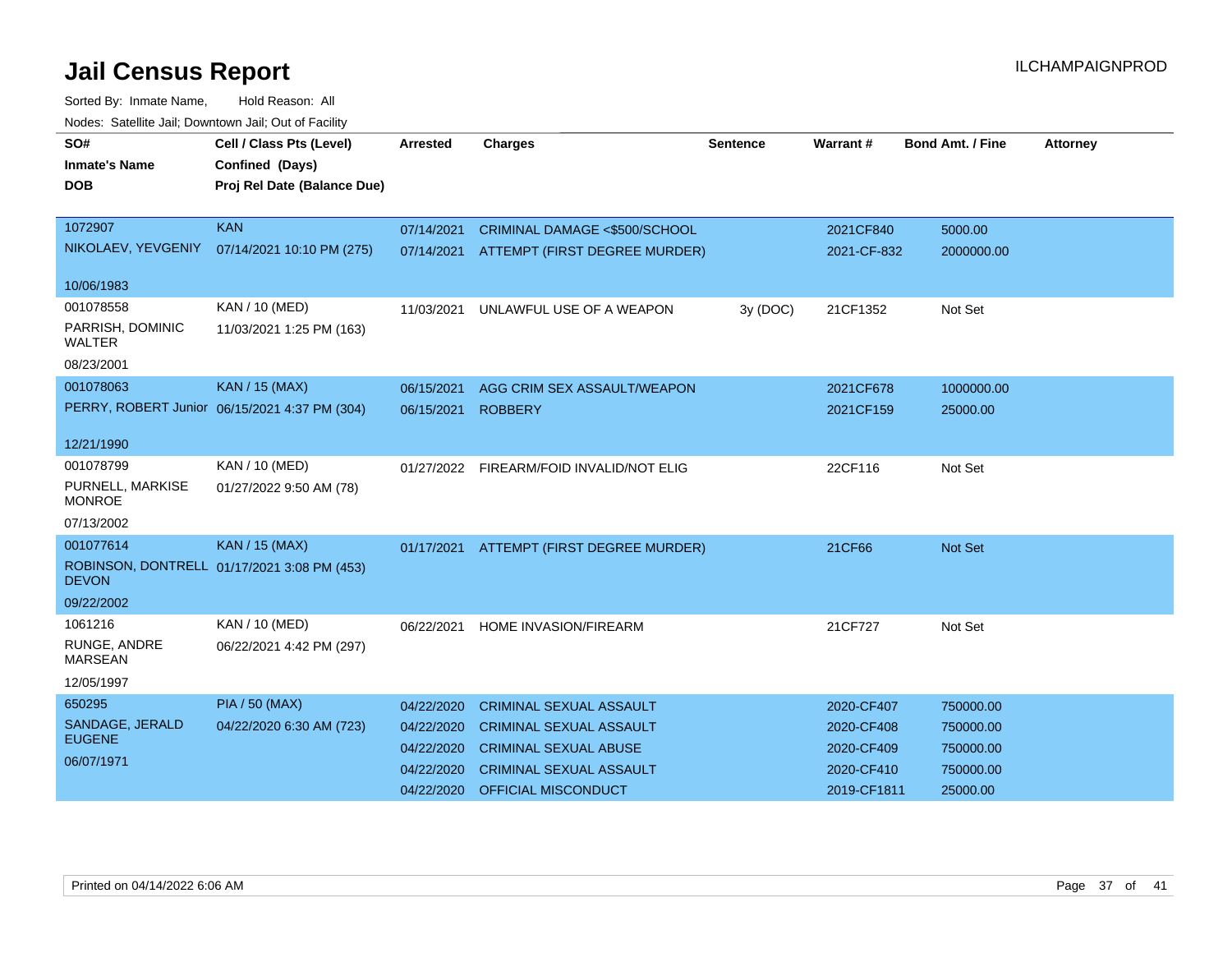# Jail Census Report

ILCHAMPAIGNPROD

Sorted By: Inmate Name, Hold Reason: All

Nodes: Satellite Jail; Downtown Jail; Out of Facility

| SO#<br>Inmate's Name<br>DOB | Cell / Class Pts (Level)<br>Confined (Days)<br>Proj Rel Date (Balance Due) | Arrested | Charges | Sentence | Warrant # | Bond Amt. / Fine | Attorney |
|---|---|---|---|---|---|---|---|
| 1072907<br>NIKOLAEV, YEVGENIY<br>10/06/1983 | KAN<br>07/14/2021 10:10 PM (275) | 07/14/2021 | CRIMINAL DAMAGE <$500/SCHOOL | | 2021CF840 | 5000.00 | |
| | | 07/14/2021 | ATTEMPT (FIRST DEGREE MURDER) | | 2021-CF-832 | 2000000.00 | |
| 001078558<br>PARRISH, DOMINIC WALTER<br>08/23/2001 | KAN / 10 (MED)<br>11/03/2021 1:25 PM (163) | 11/03/2021 | UNLAWFUL USE OF A WEAPON | 3y (DOC) | 21CF1352 | Not Set | |
| 001078063<br>PERRY, ROBERT Junior<br>12/21/1990 | KAN / 15 (MAX)<br>06/15/2021 4:37 PM (304) | 06/15/2021 | AGG CRIM SEX ASSAULT/WEAPON | | 2021CF678 | 1000000.00 | |
| | | 06/15/2021 | ROBBERY | | 2021CF159 | 25000.00 | |
| 001078799<br>PURNELL, MARKISE MONROE<br>07/13/2002 | KAN / 10 (MED)<br>01/27/2022 9:50 AM (78) | 01/27/2022 | FIREARM/FOID INVALID/NOT ELIG | | 22CF116 | Not Set | |
| 001077614<br>ROBINSON, DONTRELL DEVON<br>09/22/2002 | KAN / 15 (MAX)<br>01/17/2021 3:08 PM (453) | 01/17/2021 | ATTEMPT (FIRST DEGREE MURDER) | | 21CF66 | Not Set | |
| 1061216<br>RUNGE, ANDRE MARSEAN<br>12/05/1997 | KAN / 10 (MED)<br>06/22/2021 4:42 PM (297) | 06/22/2021 | HOME INVASION/FIREARM | | 21CF727 | Not Set | |
| 650295<br>SANDAGE, JERALD EUGENE<br>06/07/1971 | PIA / 50 (MAX)<br>04/22/2020 6:30 AM (723) | 04/22/2020 | CRIMINAL SEXUAL ASSAULT | | 2020-CF407 | 750000.00 | |
| | | 04/22/2020 | CRIMINAL SEXUAL ASSAULT | | 2020-CF408 | 750000.00 | |
| | | 04/22/2020 | CRIMINAL SEXUAL ABUSE | | 2020-CF409 | 750000.00 | |
| | | 04/22/2020 | CRIMINAL SEXUAL ASSAULT | | 2020-CF410 | 750000.00 | |
| | | 04/22/2020 | OFFICIAL MISCONDUCT | | 2019-CF1811 | 25000.00 | |

Printed on 04/14/2022 6:06 AM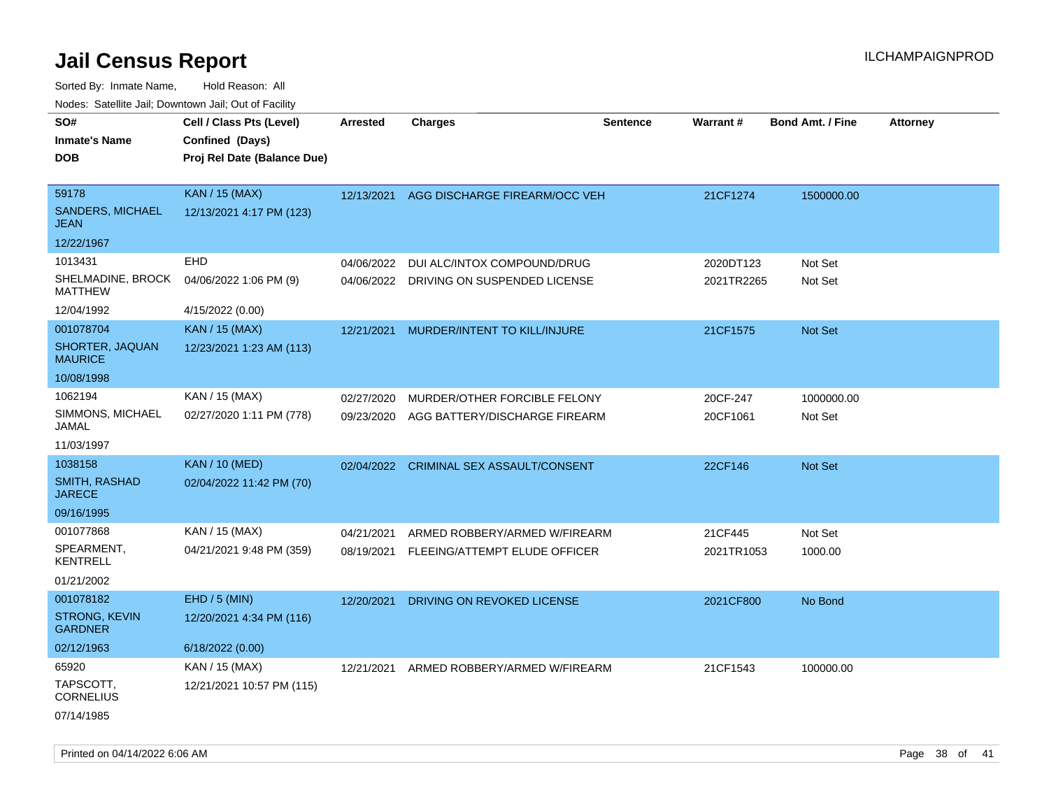# Jail Census Report

Sorted By: Inmate Name, Hold Reason: All

Nodes: Satellite Jail; Downtown Jail; Out of Facility

| SO# / Inmate's Name / DOB | Cell / Class Pts (Level) / Confined (Days) / Proj Rel Date (Balance Due) | Arrested | Charges | Sentence | Warrant # | Bond Amt. / Fine | Attorney |
|---|---|---|---|---|---|---|---|
| 59178<br>SANDERS, MICHAEL JEAN<br>12/22/1967 | KAN / 15 (MAX)<br>12/13/2021 4:17 PM (123) | 12/13/2021 | AGG DISCHARGE FIREARM/OCC VEH | | 21CF1274 | 1500000.00 | |
| 1013431<br>SHELMADINE, BROCK MATTHEW<br>12/04/1992 | EHD<br>04/06/2022 1:06 PM (9)<br>4/15/2022 (0.00) | 04/06/2022<br>04/06/2022 | DUI ALC/INTOX COMPOUND/DRUG<br>DRIVING ON SUSPENDED LICENSE | | 2020DT123<br>2021TR2265 | Not Set<br>Not Set | |
| 001078704<br>SHORTER, JAQUAN MAURICE<br>10/08/1998 | KAN / 15 (MAX)<br>12/23/2021 1:23 AM (113) | 12/21/2021 | MURDER/INTENT TO KILL/INJURE | | 21CF1575 | Not Set | |
| 1062194<br>SIMMONS, MICHAEL JAMAL<br>11/03/1997 | KAN / 15 (MAX)<br>02/27/2020 1:11 PM (778) | 02/27/2020<br>09/23/2020 | MURDER/OTHER FORCIBLE FELONY<br>AGG BATTERY/DISCHARGE FIREARM | | 20CF-247<br>20CF1061 | 1000000.00<br>Not Set | |
| 1038158<br>SMITH, RASHAD JARECE<br>09/16/1995 | KAN / 10 (MED)<br>02/04/2022 11:42 PM (70) | 02/04/2022 | CRIMINAL SEX ASSAULT/CONSENT | | 22CF146 | Not Set | |
| 001077868<br>SPEARMENT, KENTRELL<br>01/21/2002 | KAN / 15 (MAX)<br>04/21/2021 9:48 PM (359) | 04/21/2021<br>08/19/2021 | ARMED ROBBERY/ARMED W/FIREARM<br>FLEEING/ATTEMPT ELUDE OFFICER | | 21CF445<br>2021TR1053 | Not Set<br>1000.00 | |
| 001078182<br>STRONG, KEVIN GARDNER<br>02/12/1963 | EHD / 5 (MIN)<br>12/20/2021 4:34 PM (116)<br>6/18/2022 (0.00) | 12/20/2021 | DRIVING ON REVOKED LICENSE | | 2021CF800 | No Bond | |
| 65920<br>TAPSCOTT, CORNELIUS<br>07/14/1985 | KAN / 15 (MAX)<br>12/21/2021 10:57 PM (115) | 12/21/2021 | ARMED ROBBERY/ARMED W/FIREARM | | 21CF1543 | 100000.00 | |

Printed on 04/14/2022 6:06 AM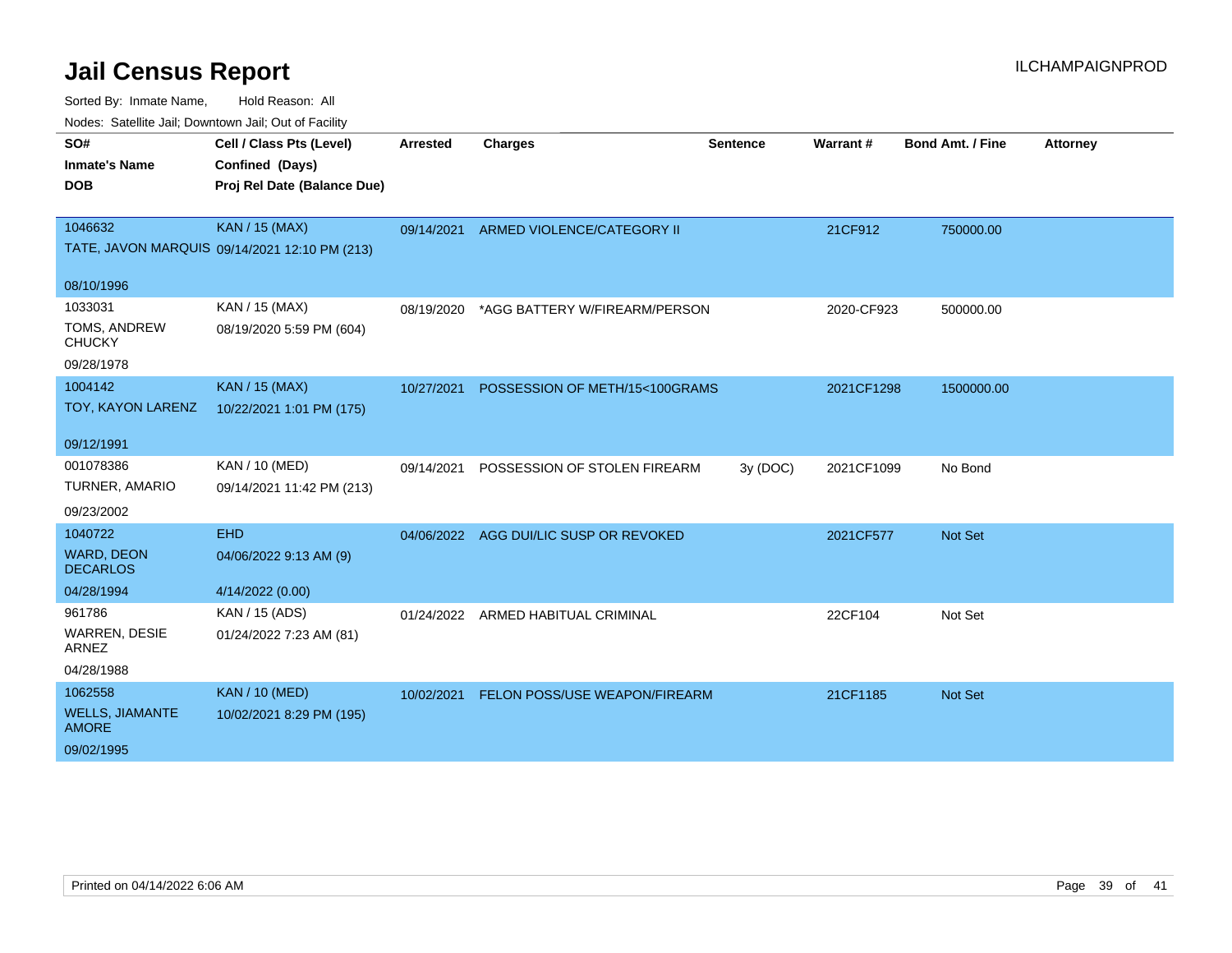# Jail Census Report

ILCHAMPAIGNPROD

Sorted By: Inmate Name, Hold Reason: All

Nodes: Satellite Jail; Downtown Jail; Out of Facility

| SO# / Inmate's Name / DOB | Cell / Class Pts (Level) / Confined (Days) / Proj Rel Date (Balance Due) | Arrested | Charges | Sentence | Warrant # | Bond Amt. / Fine | Attorney |
|---|---|---|---|---|---|---|---|
| 1046632<br>TATE, JAVON MARQUIS<br>08/10/1996 | KAN / 15 (MAX)<br>09/14/2021 12:10 PM (213) | 09/14/2021 | ARMED VIOLENCE/CATEGORY II | | 21CF912 | 750000.00 | |
| 1033031<br>TOMS, ANDREW CHUCKY<br>09/28/1978 | KAN / 15 (MAX)<br>08/19/2020 5:59 PM (604) | 08/19/2020 | *AGG BATTERY W/FIREARM/PERSON | | 2020-CF923 | 500000.00 | |
| 1004142<br>TOY, KAYON LARENZ<br>09/12/1991 | KAN / 15 (MAX)<br>10/22/2021 1:01 PM (175) | 10/27/2021 | POSSESSION OF METH/15<100GRAMS | | 2021CF1298 | 1500000.00 | |
| 001078386<br>TURNER, AMARIO<br>09/23/2002 | KAN / 10 (MED)<br>09/14/2021 11:42 PM (213) | 09/14/2021 | POSSESSION OF STOLEN FIREARM | 3y (DOC) | 2021CF1099 | No Bond | |
| 1040722<br>WARD, DEON DECARLOS<br>04/28/1994 | EHD<br>04/06/2022 9:13 AM (9)<br>4/14/2022 (0.00) | 04/06/2022 | AGG DUI/LIC SUSP OR REVOKED | | 2021CF577 | Not Set | |
| 961786<br>WARREN, DESIE ARNEZ<br>04/28/1988 | KAN / 15 (ADS)<br>01/24/2022 7:23 AM (81) | 01/24/2022 | ARMED HABITUAL CRIMINAL | | 22CF104 | Not Set | |
| 1062558<br>WELLS, JIAMANTE AMORE<br>09/02/1995 | KAN / 10 (MED)<br>10/02/2021 8:29 PM (195) | 10/02/2021 | FELON POSS/USE WEAPON/FIREARM | | 21CF1185 | Not Set | |

Printed on 04/14/2022 6:06 AM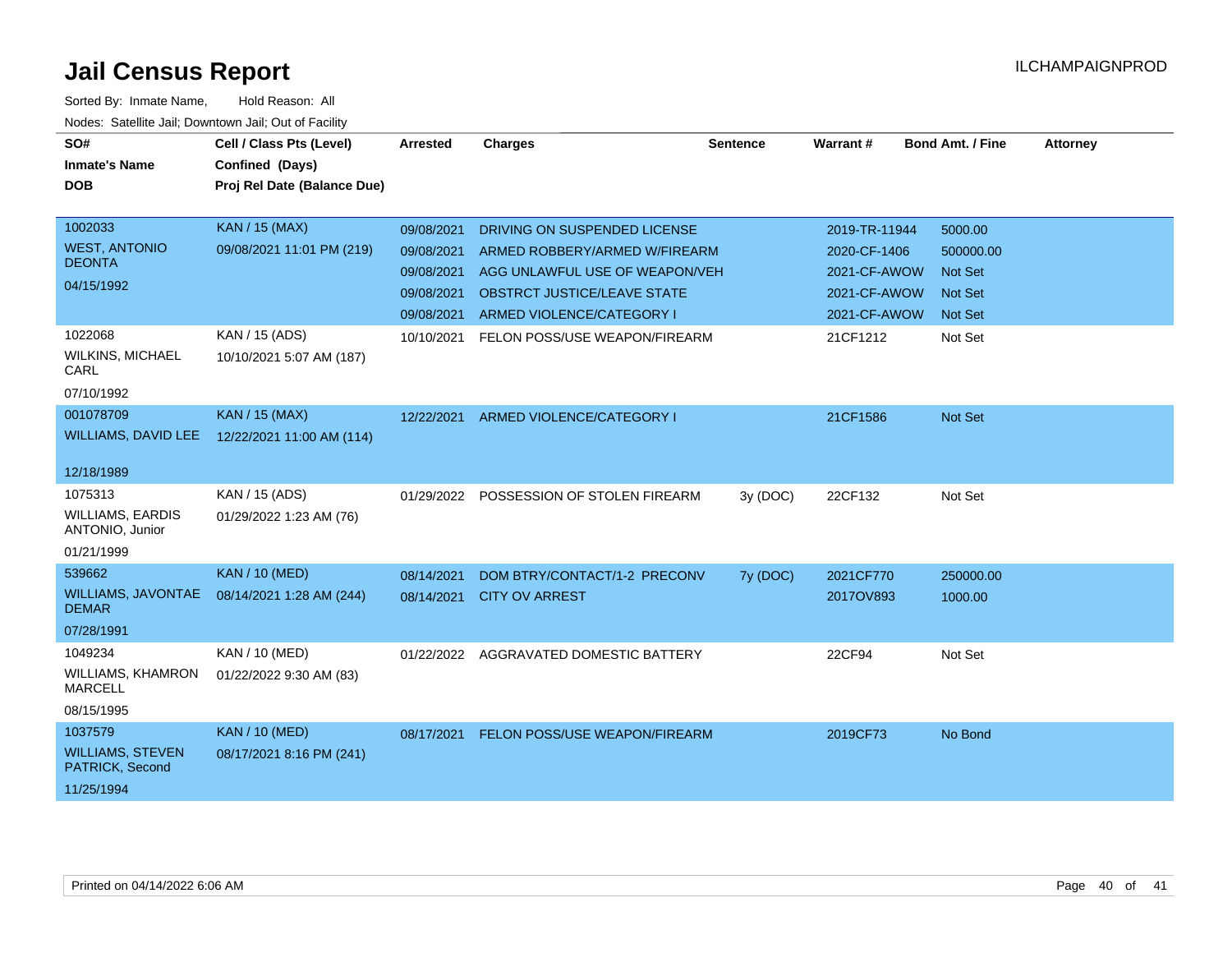# Jail Census Report

ILCHAMPAIGNPROD

Sorted By: Inmate Name, Hold Reason: All

Nodes: Satellite Jail; Downtown Jail; Out of Facility

| SO# / Inmate's Name / DOB | Cell / Class Pts (Level) / Confined (Days) / Proj Rel Date (Balance Due) | Arrested | Charges | Sentence | Warrant # | Bond Amt. / Fine | Attorney |
|---|---|---|---|---|---|---|---|
| 1002033 WEST, ANTONIO DEONTA 04/15/1992 | KAN / 15 (MAX) 09/08/2021 11:01 PM (219) | 09/08/2021 | DRIVING ON SUSPENDED LICENSE | | 2019-TR-11944 | 5000.00 | |
| | | 09/08/2021 | ARMED ROBBERY/ARMED W/FIREARM | | 2020-CF-1406 | 500000.00 | |
| | | 09/08/2021 | AGG UNLAWFUL USE OF WEAPON/VEH | | 2021-CF-AWOW | Not Set | |
| | | 09/08/2021 | OBSTRCT JUSTICE/LEAVE STATE | | 2021-CF-AWOW | Not Set | |
| | | 09/08/2021 | ARMED VIOLENCE/CATEGORY I | | 2021-CF-AWOW | Not Set | |
| 1022068 WILKINS, MICHAEL CARL 07/10/1992 | KAN / 15 (ADS) 10/10/2021 5:07 AM (187) | 10/10/2021 | FELON POSS/USE WEAPON/FIREARM | | 21CF1212 | Not Set | |
| 001078709 WILLIAMS, DAVID LEE 12/18/1989 | KAN / 15 (MAX) 12/22/2021 11:00 AM (114) | 12/22/2021 | ARMED VIOLENCE/CATEGORY I | | 21CF1586 | Not Set | |
| 1075313 WILLIAMS, EARDIS ANTONIO, Junior 01/21/1999 | KAN / 15 (ADS) 01/29/2022 1:23 AM (76) | 01/29/2022 | POSSESSION OF STOLEN FIREARM | 3y (DOC) | 22CF132 | Not Set | |
| 539662 WILLIAMS, JAVONTAE DEMAR 07/28/1991 | KAN / 10 (MED) 08/14/2021 1:28 AM (244) | 08/14/2021 | DOM BTRY/CONTACT/1-2 PRECONV | 7y (DOC) | 2021CF770 | 250000.00 | |
| | | 08/14/2021 | CITY OV ARREST | | 2017OV893 | 1000.00 | |
| 1049234 WILLIAMS, KHAMRON MARCELL 08/15/1995 | KAN / 10 (MED) 01/22/2022 9:30 AM (83) | 01/22/2022 | AGGRAVATED DOMESTIC BATTERY | | 22CF94 | Not Set | |
| 1037579 WILLIAMS, STEVEN PATRICK, Second 11/25/1994 | KAN / 10 (MED) 08/17/2021 8:16 PM (241) | 08/17/2021 | FELON POSS/USE WEAPON/FIREARM | | 2019CF73 | No Bond | |

Printed on 04/14/2022 6:06 AM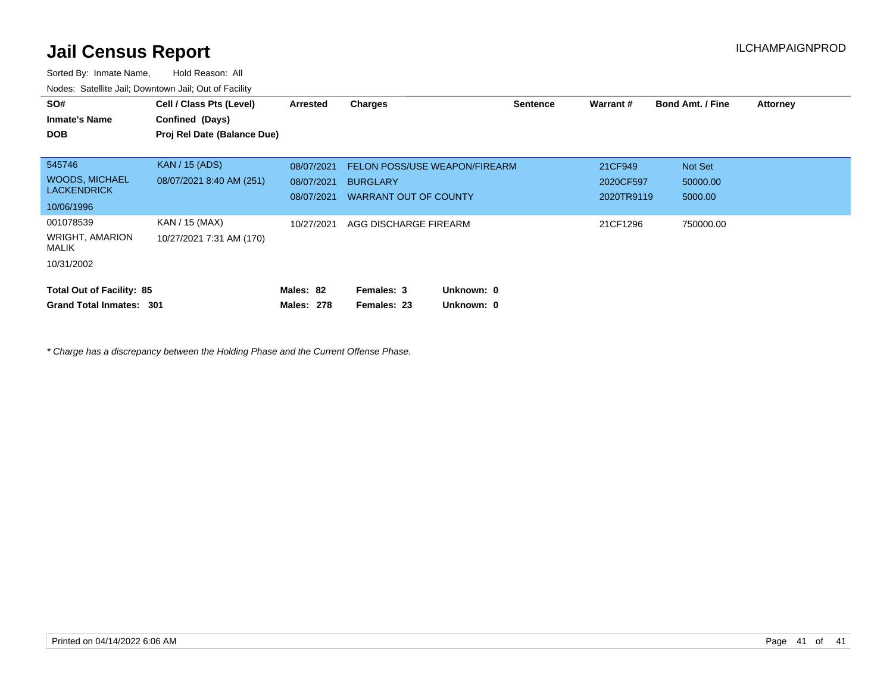# Jail Census Report

ILCHAMPAIGNPROD

Sorted By: Inmate Name, Hold Reason: All

Nodes: Satellite Jail; Downtown Jail; Out of Facility

| SO# / Inmate's Name / DOB | Cell / Class Pts (Level) / Confined (Days) / Proj Rel Date (Balance Due) | Arrested | Charges | Sentence | Warrant # | Bond Amt. / Fine | Attorney |
|---|---|---|---|---|---|---|---|
| 545746<br>WOODS, MICHAEL LACKENDRICK<br>10/06/1996 | KAN / 15 (ADS)<br>08/07/2021 8:40 AM (251) | 08/07/2021<br>08/07/2021<br>08/07/2021 | FELON POSS/USE WEAPON/FIREARM<br>BURGLARY<br>WARRANT OUT OF COUNTY | | 21CF949<br>2020CF597<br>2020TR9119 | Not Set<br>50000.00<br>5000.00 | |
| 001078539<br>WRIGHT, AMARION MALIK<br>10/31/2002 | KAN / 15 (MAX)<br>10/27/2021 7:31 AM (170) | 10/27/2021 | AGG DISCHARGE FIREARM | | 21CF1296 | 750000.00 | |

**Total Out of Facility: 85** **Males: 82** **Females: 3** **Unknown: 0**

**Grand Total Inmates: 301** **Males: 278** **Females: 23** **Unknown: 0**

*\* Charge has a discrepancy between the Holding Phase and the Current Offense Phase.*

Printed on 04/14/2022 6:06 AM